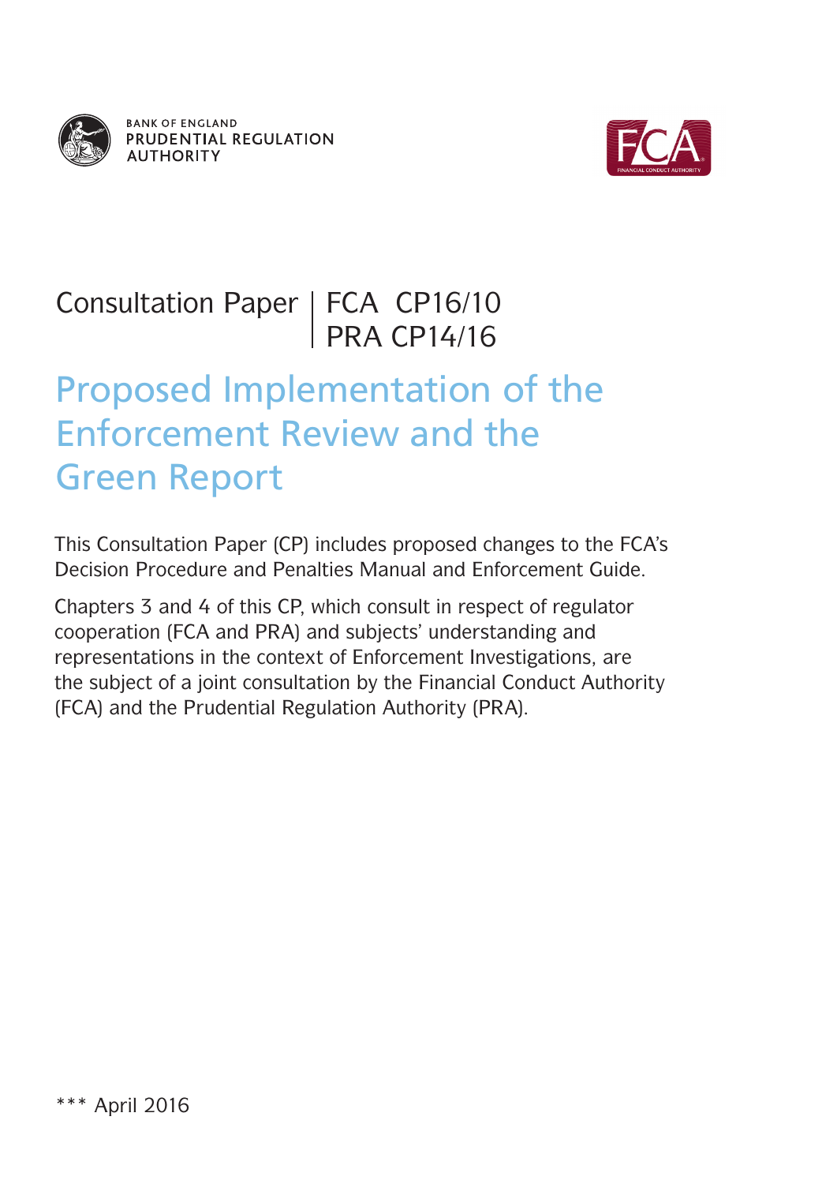BANK OF ENGLAND
PRUDENTIAL REGULATION
AUTHORITY

FCA
FINANCIAL CONDUCT AUTHORITY

Consultation Paper | FCA CP16/10
PRA CP14/16

# Proposed Implementation of the Enforcement Review and the Green Report

This Consultation Paper (CP) includes proposed changes to the FCA's Decision Procedure and Penalties Manual and Enforcement Guide.

Chapters 3 and 4 of this CP, which consult in respect of regulator cooperation (FCA and PRA) and subjects' understanding and representations in the context of Enforcement Investigations, are the subject of a joint consultation by the Financial Conduct Authority (FCA) and the Prudential Regulation Authority (PRA).

*** April 2016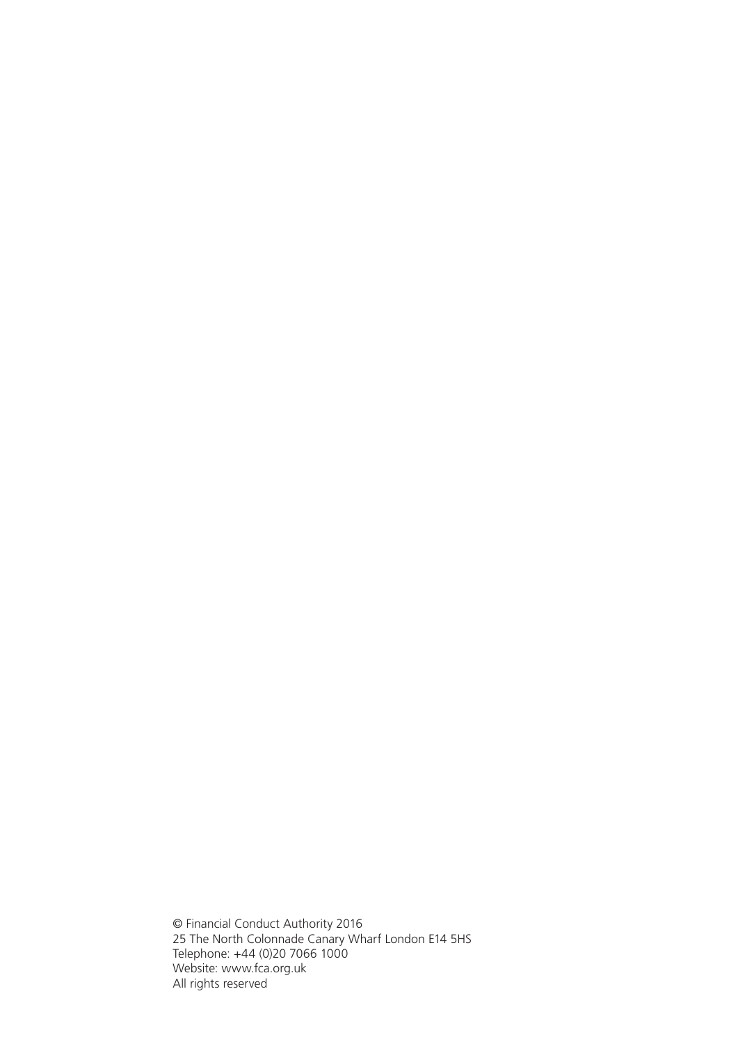© Financial Conduct Authority 2016
25 The North Colonnade Canary Wharf London E14 5HS
Telephone: +44 (0)20 7066 1000
Website: www.fca.org.uk
All rights reserved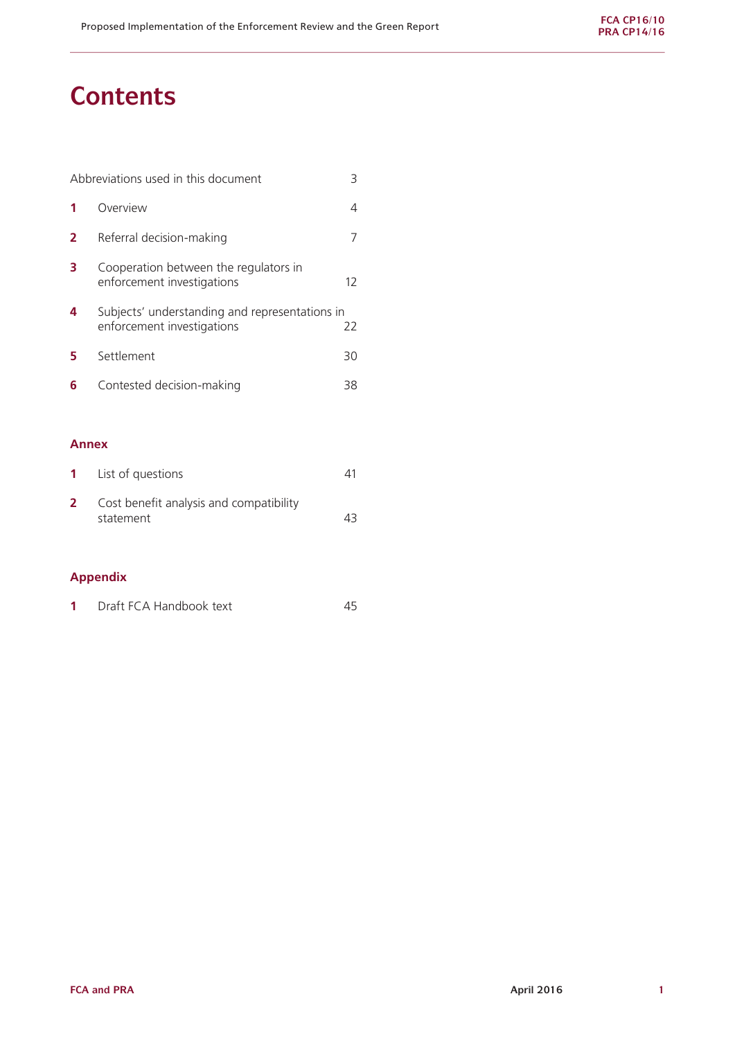# Contents

| | | |
|---|---|---|
| | Abbreviations used in this document | 3 |
| **1** | Overview | 4 |
| **2** | Referral decision-making | 7 |
| **3** | Cooperation between the regulators in enforcement investigations | 12 |
| **4** | Subjects' understanding and representations in enforcement investigations | 22 |
| **5** | Settlement | 30 |
| **6** | Contested decision-making | 38 |

## Annex

| | | |
|---|---|---|
| **1** | List of questions | 41 |
| **2** | Cost benefit analysis and compatibility statement | 43 |

## Appendix

| | | |
|---|---|---|
| **1** | Draft FCA Handbook text | 45 |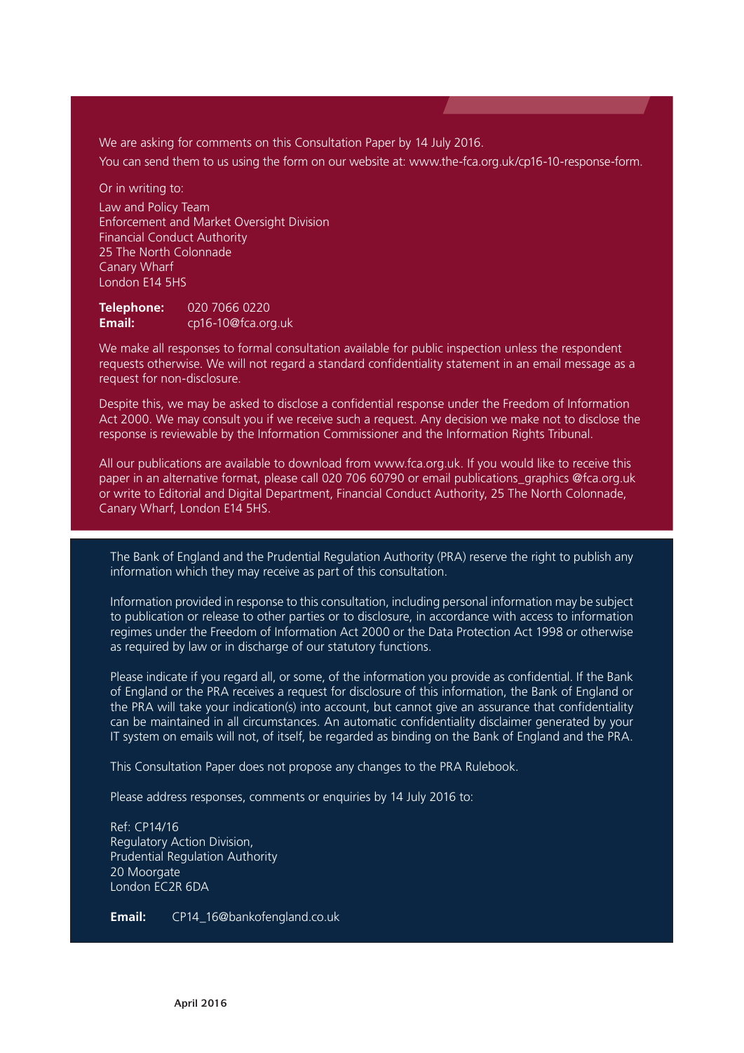We are asking for comments on this Consultation Paper by 14 July 2016.

You can send them to us using the form on our website at: www.the-fca.org.uk/cp16-10-response-form.

Or in writing to:

Law and Policy Team
Enforcement and Market Oversight Division
Financial Conduct Authority
25 The North Colonnade
Canary Wharf
London E14 5HS

**Telephone:** 020 7066 0220
**Email:** cp16-10@fca.org.uk

We make all responses to formal consultation available for public inspection unless the respondent requests otherwise. We will not regard a standard confidentiality statement in an email message as a request for non-disclosure.

Despite this, we may be asked to disclose a confidential response under the Freedom of Information Act 2000. We may consult you if we receive such a request. Any decision we make not to disclose the response is reviewable by the Information Commissioner and the Information Rights Tribunal.

All our publications are available to download from www.fca.org.uk. If you would like to receive this paper in an alternative format, please call 020 706 60790 or email publications_graphics @fca.org.uk or write to Editorial and Digital Department, Financial Conduct Authority, 25 The North Colonnade, Canary Wharf, London E14 5HS.

The Bank of England and the Prudential Regulation Authority (PRA) reserve the right to publish any information which they may receive as part of this consultation.

Information provided in response to this consultation, including personal information may be subject to publication or release to other parties or to disclosure, in accordance with access to information regimes under the Freedom of Information Act 2000 or the Data Protection Act 1998 or otherwise as required by law or in discharge of our statutory functions.

Please indicate if you regard all, or some, of the information you provide as confidential. If the Bank of England or the PRA receives a request for disclosure of this information, the Bank of England or the PRA will take your indication(s) into account, but cannot give an assurance that confidentiality can be maintained in all circumstances. An automatic confidentiality disclaimer generated by your IT system on emails will not, of itself, be regarded as binding on the Bank of England and the PRA.

This Consultation Paper does not propose any changes to the PRA Rulebook.

Please address responses, comments or enquiries by 14 July 2016 to:

Ref: CP14/16
Regulatory Action Division,
Prudential Regulation Authority
20 Moorgate
London EC2R 6DA

**Email:** CP14_16@bankofengland.co.uk

April 2016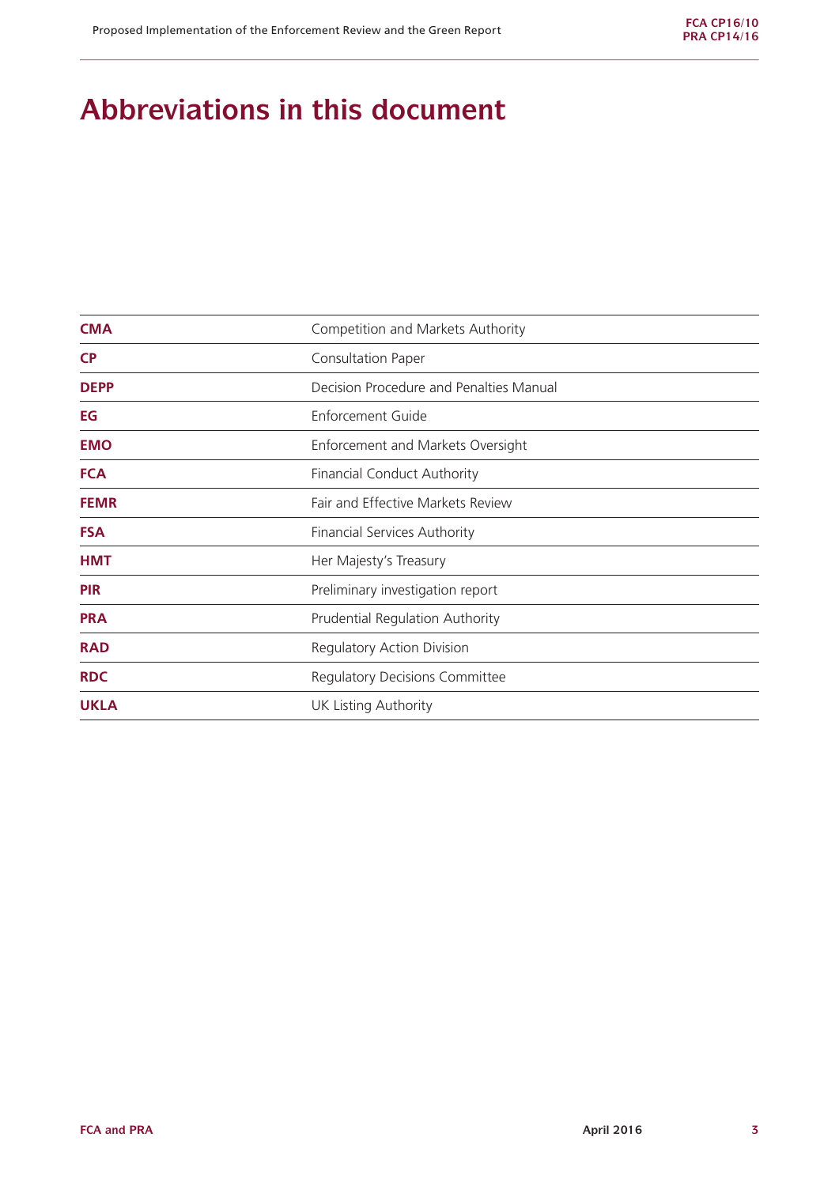# Abbreviations in this document

| | |
|---|---|
| **CMA** | Competition and Markets Authority |
| **CP** | Consultation Paper |
| **DEPP** | Decision Procedure and Penalties Manual |
| **EG** | Enforcement Guide |
| **EMO** | Enforcement and Markets Oversight |
| **FCA** | Financial Conduct Authority |
| **FEMR** | Fair and Effective Markets Review |
| **FSA** | Financial Services Authority |
| **HMT** | Her Majesty's Treasury |
| **PIR** | Preliminary investigation report |
| **PRA** | Prudential Regulation Authority |
| **RAD** | Regulatory Action Division |
| **RDC** | Regulatory Decisions Committee |
| **UKLA** | UK Listing Authority |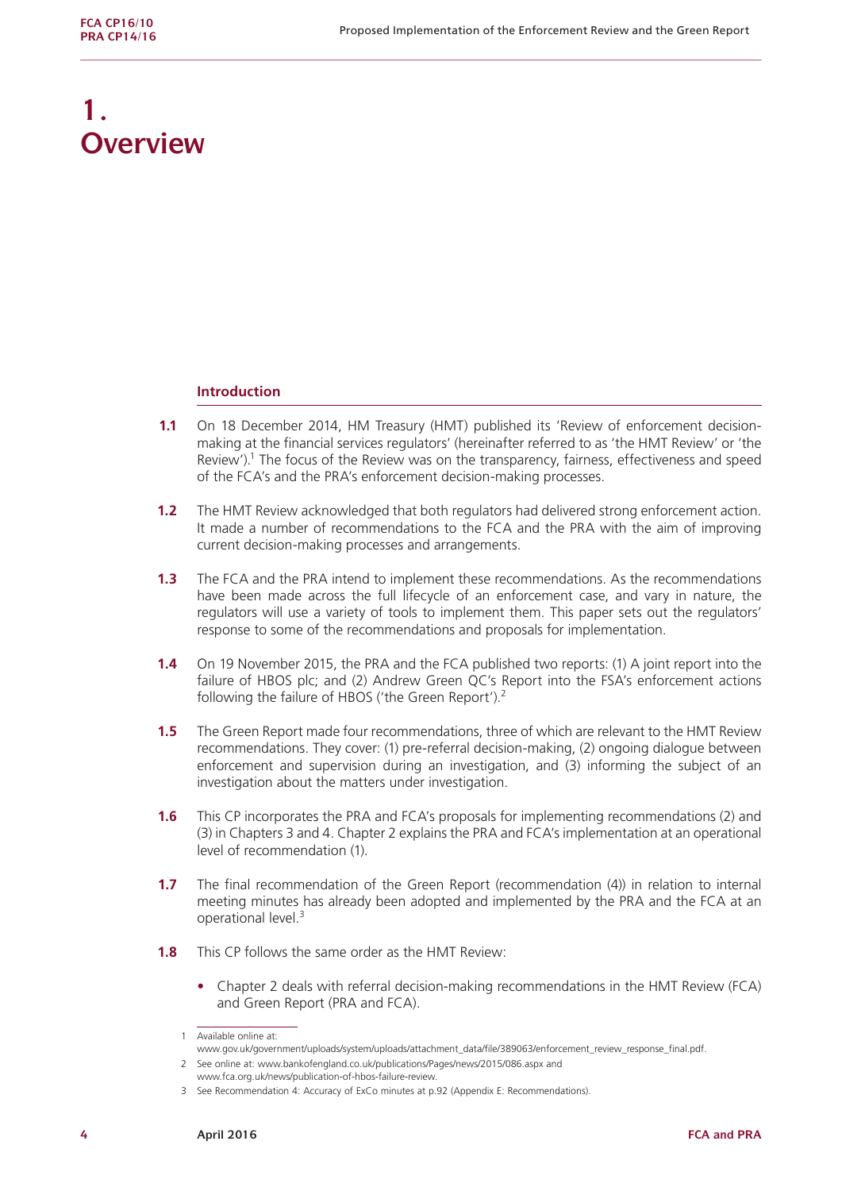# 1. Overview

## Introduction

**1.1** On 18 December 2014, HM Treasury (HMT) published its 'Review of enforcement decision-making at the financial services regulators' (hereinafter referred to as 'the HMT Review' or 'the Review').[1] The focus of the Review was on the transparency, fairness, effectiveness and speed of the FCA's and the PRA's enforcement decision-making processes.

**1.2** The HMT Review acknowledged that both regulators had delivered strong enforcement action. It made a number of recommendations to the FCA and the PRA with the aim of improving current decision-making processes and arrangements.

**1.3** The FCA and the PRA intend to implement these recommendations. As the recommendations have been made across the full lifecycle of an enforcement case, and vary in nature, the regulators will use a variety of tools to implement them. This paper sets out the regulators' response to some of the recommendations and proposals for implementation.

**1.4** On 19 November 2015, the PRA and the FCA published two reports: (1) A joint report into the failure of HBOS plc; and (2) Andrew Green QC's Report into the FSA's enforcement actions following the failure of HBOS ('the Green Report').[2]

**1.5** The Green Report made four recommendations, three of which are relevant to the HMT Review recommendations. They cover: (1) pre-referral decision-making, (2) ongoing dialogue between enforcement and supervision during an investigation, and (3) informing the subject of an investigation about the matters under investigation.

**1.6** This CP incorporates the PRA and FCA's proposals for implementing recommendations (2) and (3) in Chapters 3 and 4. Chapter 2 explains the PRA and FCA's implementation at an operational level of recommendation (1).

**1.7** The final recommendation of the Green Report (recommendation (4)) in relation to internal meeting minutes has already been adopted and implemented by the PRA and the FCA at an operational level.[3]

**1.8** This CP follows the same order as the HMT Review:

- Chapter 2 deals with referral decision-making recommendations in the HMT Review (FCA) and Green Report (PRA and FCA).

---

1 Available online at: www.gov.uk/government/uploads/system/uploads/attachment_data/file/389063/enforcement_review_response_final.pdf.

2 See online at: www.bankofengland.co.uk/publications/Pages/news/2015/086.aspx and www.fca.org.uk/news/publication-of-hbos-failure-review.

3 See Recommendation 4: Accuracy of ExCo minutes at p.92 (Appendix E: Recommendations).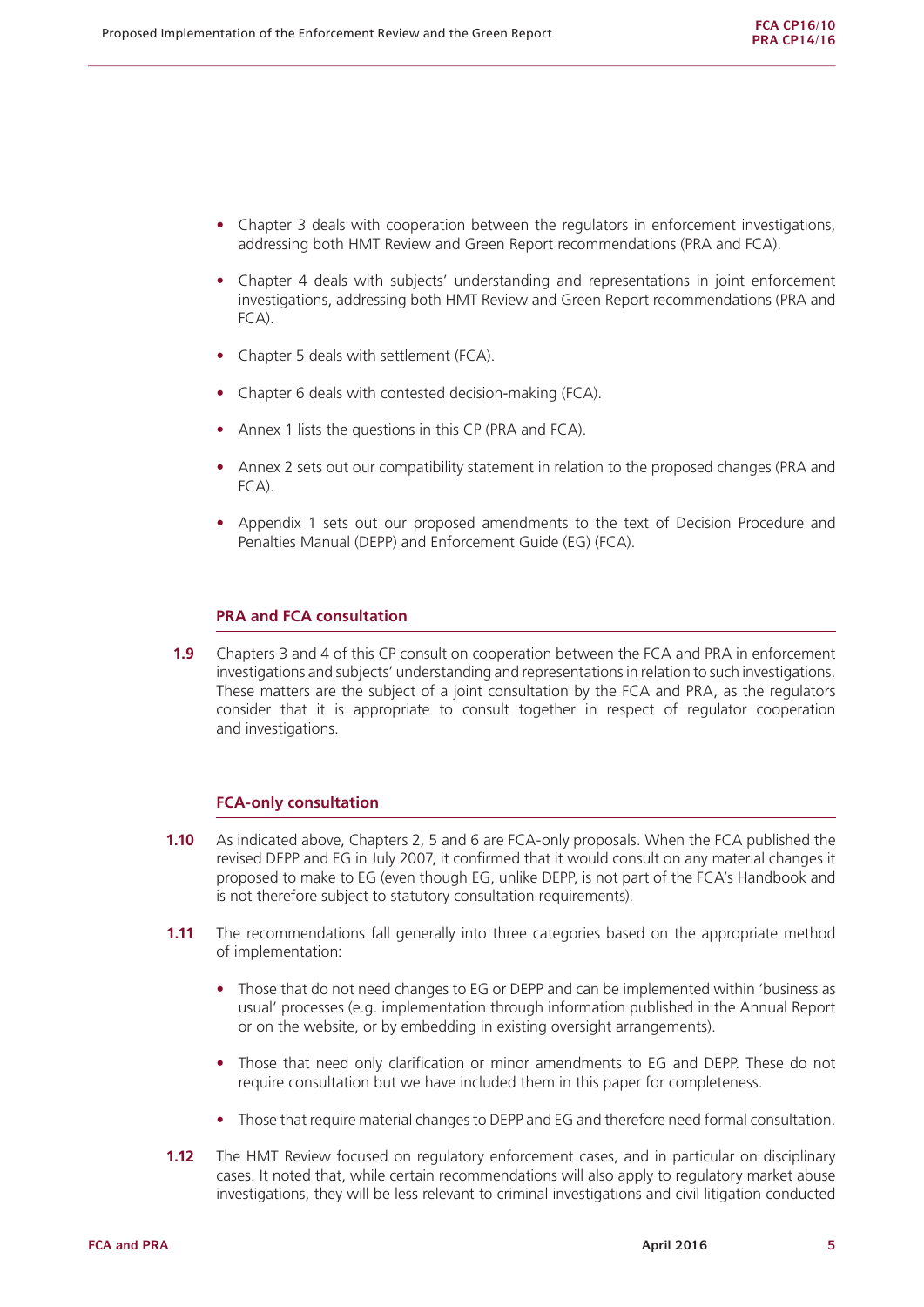- Chapter 3 deals with cooperation between the regulators in enforcement investigations, addressing both HMT Review and Green Report recommendations (PRA and FCA).
- Chapter 4 deals with subjects' understanding and representations in joint enforcement investigations, addressing both HMT Review and Green Report recommendations (PRA and FCA).
- Chapter 5 deals with settlement (FCA).
- Chapter 6 deals with contested decision-making (FCA).
- Annex 1 lists the questions in this CP (PRA and FCA).
- Annex 2 sets out our compatibility statement in relation to the proposed changes (PRA and FCA).
- Appendix 1 sets out our proposed amendments to the text of Decision Procedure and Penalties Manual (DEPP) and Enforcement Guide (EG) (FCA).

### PRA and FCA consultation

**1.9** Chapters 3 and 4 of this CP consult on cooperation between the FCA and PRA in enforcement investigations and subjects' understanding and representations in relation to such investigations. These matters are the subject of a joint consultation by the FCA and PRA, as the regulators consider that it is appropriate to consult together in respect of regulator cooperation and investigations.

### FCA-only consultation

**1.10** As indicated above, Chapters 2, 5 and 6 are FCA-only proposals. When the FCA published the revised DEPP and EG in July 2007, it confirmed that it would consult on any material changes it proposed to make to EG (even though EG, unlike DEPP, is not part of the FCA's Handbook and is not therefore subject to statutory consultation requirements).

**1.11** The recommendations fall generally into three categories based on the appropriate method of implementation:

- Those that do not need changes to EG or DEPP and can be implemented within 'business as usual' processes (e.g. implementation through information published in the Annual Report or on the website, or by embedding in existing oversight arrangements).
- Those that need only clarification or minor amendments to EG and DEPP. These do not require consultation but we have included them in this paper for completeness.
- Those that require material changes to DEPP and EG and therefore need formal consultation.

**1.12** The HMT Review focused on regulatory enforcement cases, and in particular on disciplinary cases. It noted that, while certain recommendations will also apply to regulatory market abuse investigations, they will be less relevant to criminal investigations and civil litigation conducted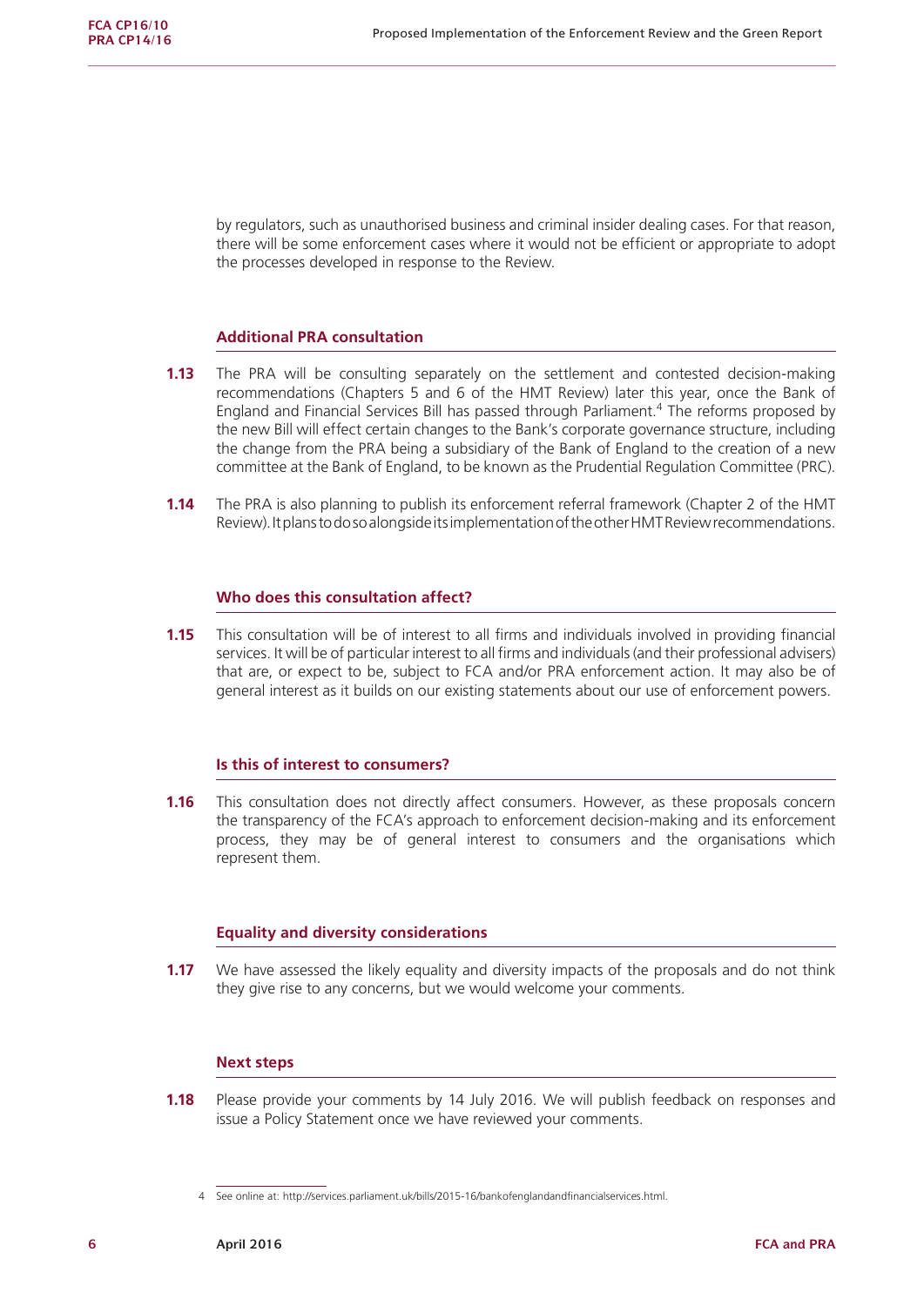by regulators, such as unauthorised business and criminal insider dealing cases. For that reason, there will be some enforcement cases where it would not be efficient or appropriate to adopt the processes developed in response to the Review.

### Additional PRA consultation

**1.13** The PRA will be consulting separately on the settlement and contested decision-making recommendations (Chapters 5 and 6 of the HMT Review) later this year, once the Bank of England and Financial Services Bill has passed through Parliament.[4] The reforms proposed by the new Bill will effect certain changes to the Bank's corporate governance structure, including the change from the PRA being a subsidiary of the Bank of England to the creation of a new committee at the Bank of England, to be known as the Prudential Regulation Committee (PRC).

**1.14** The PRA is also planning to publish its enforcement referral framework (Chapter 2 of the HMT Review). It plans to do so alongside its implementation of the other HMT Review recommendations.

### Who does this consultation affect?

**1.15** This consultation will be of interest to all firms and individuals involved in providing financial services. It will be of particular interest to all firms and individuals (and their professional advisers) that are, or expect to be, subject to FCA and/or PRA enforcement action. It may also be of general interest as it builds on our existing statements about our use of enforcement powers.

### Is this of interest to consumers?

**1.16** This consultation does not directly affect consumers. However, as these proposals concern the transparency of the FCA's approach to enforcement decision-making and its enforcement process, they may be of general interest to consumers and the organisations which represent them.

### Equality and diversity considerations

**1.17** We have assessed the likely equality and diversity impacts of the proposals and do not think they give rise to any concerns, but we would welcome your comments.

### Next steps

**1.18** Please provide your comments by 14 July 2016. We will publish feedback on responses and issue a Policy Statement once we have reviewed your comments.

---

4 See online at: http://services.parliament.uk/bills/2015-16/bankofenglandandfinancialservices.html.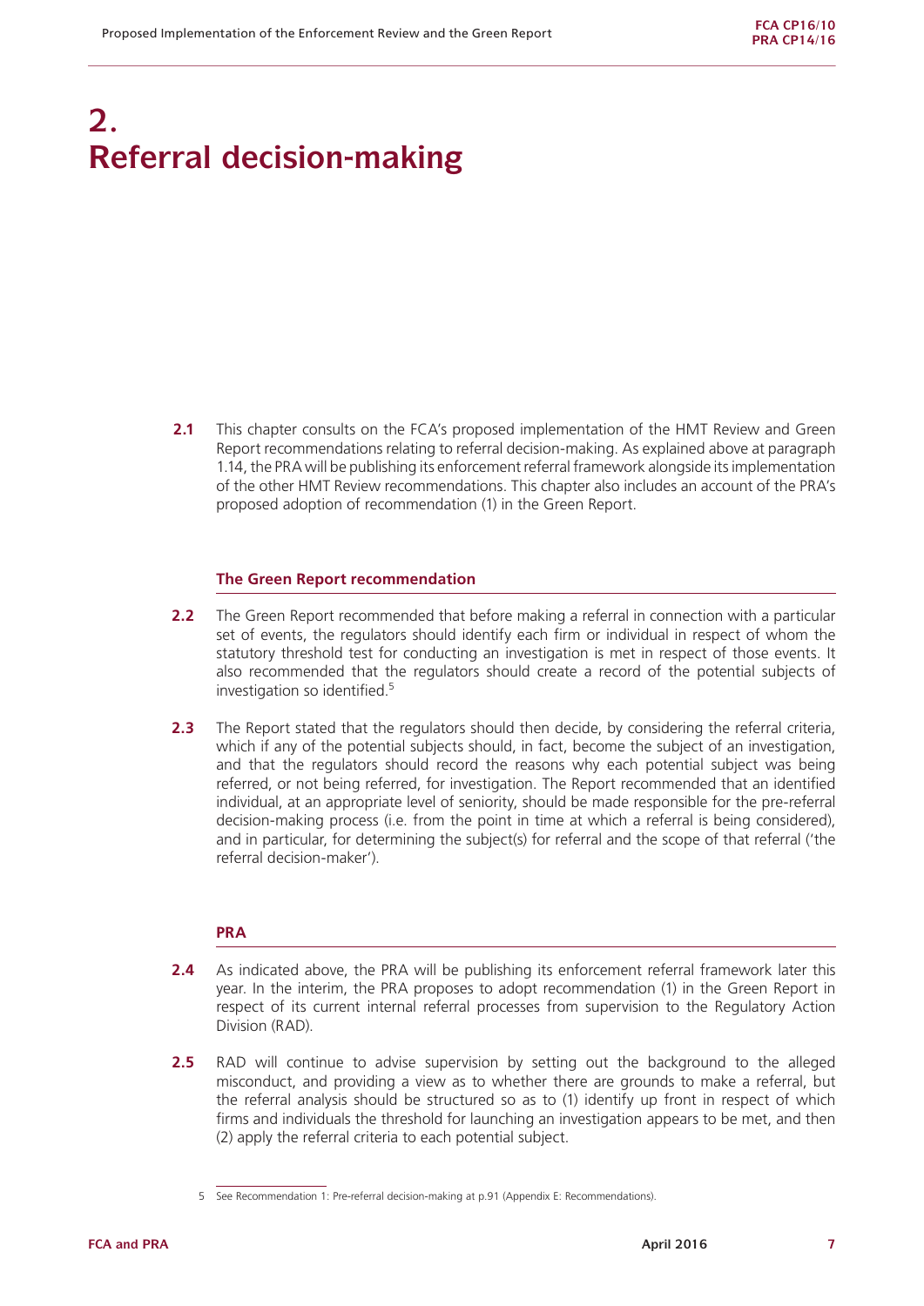# 2. Referral decision-making

**2.1** This chapter consults on the FCA's proposed implementation of the HMT Review and Green Report recommendations relating to referral decision-making. As explained above at paragraph 1.14, the PRA will be publishing its enforcement referral framework alongside its implementation of the other HMT Review recommendations. This chapter also includes an account of the PRA's proposed adoption of recommendation (1) in the Green Report.

### The Green Report recommendation

**2.2** The Green Report recommended that before making a referral in connection with a particular set of events, the regulators should identify each firm or individual in respect of whom the statutory threshold test for conducting an investigation is met in respect of those events. It also recommended that the regulators should create a record of the potential subjects of investigation so identified.[5]

**2.3** The Report stated that the regulators should then decide, by considering the referral criteria, which if any of the potential subjects should, in fact, become the subject of an investigation, and that the regulators should record the reasons why each potential subject was being referred, or not being referred, for investigation. The Report recommended that an identified individual, at an appropriate level of seniority, should be made responsible for the pre-referral decision-making process (i.e. from the point in time at which a referral is being considered), and in particular, for determining the subject(s) for referral and the scope of that referral ('the referral decision-maker').

### PRA

**2.4** As indicated above, the PRA will be publishing its enforcement referral framework later this year. In the interim, the PRA proposes to adopt recommendation (1) in the Green Report in respect of its current internal referral processes from supervision to the Regulatory Action Division (RAD).

**2.5** RAD will continue to advise supervision by setting out the background to the alleged misconduct, and providing a view as to whether there are grounds to make a referral, but the referral analysis should be structured so as to (1) identify up front in respect of which firms and individuals the threshold for launching an investigation appears to be met, and then (2) apply the referral criteria to each potential subject.

5 See Recommendation 1: Pre-referral decision-making at p.91 (Appendix E: Recommendations).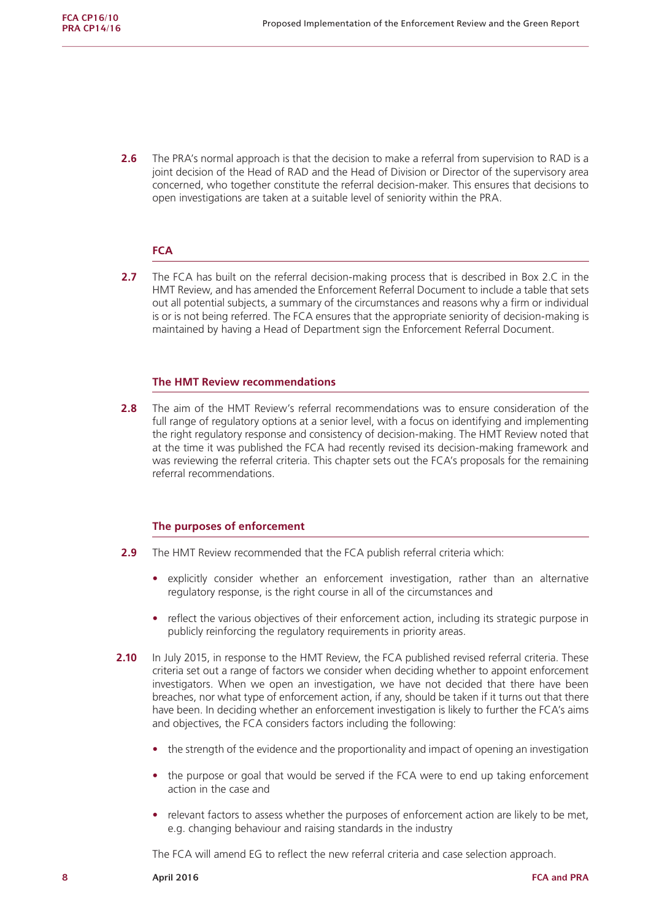**2.6** The PRA's normal approach is that the decision to make a referral from supervision to RAD is a joint decision of the Head of RAD and the Head of Division or Director of the supervisory area concerned, who together constitute the referral decision-maker. This ensures that decisions to open investigations are taken at a suitable level of seniority within the PRA.

### FCA

**2.7** The FCA has built on the referral decision-making process that is described in Box 2.C in the HMT Review, and has amended the Enforcement Referral Document to include a table that sets out all potential subjects, a summary of the circumstances and reasons why a firm or individual is or is not being referred. The FCA ensures that the appropriate seniority of decision-making is maintained by having a Head of Department sign the Enforcement Referral Document.

### The HMT Review recommendations

**2.8** The aim of the HMT Review's referral recommendations was to ensure consideration of the full range of regulatory options at a senior level, with a focus on identifying and implementing the right regulatory response and consistency of decision-making. The HMT Review noted that at the time it was published the FCA had recently revised its decision-making framework and was reviewing the referral criteria. This chapter sets out the FCA's proposals for the remaining referral recommendations.

### The purposes of enforcement

**2.9** The HMT Review recommended that the FCA publish referral criteria which:

- explicitly consider whether an enforcement investigation, rather than an alternative regulatory response, is the right course in all of the circumstances and
- reflect the various objectives of their enforcement action, including its strategic purpose in publicly reinforcing the regulatory requirements in priority areas.

**2.10** In July 2015, in response to the HMT Review, the FCA published revised referral criteria. These criteria set out a range of factors we consider when deciding whether to appoint enforcement investigators. When we open an investigation, we have not decided that there have been breaches, nor what type of enforcement action, if any, should be taken if it turns out that there have been. In deciding whether an enforcement investigation is likely to further the FCA's aims and objectives, the FCA considers factors including the following:

- the strength of the evidence and the proportionality and impact of opening an investigation
- the purpose or goal that would be served if the FCA were to end up taking enforcement action in the case and
- relevant factors to assess whether the purposes of enforcement action are likely to be met, e.g. changing behaviour and raising standards in the industry

The FCA will amend EG to reflect the new referral criteria and case selection approach.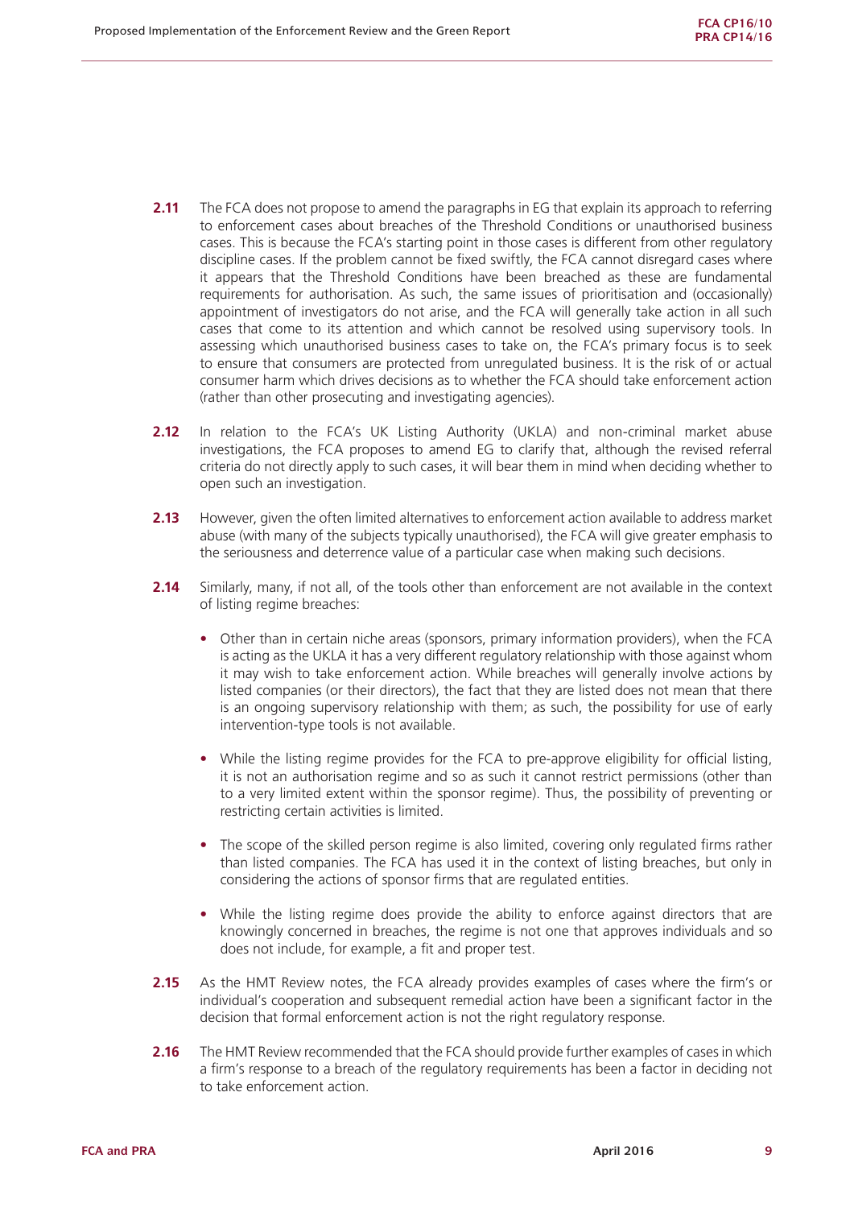**2.11** The FCA does not propose to amend the paragraphs in EG that explain its approach to referring to enforcement cases about breaches of the Threshold Conditions or unauthorised business cases. This is because the FCA's starting point in those cases is different from other regulatory discipline cases. If the problem cannot be fixed swiftly, the FCA cannot disregard cases where it appears that the Threshold Conditions have been breached as these are fundamental requirements for authorisation. As such, the same issues of prioritisation and (occasionally) appointment of investigators do not arise, and the FCA will generally take action in all such cases that come to its attention and which cannot be resolved using supervisory tools. In assessing which unauthorised business cases to take on, the FCA's primary focus is to seek to ensure that consumers are protected from unregulated business. It is the risk of or actual consumer harm which drives decisions as to whether the FCA should take enforcement action (rather than other prosecuting and investigating agencies).

**2.12** In relation to the FCA's UK Listing Authority (UKLA) and non-criminal market abuse investigations, the FCA proposes to amend EG to clarify that, although the revised referral criteria do not directly apply to such cases, it will bear them in mind when deciding whether to open such an investigation.

**2.13** However, given the often limited alternatives to enforcement action available to address market abuse (with many of the subjects typically unauthorised), the FCA will give greater emphasis to the seriousness and deterrence value of a particular case when making such decisions.

**2.14** Similarly, many, if not all, of the tools other than enforcement are not available in the context of listing regime breaches:

- Other than in certain niche areas (sponsors, primary information providers), when the FCA is acting as the UKLA it has a very different regulatory relationship with those against whom it may wish to take enforcement action. While breaches will generally involve actions by listed companies (or their directors), the fact that they are listed does not mean that there is an ongoing supervisory relationship with them; as such, the possibility for use of early intervention-type tools is not available.

- While the listing regime provides for the FCA to pre-approve eligibility for official listing, it is not an authorisation regime and so as such it cannot restrict permissions (other than to a very limited extent within the sponsor regime). Thus, the possibility of preventing or restricting certain activities is limited.

- The scope of the skilled person regime is also limited, covering only regulated firms rather than listed companies. The FCA has used it in the context of listing breaches, but only in considering the actions of sponsor firms that are regulated entities.

- While the listing regime does provide the ability to enforce against directors that are knowingly concerned in breaches, the regime is not one that approves individuals and so does not include, for example, a fit and proper test.

**2.15** As the HMT Review notes, the FCA already provides examples of cases where the firm's or individual's cooperation and subsequent remedial action have been a significant factor in the decision that formal enforcement action is not the right regulatory response.

**2.16** The HMT Review recommended that the FCA should provide further examples of cases in which a firm's response to a breach of the regulatory requirements has been a factor in deciding not to take enforcement action.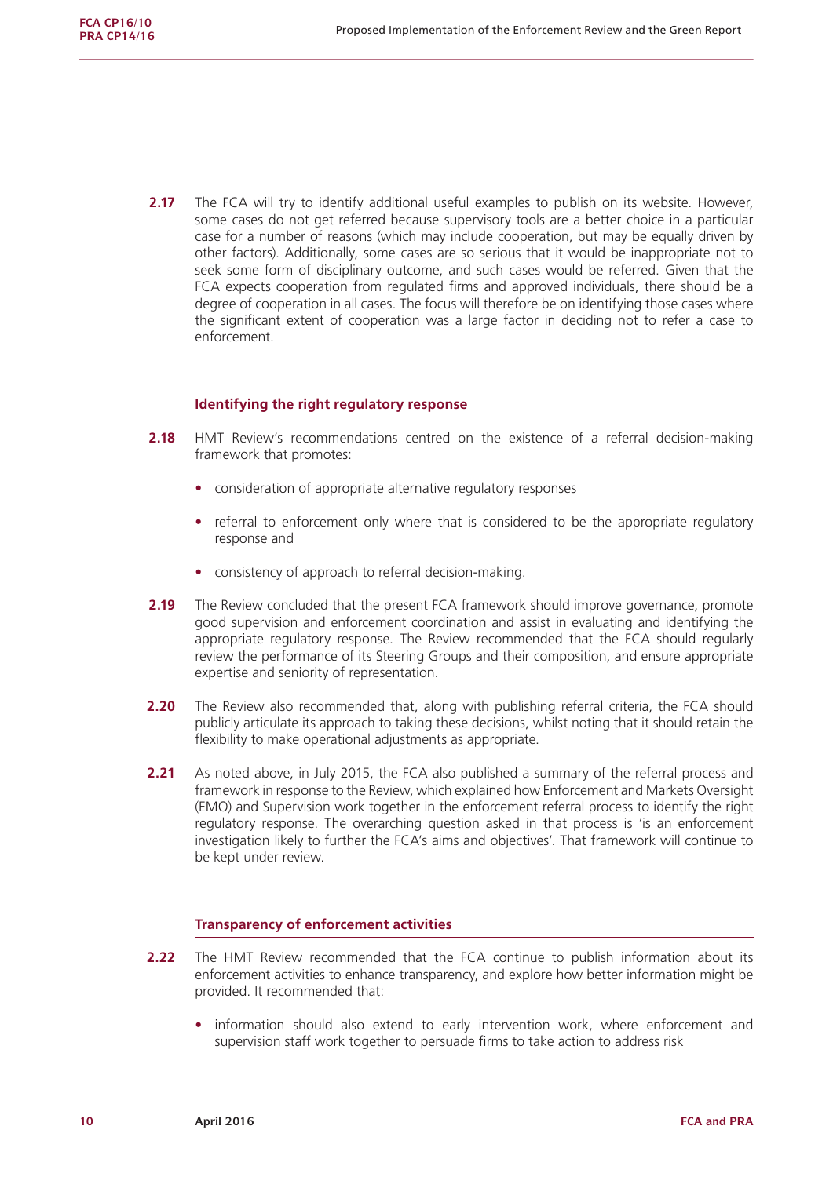**2.17** The FCA will try to identify additional useful examples to publish on its website. However, some cases do not get referred because supervisory tools are a better choice in a particular case for a number of reasons (which may include cooperation, but may be equally driven by other factors). Additionally, some cases are so serious that it would be inappropriate not to seek some form of disciplinary outcome, and such cases would be referred. Given that the FCA expects cooperation from regulated firms and approved individuals, there should be a degree of cooperation in all cases. The focus will therefore be on identifying those cases where the significant extent of cooperation was a large factor in deciding not to refer a case to enforcement.

### Identifying the right regulatory response

**2.18** HMT Review's recommendations centred on the existence of a referral decision-making framework that promotes:

- consideration of appropriate alternative regulatory responses
- referral to enforcement only where that is considered to be the appropriate regulatory response and
- consistency of approach to referral decision-making.

**2.19** The Review concluded that the present FCA framework should improve governance, promote good supervision and enforcement coordination and assist in evaluating and identifying the appropriate regulatory response. The Review recommended that the FCA should regularly review the performance of its Steering Groups and their composition, and ensure appropriate expertise and seniority of representation.

**2.20** The Review also recommended that, along with publishing referral criteria, the FCA should publicly articulate its approach to taking these decisions, whilst noting that it should retain the flexibility to make operational adjustments as appropriate.

**2.21** As noted above, in July 2015, the FCA also published a summary of the referral process and framework in response to the Review, which explained how Enforcement and Markets Oversight (EMO) and Supervision work together in the enforcement referral process to identify the right regulatory response. The overarching question asked in that process is 'is an enforcement investigation likely to further the FCA's aims and objectives'. That framework will continue to be kept under review.

### Transparency of enforcement activities

**2.22** The HMT Review recommended that the FCA continue to publish information about its enforcement activities to enhance transparency, and explore how better information might be provided. It recommended that:

- information should also extend to early intervention work, where enforcement and supervision staff work together to persuade firms to take action to address risk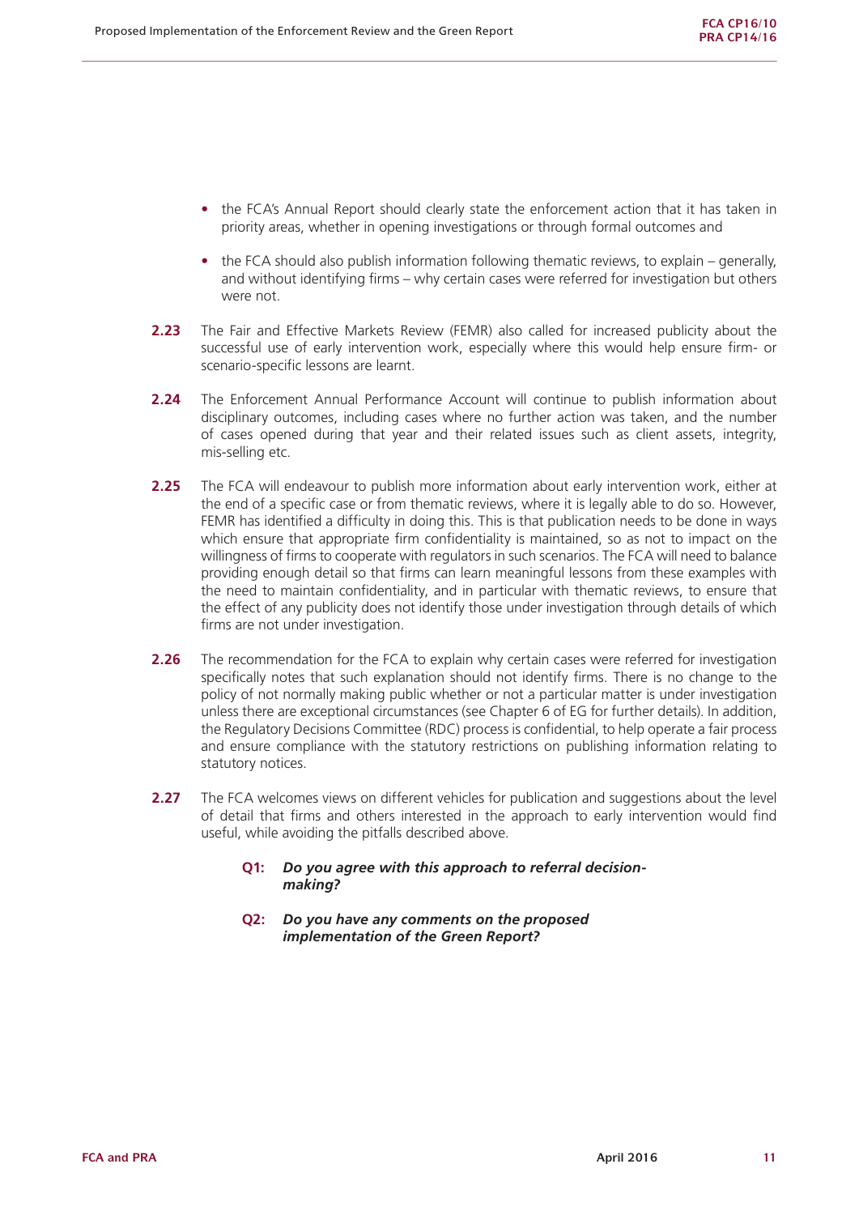- the FCA's Annual Report should clearly state the enforcement action that it has taken in priority areas, whether in opening investigations or through formal outcomes and
- the FCA should also publish information following thematic reviews, to explain – generally, and without identifying firms – why certain cases were referred for investigation but others were not.

**2.23** The Fair and Effective Markets Review (FEMR) also called for increased publicity about the successful use of early intervention work, especially where this would help ensure firm- or scenario-specific lessons are learnt.

**2.24** The Enforcement Annual Performance Account will continue to publish information about disciplinary outcomes, including cases where no further action was taken, and the number of cases opened during that year and their related issues such as client assets, integrity, mis-selling etc.

**2.25** The FCA will endeavour to publish more information about early intervention work, either at the end of a specific case or from thematic reviews, where it is legally able to do so. However, FEMR has identified a difficulty in doing this. This is that publication needs to be done in ways which ensure that appropriate firm confidentiality is maintained, so as not to impact on the willingness of firms to cooperate with regulators in such scenarios. The FCA will need to balance providing enough detail so that firms can learn meaningful lessons from these examples with the need to maintain confidentiality, and in particular with thematic reviews, to ensure that the effect of any publicity does not identify those under investigation through details of which firms are not under investigation.

**2.26** The recommendation for the FCA to explain why certain cases were referred for investigation specifically notes that such explanation should not identify firms. There is no change to the policy of not normally making public whether or not a particular matter is under investigation unless there are exceptional circumstances (see Chapter 6 of EG for further details). In addition, the Regulatory Decisions Committee (RDC) process is confidential, to help operate a fair process and ensure compliance with the statutory restrictions on publishing information relating to statutory notices.

**2.27** The FCA welcomes views on different vehicles for publication and suggestions about the level of detail that firms and others interested in the approach to early intervention would find useful, while avoiding the pitfalls described above.

> **Q1:** ***Do you agree with this approach to referral decision-making?***
>
> **Q2:** ***Do you have any comments on the proposed implementation of the Green Report?***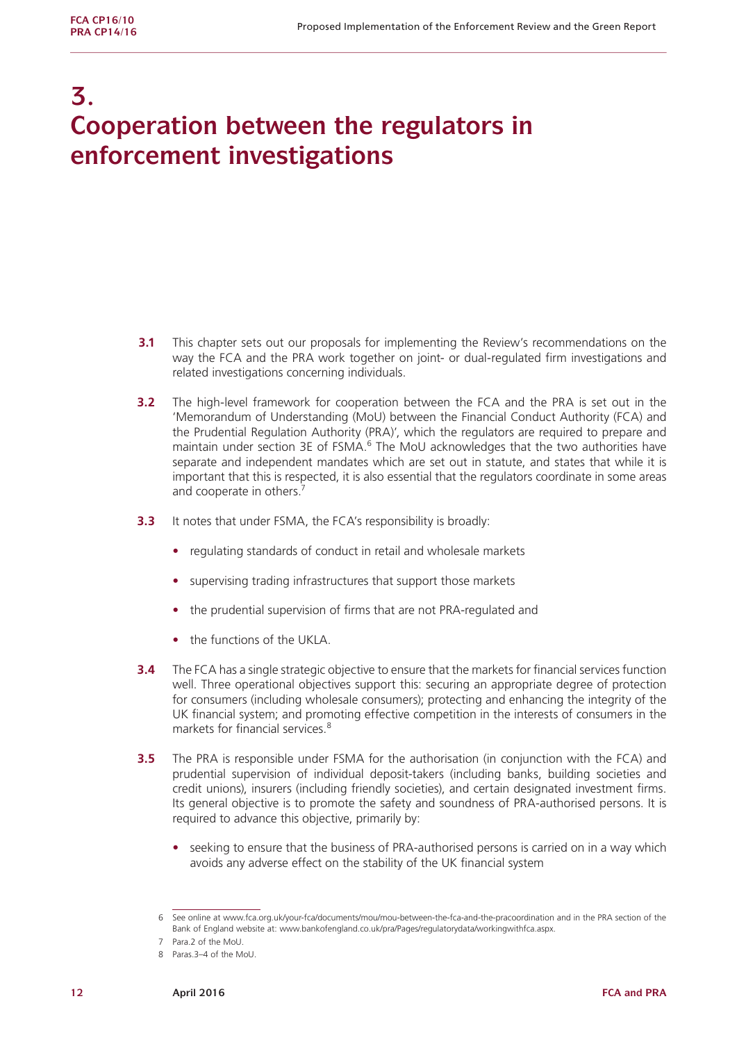# 3. Cooperation between the regulators in enforcement investigations

**3.1** This chapter sets out our proposals for implementing the Review's recommendations on the way the FCA and the PRA work together on joint- or dual-regulated firm investigations and related investigations concerning individuals.

**3.2** The high-level framework for cooperation between the FCA and the PRA is set out in the 'Memorandum of Understanding (MoU) between the Financial Conduct Authority (FCA) and the Prudential Regulation Authority (PRA)', which the regulators are required to prepare and maintain under section 3E of FSMA.[6] The MoU acknowledges that the two authorities have separate and independent mandates which are set out in statute, and states that while it is important that this is respected, it is also essential that the regulators coordinate in some areas and cooperate in others.[7]

**3.3** It notes that under FSMA, the FCA's responsibility is broadly:

- regulating standards of conduct in retail and wholesale markets
- supervising trading infrastructures that support those markets
- the prudential supervision of firms that are not PRA-regulated and
- the functions of the UKLA.

**3.4** The FCA has a single strategic objective to ensure that the markets for financial services function well. Three operational objectives support this: securing an appropriate degree of protection for consumers (including wholesale consumers); protecting and enhancing the integrity of the UK financial system; and promoting effective competition in the interests of consumers in the markets for financial services.[8]

**3.5** The PRA is responsible under FSMA for the authorisation (in conjunction with the FCA) and prudential supervision of individual deposit-takers (including banks, building societies and credit unions), insurers (including friendly societies), and certain designated investment firms. Its general objective is to promote the safety and soundness of PRA-authorised persons. It is required to advance this objective, primarily by:

- seeking to ensure that the business of PRA-authorised persons is carried on in a way which avoids any adverse effect on the stability of the UK financial system

---

6 See online at www.fca.org.uk/your-fca/documents/mou/mou-between-the-fca-and-the-pracoordination and in the PRA section of the Bank of England website at: www.bankofengland.co.uk/pra/Pages/regulatorydata/workingwithfca.aspx.

7 Para.2 of the MoU.

8 Paras.3–4 of the MoU.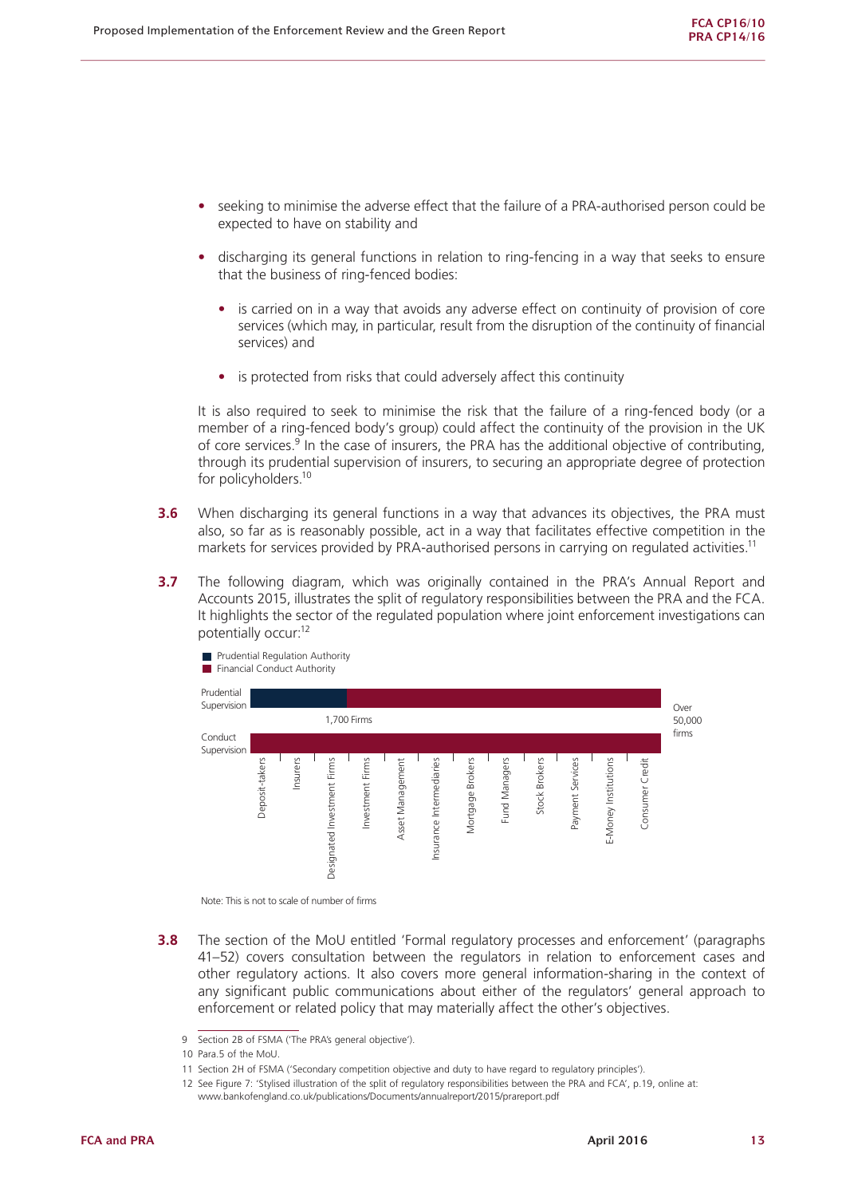- seeking to minimise the adverse effect that the failure of a PRA-authorised person could be expected to have on stability and
- discharging its general functions in relation to ring-fencing in a way that seeks to ensure that the business of ring-fenced bodies:
  - is carried on in a way that avoids any adverse effect on continuity of provision of core services (which may, in particular, result from the disruption of the continuity of financial services) and
  - is protected from risks that could adversely affect this continuity

It is also required to seek to minimise the risk that the failure of a ring-fenced body (or a member of a ring-fenced body's group) could affect the continuity of the provision in the UK of core services.[9] In the case of insurers, the PRA has the additional objective of contributing, through its prudential supervision of insurers, to securing an appropriate degree of protection for policyholders.[10]

**3.6** When discharging its general functions in a way that advances its objectives, the PRA must also, so far as is reasonably possible, act in a way that facilitates effective competition in the markets for services provided by PRA-authorised persons in carrying on regulated activities.[11]

**3.7** The following diagram, which was originally contained in the PRA's Annual Report and Accounts 2015, illustrates the split of regulatory responsibilities between the PRA and the FCA. It highlights the sector of the regulated population where joint enforcement investigations can potentially occur:[12]

Prudential Regulation Authority
Financial Conduct Authority

Prudential Supervision

1,700 Firms

Over 50,000 firms

Conduct Supervision

Deposit-takers
Insurers
Designated Investment Firms
Investment Firms
Asset Management
Insurance Intermediaries
Mortgage Brokers
Fund Managers
Stock Brokers
Payment Services
E-Money Institutions
Consumer Credit

Note: This is not to scale of number of firms

**3.8** The section of the MoU entitled 'Formal regulatory processes and enforcement' (paragraphs 41–52) covers consultation between the regulators in relation to enforcement cases and other regulatory actions. It also covers more general information-sharing in the context of any significant public communications about either of the regulators' general approach to enforcement or related policy that may materially affect the other's objectives.

---

9 Section 2B of FSMA ('The PRA's general objective').

10 Para.5 of the MoU.

11 Section 2H of FSMA ('Secondary competition objective and duty to have regard to regulatory principles').

12 See Figure 7: 'Stylised illustration of the split of regulatory responsibilities between the PRA and FCA', p.19, online at: www.bankofengland.co.uk/publications/Documents/annualreport/2015/prareport.pdf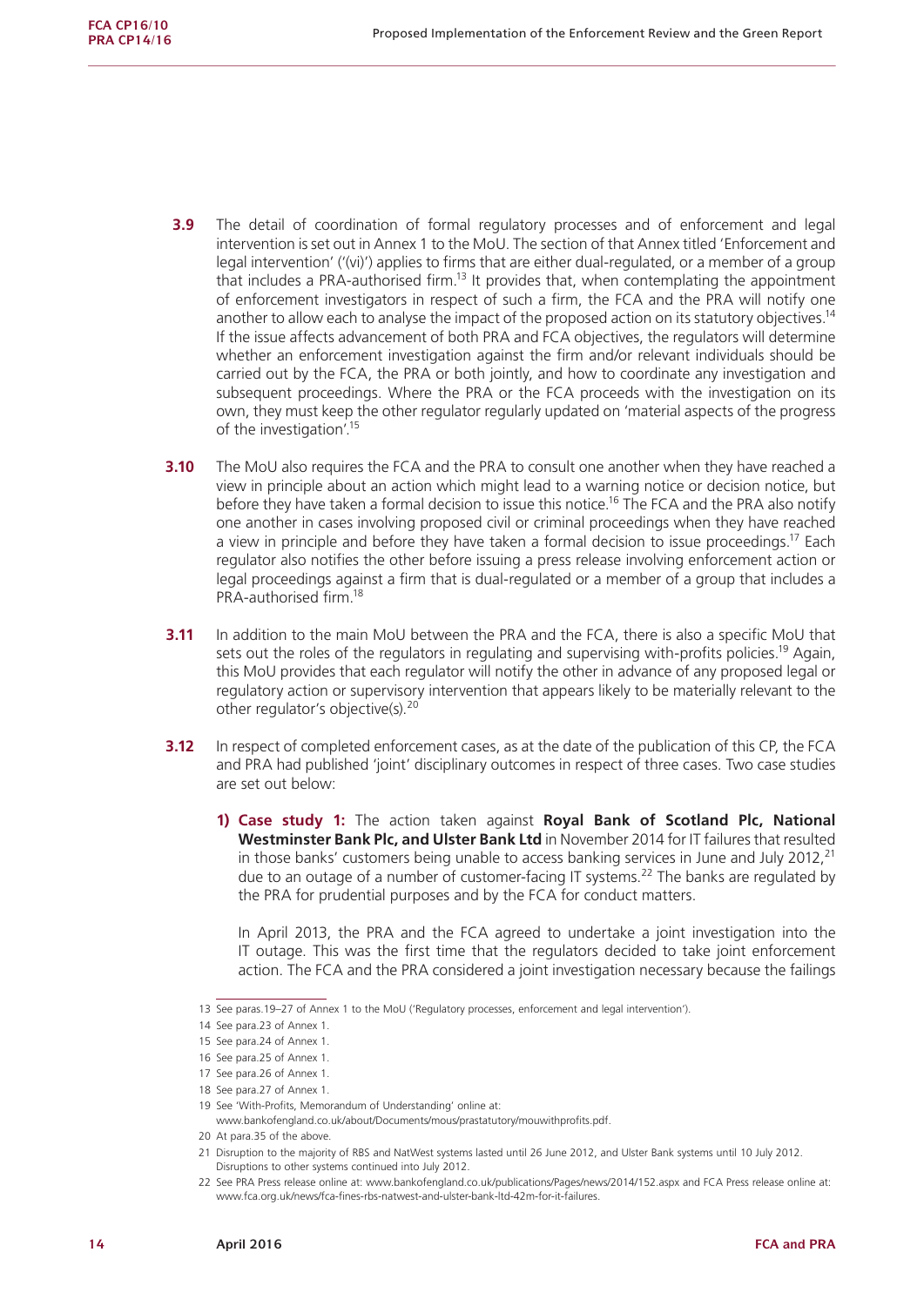**3.9** The detail of coordination of formal regulatory processes and of enforcement and legal intervention is set out in Annex 1 to the MoU. The section of that Annex titled 'Enforcement and legal intervention' ('(vi)') applies to firms that are either dual-regulated, or a member of a group that includes a PRA-authorised firm.[13] It provides that, when contemplating the appointment of enforcement investigators in respect of such a firm, the FCA and the PRA will notify one another to allow each to analyse the impact of the proposed action on its statutory objectives.[14] If the issue affects advancement of both PRA and FCA objectives, the regulators will determine whether an enforcement investigation against the firm and/or relevant individuals should be carried out by the FCA, the PRA or both jointly, and how to coordinate any investigation and subsequent proceedings. Where the PRA or the FCA proceeds with the investigation on its own, they must keep the other regulator regularly updated on 'material aspects of the progress of the investigation'.[15]

**3.10** The MoU also requires the FCA and the PRA to consult one another when they have reached a view in principle about an action which might lead to a warning notice or decision notice, but before they have taken a formal decision to issue this notice.[16] The FCA and the PRA also notify one another in cases involving proposed civil or criminal proceedings when they have reached a view in principle and before they have taken a formal decision to issue proceedings.[17] Each regulator also notifies the other before issuing a press release involving enforcement action or legal proceedings against a firm that is dual-regulated or a member of a group that includes a PRA-authorised firm.[18]

**3.11** In addition to the main MoU between the PRA and the FCA, there is also a specific MoU that sets out the roles of the regulators in regulating and supervising with-profits policies.[19] Again, this MoU provides that each regulator will notify the other in advance of any proposed legal or regulatory action or supervisory intervention that appears likely to be materially relevant to the other regulator's objective(s).[20]

**3.12** In respect of completed enforcement cases, as at the date of the publication of this CP, the FCA and PRA had published 'joint' disciplinary outcomes in respect of three cases. Two case studies are set out below:

1) **Case study 1:** The action taken against **Royal Bank of Scotland Plc, National Westminster Bank Plc, and Ulster Bank Ltd** in November 2014 for IT failures that resulted in those banks' customers being unable to access banking services in June and July 2012,[21] due to an outage of a number of customer-facing IT systems.[22] The banks are regulated by the PRA for prudential purposes and by the FCA for conduct matters.

   In April 2013, the PRA and the FCA agreed to undertake a joint investigation into the IT outage. This was the first time that the regulators decided to take joint enforcement action. The FCA and the PRA considered a joint investigation necessary because the failings

---

13 See paras.19–27 of Annex 1 to the MoU ('Regulatory processes, enforcement and legal intervention').

14 See para.23 of Annex 1.

15 See para.24 of Annex 1.

16 See para.25 of Annex 1.

17 See para.26 of Annex 1.

18 See para.27 of Annex 1.

19 See 'With-Profits, Memorandum of Understanding' online at: www.bankofengland.co.uk/about/Documents/mous/prastatutory/mouwithprofits.pdf.

20 At para.35 of the above.

21 Disruption to the majority of RBS and NatWest systems lasted until 26 June 2012, and Ulster Bank systems until 10 July 2012. Disruptions to other systems continued into July 2012.

22 See PRA Press release online at: www.bankofengland.co.uk/publications/Pages/news/2014/152.aspx and FCA Press release online at: www.fca.org.uk/news/fca-fines-rbs-natwest-and-ulster-bank-ltd-42m-for-it-failures.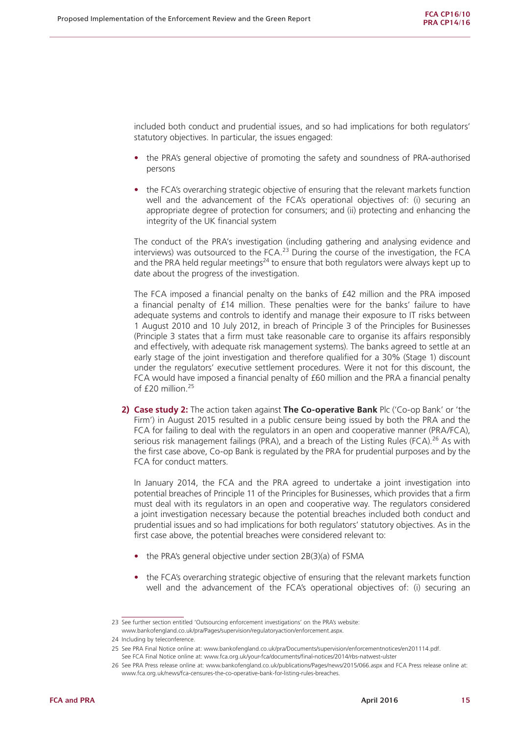included both conduct and prudential issues, and so had implications for both regulators' statutory objectives. In particular, the issues engaged:

- the PRA's general objective of promoting the safety and soundness of PRA-authorised persons
- the FCA's overarching strategic objective of ensuring that the relevant markets function well and the advancement of the FCA's operational objectives of: (i) securing an appropriate degree of protection for consumers; and (ii) protecting and enhancing the integrity of the UK financial system

The conduct of the PRA's investigation (including gathering and analysing evidence and interviews) was outsourced to the FCA.[23] During the course of the investigation, the FCA and the PRA held regular meetings[24] to ensure that both regulators were always kept up to date about the progress of the investigation.

The FCA imposed a financial penalty on the banks of £42 million and the PRA imposed a financial penalty of £14 million. These penalties were for the banks' failure to have adequate systems and controls to identify and manage their exposure to IT risks between 1 August 2010 and 10 July 2012, in breach of Principle 3 of the Principles for Businesses (Principle 3 states that a firm must take reasonable care to organise its affairs responsibly and effectively, with adequate risk management systems). The banks agreed to settle at an early stage of the joint investigation and therefore qualified for a 30% (Stage 1) discount under the regulators' executive settlement procedures. Were it not for this discount, the FCA would have imposed a financial penalty of £60 million and the PRA a financial penalty of £20 million.[25]

2) **Case study 2:** The action taken against **The Co-operative Bank** Plc ('Co-op Bank' or 'the Firm') in August 2015 resulted in a public censure being issued by both the PRA and the FCA for failing to deal with the regulators in an open and cooperative manner (PRA/FCA), serious risk management failings (PRA), and a breach of the Listing Rules (FCA).[26] As with the first case above, Co-op Bank is regulated by the PRA for prudential purposes and by the FCA for conduct matters.

   In January 2014, the FCA and the PRA agreed to undertake a joint investigation into potential breaches of Principle 11 of the Principles for Businesses, which provides that a firm must deal with its regulators in an open and cooperative way. The regulators considered a joint investigation necessary because the potential breaches included both conduct and prudential issues and so had implications for both regulators' statutory objectives. As in the first case above, the potential breaches were considered relevant to:

   - the PRA's general objective under section 2B(3)(a) of FSMA
   - the FCA's overarching strategic objective of ensuring that the relevant markets function well and the advancement of the FCA's operational objectives of: (i) securing an

---

23 See further section entitled 'Outsourcing enforcement investigations' on the PRA's website: www.bankofengland.co.uk/pra/Pages/supervision/regulatoryaction/enforcement.aspx.

24 Including by teleconference.

25 See PRA Final Notice online at: www.bankofengland.co.uk/pra/Documents/supervision/enforcementnotices/en201114.pdf. See FCA Final Notice online at: www.fca.org.uk/your-fca/documents/final-notices/2014/rbs-natwest-ulster

26 See PRA Press release online at: www.bankofengland.co.uk/publications/Pages/news/2015/066.aspx and FCA Press release online at: www.fca.org.uk/news/fca-censures-the-co-operative-bank-for-listing-rules-breaches.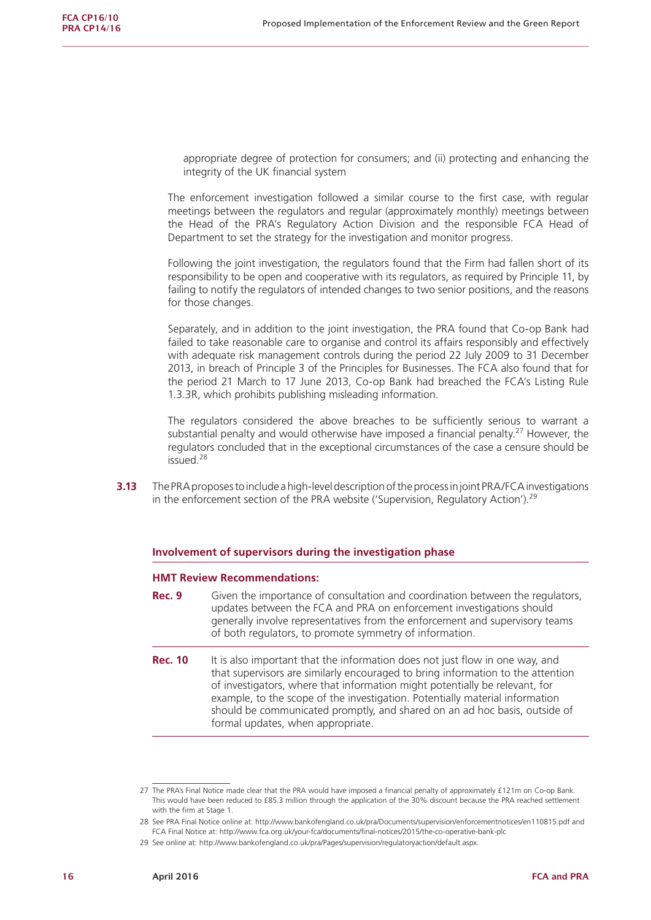appropriate degree of protection for consumers; and (ii) protecting and enhancing the integrity of the UK financial system

The enforcement investigation followed a similar course to the first case, with regular meetings between the regulators and regular (approximately monthly) meetings between the Head of the PRA's Regulatory Action Division and the responsible FCA Head of Department to set the strategy for the investigation and monitor progress.

Following the joint investigation, the regulators found that the Firm had fallen short of its responsibility to be open and cooperative with its regulators, as required by Principle 11, by failing to notify the regulators of intended changes to two senior positions, and the reasons for those changes.

Separately, and in addition to the joint investigation, the PRA found that Co-op Bank had failed to take reasonable care to organise and control its affairs responsibly and effectively with adequate risk management controls during the period 22 July 2009 to 31 December 2013, in breach of Principle 3 of the Principles for Businesses. The FCA also found that for the period 21 March to 17 June 2013, Co-op Bank had breached the FCA's Listing Rule 1.3.3R, which prohibits publishing misleading information.

The regulators considered the above breaches to be sufficiently serious to warrant a substantial penalty and would otherwise have imposed a financial penalty.[27] However, the regulators concluded that in the exceptional circumstances of the case a censure should be issued.[28]

**3.13** The PRA proposes to include a high-level description of the process in joint PRA/FCA investigations in the enforcement section of the PRA website ('Supervision, Regulatory Action').[29]

### Involvement of supervisors during the investigation phase

#### HMT Review Recommendations:

**Rec. 9** Given the importance of consultation and coordination between the regulators, updates between the FCA and PRA on enforcement investigations should generally involve representatives from the enforcement and supervisory teams of both regulators, to promote symmetry of information.

**Rec. 10** It is also important that the information does not just flow in one way, and that supervisors are similarly encouraged to bring information to the attention of investigators, where that information might potentially be relevant, for example, to the scope of the investigation. Potentially material information should be communicated promptly, and shared on an ad hoc basis, outside of formal updates, when appropriate.

---

27 The PRA's Final Notice made clear that the PRA would have imposed a financial penalty of approximately £121m on Co-op Bank. This would have been reduced to £85.3 million through the application of the 30% discount because the PRA reached settlement with the firm at Stage 1.

28 See PRA Final Notice online at: http://www.bankofengland.co.uk/pra/Documents/supervision/enforcementnotices/en110815.pdf and FCA Final Notice at: http://www.fca.org.uk/your-fca/documents/final-notices/2015/the-co-operative-bank-plc

29 See online at: http://www.bankofengland.co.uk/pra/Pages/supervision/regulatoryaction/default.aspx.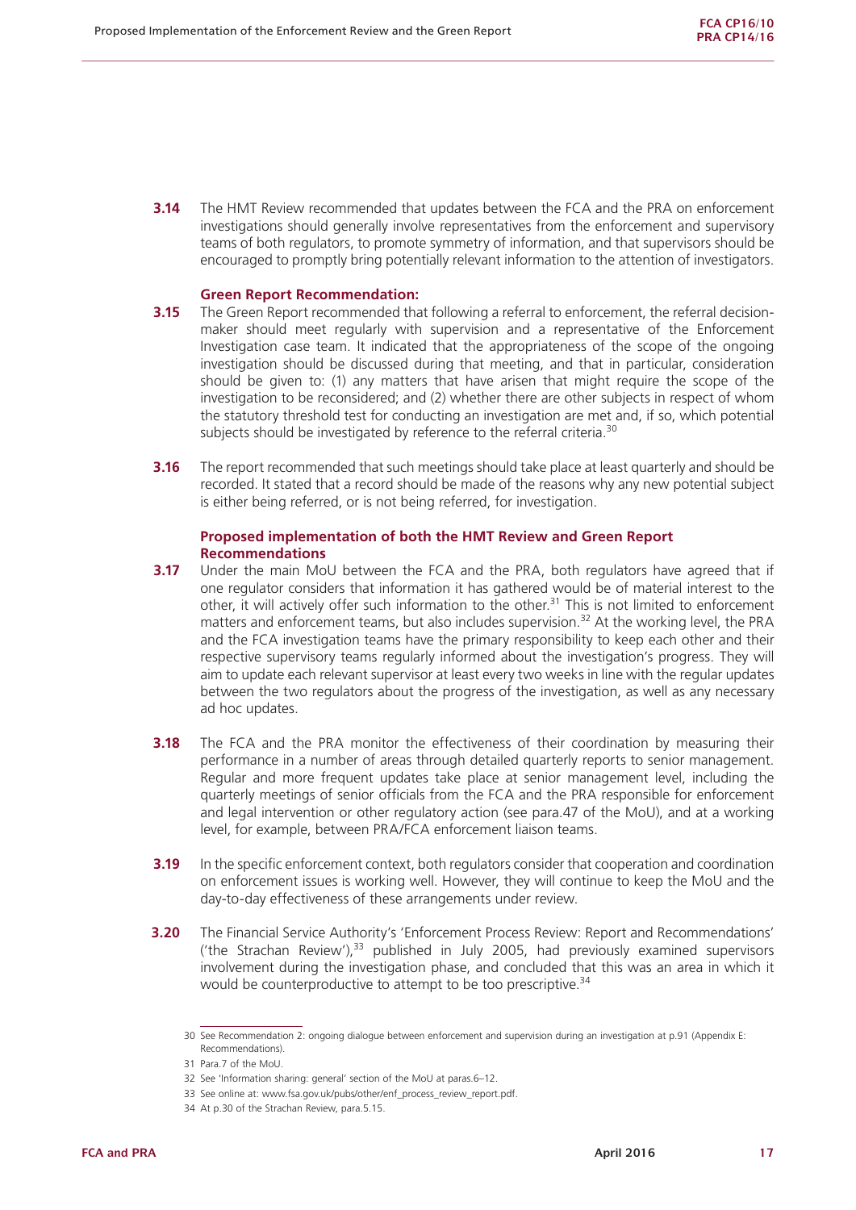**3.14** The HMT Review recommended that updates between the FCA and the PRA on enforcement investigations should generally involve representatives from the enforcement and supervisory teams of both regulators, to promote symmetry of information, and that supervisors should be encouraged to promptly bring potentially relevant information to the attention of investigators.

### Green Report Recommendation:

**3.15** The Green Report recommended that following a referral to enforcement, the referral decision-maker should meet regularly with supervision and a representative of the Enforcement Investigation case team. It indicated that the appropriateness of the scope of the ongoing investigation should be discussed during that meeting, and that in particular, consideration should be given to: (1) any matters that have arisen that might require the scope of the investigation to be reconsidered; and (2) whether there are other subjects in respect of whom the statutory threshold test for conducting an investigation are met and, if so, which potential subjects should be investigated by reference to the referral criteria.[30]

**3.16** The report recommended that such meetings should take place at least quarterly and should be recorded. It stated that a record should be made of the reasons why any new potential subject is either being referred, or is not being referred, for investigation.

### Proposed implementation of both the HMT Review and Green Report Recommendations

**3.17** Under the main MoU between the FCA and the PRA, both regulators have agreed that if one regulator considers that information it has gathered would be of material interest to the other, it will actively offer such information to the other.[31] This is not limited to enforcement matters and enforcement teams, but also includes supervision.[32] At the working level, the PRA and the FCA investigation teams have the primary responsibility to keep each other and their respective supervisory teams regularly informed about the investigation's progress. They will aim to update each relevant supervisor at least every two weeks in line with the regular updates between the two regulators about the progress of the investigation, as well as any necessary ad hoc updates.

**3.18** The FCA and the PRA monitor the effectiveness of their coordination by measuring their performance in a number of areas through detailed quarterly reports to senior management. Regular and more frequent updates take place at senior management level, including the quarterly meetings of senior officials from the FCA and the PRA responsible for enforcement and legal intervention or other regulatory action (see para.47 of the MoU), and at a working level, for example, between PRA/FCA enforcement liaison teams.

**3.19** In the specific enforcement context, both regulators consider that cooperation and coordination on enforcement issues is working well. However, they will continue to keep the MoU and the day-to-day effectiveness of these arrangements under review.

**3.20** The Financial Service Authority's 'Enforcement Process Review: Report and Recommendations' ('the Strachan Review'),[33] published in July 2005, had previously examined supervisors involvement during the investigation phase, and concluded that this was an area in which it would be counterproductive to attempt to be too prescriptive.[34]

---

30 See Recommendation 2: ongoing dialogue between enforcement and supervision during an investigation at p.91 (Appendix E: Recommendations).

31 Para.7 of the MoU.

32 See 'Information sharing: general' section of the MoU at paras.6–12.

33 See online at: www.fsa.gov.uk/pubs/other/enf_process_review_report.pdf.

34 At p.30 of the Strachan Review, para.5.15.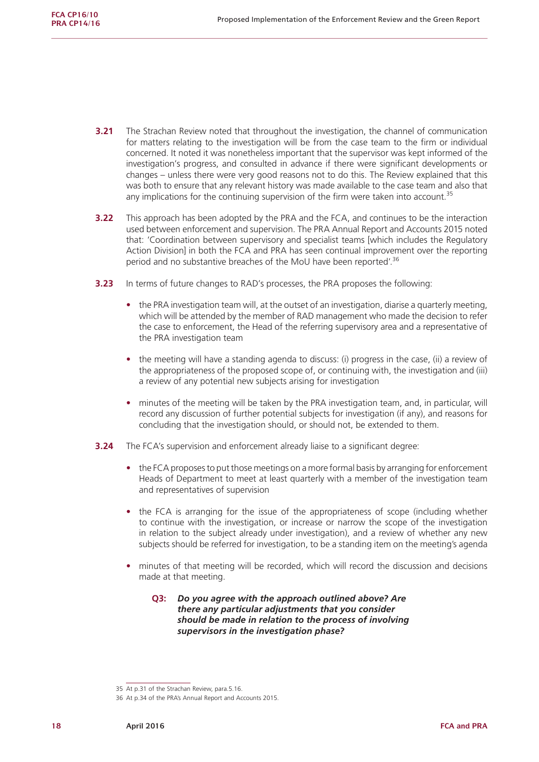**3.21** The Strachan Review noted that throughout the investigation, the channel of communication for matters relating to the investigation will be from the case team to the firm or individual concerned. It noted it was nonetheless important that the supervisor was kept informed of the investigation's progress, and consulted in advance if there were significant developments or changes – unless there were very good reasons not to do this. The Review explained that this was both to ensure that any relevant history was made available to the case team and also that any implications for the continuing supervision of the firm were taken into account.[35]

**3.22** This approach has been adopted by the PRA and the FCA, and continues to be the interaction used between enforcement and supervision. The PRA Annual Report and Accounts 2015 noted that: 'Coordination between supervisory and specialist teams [which includes the Regulatory Action Division] in both the FCA and PRA has seen continual improvement over the reporting period and no substantive breaches of the MoU have been reported'.[36]

**3.23** In terms of future changes to RAD's processes, the PRA proposes the following:

- the PRA investigation team will, at the outset of an investigation, diarise a quarterly meeting, which will be attended by the member of RAD management who made the decision to refer the case to enforcement, the Head of the referring supervisory area and a representative of the PRA investigation team
- the meeting will have a standing agenda to discuss: (i) progress in the case, (ii) a review of the appropriateness of the proposed scope of, or continuing with, the investigation and (iii) a review of any potential new subjects arising for investigation
- minutes of the meeting will be taken by the PRA investigation team, and, in particular, will record any discussion of further potential subjects for investigation (if any), and reasons for concluding that the investigation should, or should not, be extended to them.

**3.24** The FCA's supervision and enforcement already liaise to a significant degree:

- the FCA proposes to put those meetings on a more formal basis by arranging for enforcement Heads of Department to meet at least quarterly with a member of the investigation team and representatives of supervision
- the FCA is arranging for the issue of the appropriateness of scope (including whether to continue with the investigation, or increase or narrow the scope of the investigation in relation to the subject already under investigation), and a review of whether any new subjects should be referred for investigation, to be a standing item on the meeting's agenda
- minutes of that meeting will be recorded, which will record the discussion and decisions made at that meeting.

> **Q3:** ***Do you agree with the approach outlined above? Are there any particular adjustments that you consider should be made in relation to the process of involving supervisors in the investigation phase?***

---

35 At p.31 of the Strachan Review, para.5.16.

36 At p.34 of the PRA's Annual Report and Accounts 2015.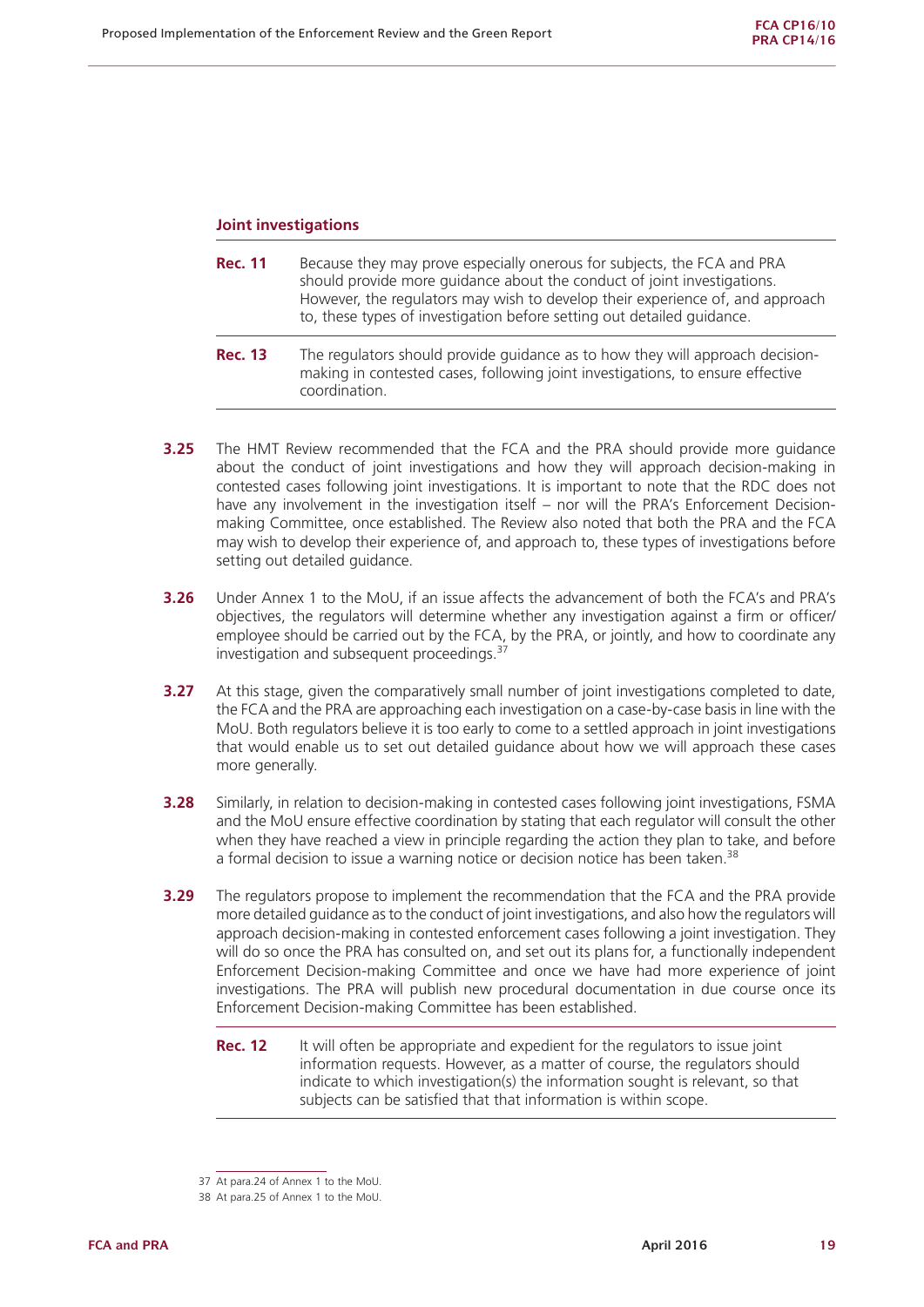### Joint investigations

| | |
|---|---|
| **Rec. 11** | Because they may prove especially onerous for subjects, the FCA and PRA should provide more guidance about the conduct of joint investigations. However, the regulators may wish to develop their experience of, and approach to, these types of investigation before setting out detailed guidance. |
| **Rec. 13** | The regulators should provide guidance as to how they will approach decision-making in contested cases, following joint investigations, to ensure effective coordination. |

**3.25** The HMT Review recommended that the FCA and the PRA should provide more guidance about the conduct of joint investigations and how they will approach decision-making in contested cases following joint investigations. It is important to note that the RDC does not have any involvement in the investigation itself – nor will the PRA's Enforcement Decision-making Committee, once established. The Review also noted that both the PRA and the FCA may wish to develop their experience of, and approach to, these types of investigations before setting out detailed guidance.

**3.26** Under Annex 1 to the MoU, if an issue affects the advancement of both the FCA's and PRA's objectives, the regulators will determine whether any investigation against a firm or officer/employee should be carried out by the FCA, by the PRA, or jointly, and how to coordinate any investigation and subsequent proceedings.[37]

**3.27** At this stage, given the comparatively small number of joint investigations completed to date, the FCA and the PRA are approaching each investigation on a case-by-case basis in line with the MoU. Both regulators believe it is too early to come to a settled approach in joint investigations that would enable us to set out detailed guidance about how we will approach these cases more generally.

**3.28** Similarly, in relation to decision-making in contested cases following joint investigations, FSMA and the MoU ensure effective coordination by stating that each regulator will consult the other when they have reached a view in principle regarding the action they plan to take, and before a formal decision to issue a warning notice or decision notice has been taken.[38]

**3.29** The regulators propose to implement the recommendation that the FCA and the PRA provide more detailed guidance as to the conduct of joint investigations, and also how the regulators will approach decision-making in contested enforcement cases following a joint investigation. They will do so once the PRA has consulted on, and set out its plans for, a functionally independent Enforcement Decision-making Committee and once we have had more experience of joint investigations. The PRA will publish new procedural documentation in due course once its Enforcement Decision-making Committee has been established.

| | |
|---|---|
| **Rec. 12** | It will often be appropriate and expedient for the regulators to issue joint information requests. However, as a matter of course, the regulators should indicate to which investigation(s) the information sought is relevant, so that subjects can be satisfied that that information is within scope. |

37 At para.24 of Annex 1 to the MoU.

38 At para.25 of Annex 1 to the MoU.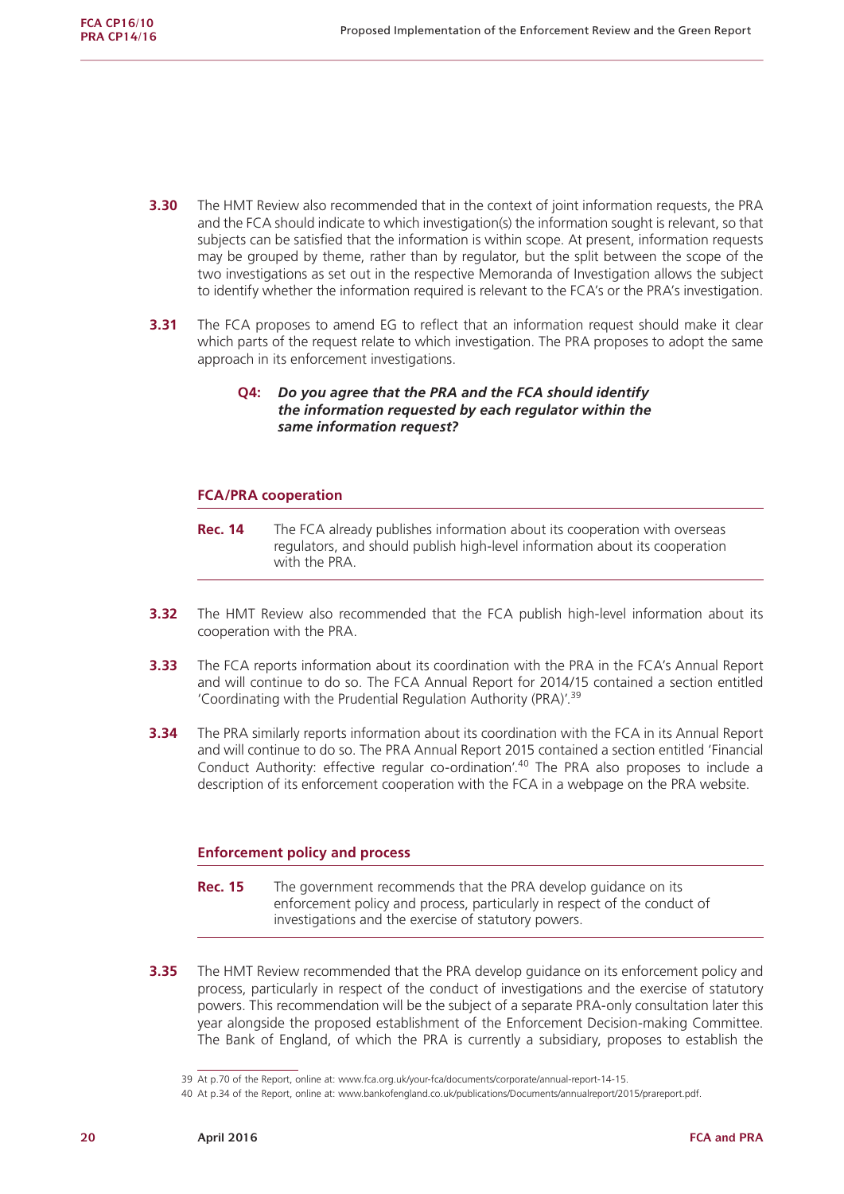**3.30** The HMT Review also recommended that in the context of joint information requests, the PRA and the FCA should indicate to which investigation(s) the information sought is relevant, so that subjects can be satisfied that the information is within scope. At present, information requests may be grouped by theme, rather than by regulator, but the split between the scope of the two investigations as set out in the respective Memoranda of Investigation allows the subject to identify whether the information required is relevant to the FCA's or the PRA's investigation.

**3.31** The FCA proposes to amend EG to reflect that an information request should make it clear which parts of the request relate to which investigation. The PRA proposes to adopt the same approach in its enforcement investigations.

> **Q4:** ***Do you agree that the PRA and the FCA should identify the information requested by each regulator within the same information request?***

### FCA/PRA cooperation

**Rec. 14** The FCA already publishes information about its cooperation with overseas regulators, and should publish high-level information about its cooperation with the PRA.

**3.32** The HMT Review also recommended that the FCA publish high-level information about its cooperation with the PRA.

**3.33** The FCA reports information about its coordination with the PRA in the FCA's Annual Report and will continue to do so. The FCA Annual Report for 2014/15 contained a section entitled 'Coordinating with the Prudential Regulation Authority (PRA)'.[39]

**3.34** The PRA similarly reports information about its coordination with the FCA in its Annual Report and will continue to do so. The PRA Annual Report 2015 contained a section entitled 'Financial Conduct Authority: effective regular co-ordination'.[40] The PRA also proposes to include a description of its enforcement cooperation with the FCA in a webpage on the PRA website.

### Enforcement policy and process

**Rec. 15** The government recommends that the PRA develop guidance on its enforcement policy and process, particularly in respect of the conduct of investigations and the exercise of statutory powers.

**3.35** The HMT Review recommended that the PRA develop guidance on its enforcement policy and process, particularly in respect of the conduct of investigations and the exercise of statutory powers. This recommendation will be the subject of a separate PRA-only consultation later this year alongside the proposed establishment of the Enforcement Decision-making Committee. The Bank of England, of which the PRA is currently a subsidiary, proposes to establish the

---

39 At p.70 of the Report, online at: www.fca.org.uk/your-fca/documents/corporate/annual-report-14-15.

40 At p.34 of the Report, online at: www.bankofengland.co.uk/publications/Documents/annualreport/2015/prareport.pdf.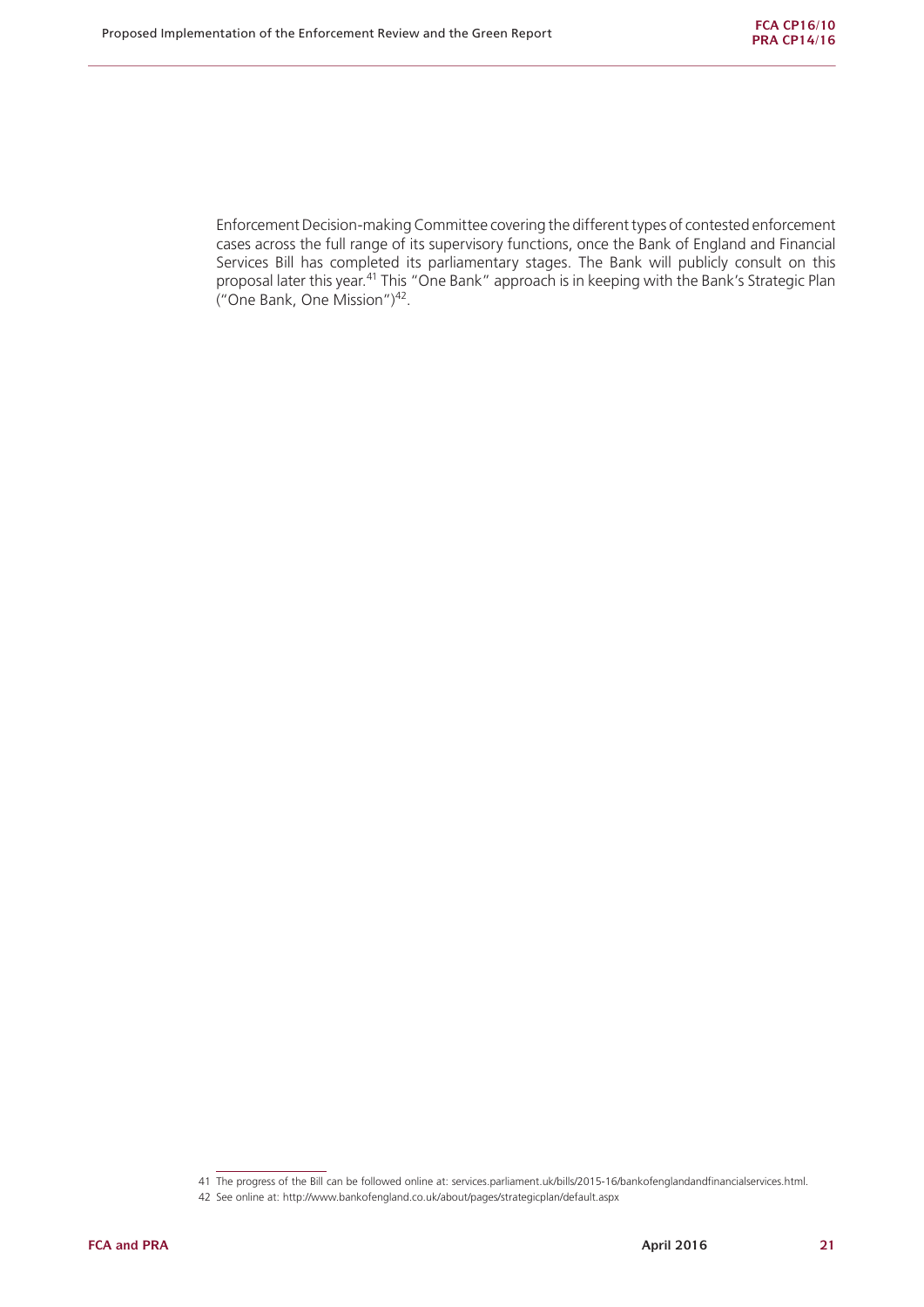Enforcement Decision-making Committee covering the different types of contested enforcement cases across the full range of its supervisory functions, once the Bank of England and Financial Services Bill has completed its parliamentary stages. The Bank will publicly consult on this proposal later this year.[41] This "One Bank" approach is in keeping with the Bank's Strategic Plan ("One Bank, One Mission")[42].

41 The progress of the Bill can be followed online at: services.parliament.uk/bills/2015-16/bankofenglandandfinancialservices.html.

42 See online at: http://www.bankofengland.co.uk/about/pages/strategicplan/default.aspx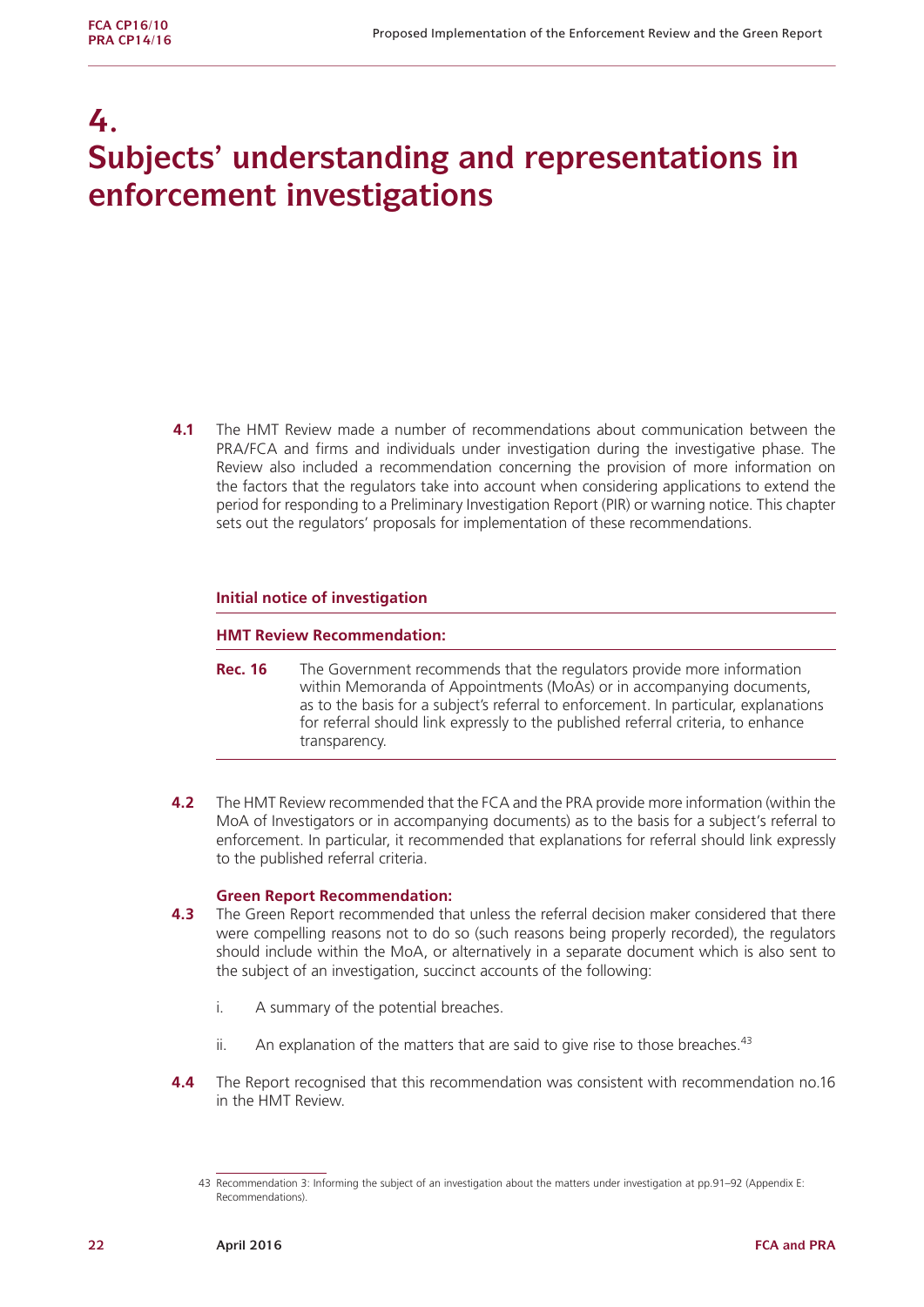# 4. Subjects' understanding and representations in enforcement investigations

**4.1** The HMT Review made a number of recommendations about communication between the PRA/FCA and firms and individuals under investigation during the investigative phase. The Review also included a recommendation concerning the provision of more information on the factors that the regulators take into account when considering applications to extend the period for responding to a Preliminary Investigation Report (PIR) or warning notice. This chapter sets out the regulators' proposals for implementation of these recommendations.

### Initial notice of investigation

**HMT Review Recommendation:**

| | |
|---|---|
| **Rec. 16** | The Government recommends that the regulators provide more information within Memoranda of Appointments (MoAs) or in accompanying documents, as to the basis for a subject's referral to enforcement. In particular, explanations for referral should link expressly to the published referral criteria, to enhance transparency. |

**4.2** The HMT Review recommended that the FCA and the PRA provide more information (within the MoA of Investigators or in accompanying documents) as to the basis for a subject's referral to enforcement. In particular, it recommended that explanations for referral should link expressly to the published referral criteria.

**Green Report Recommendation:**

**4.3** The Green Report recommended that unless the referral decision maker considered that there were compelling reasons not to do so (such reasons being properly recorded), the regulators should include within the MoA, or alternatively in a separate document which is also sent to the subject of an investigation, succinct accounts of the following:

i. A summary of the potential breaches.

ii. An explanation of the matters that are said to give rise to those breaches.[43]

**4.4** The Report recognised that this recommendation was consistent with recommendation no.16 in the HMT Review.

43 Recommendation 3: Informing the subject of an investigation about the matters under investigation at pp.91–92 (Appendix E: Recommendations).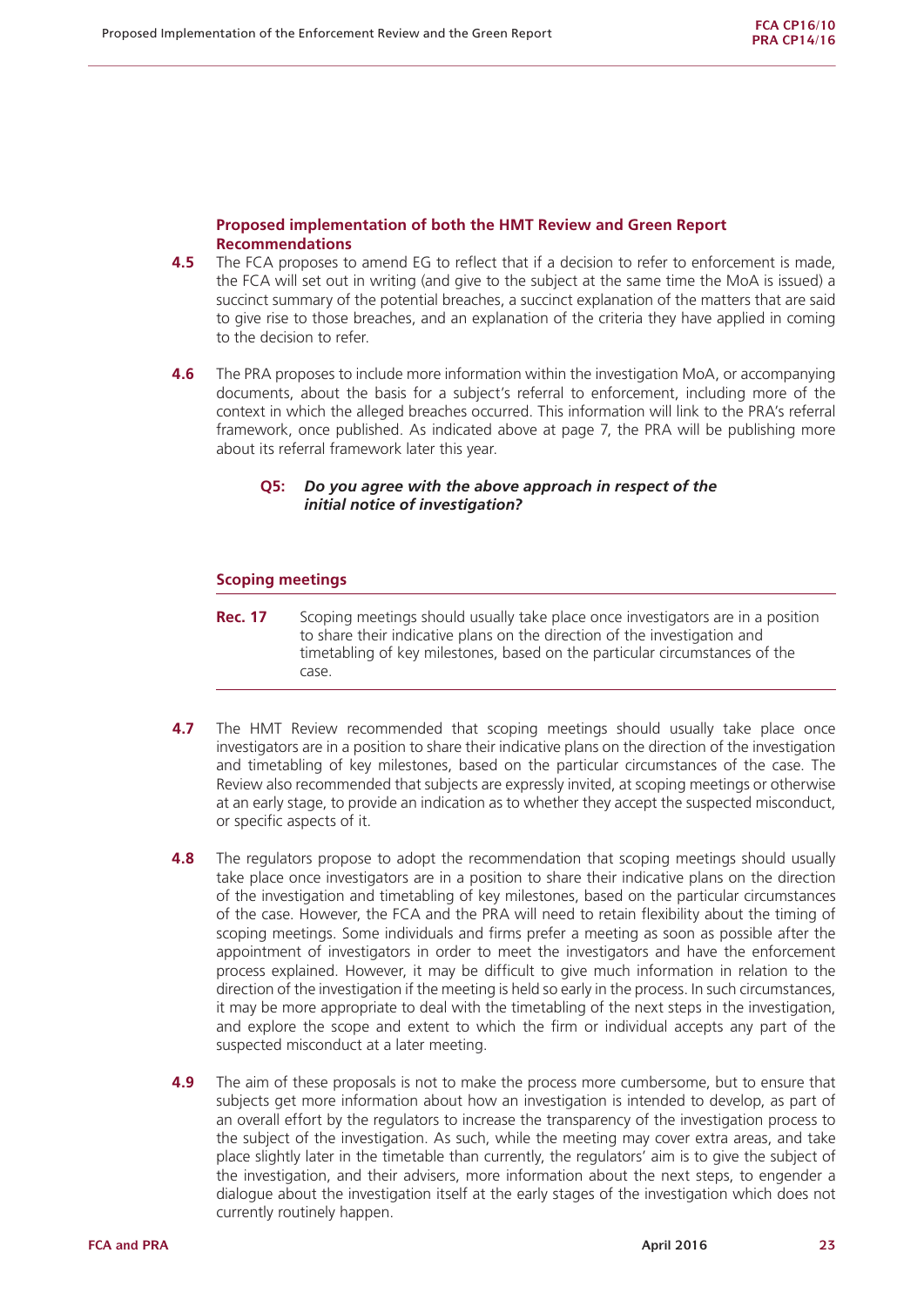### Proposed implementation of both the HMT Review and Green Report Recommendations

**4.5** The FCA proposes to amend EG to reflect that if a decision to refer to enforcement is made, the FCA will set out in writing (and give to the subject at the same time the MoA is issued) a succinct summary of the potential breaches, a succinct explanation of the matters that are said to give rise to those breaches, and an explanation of the criteria they have applied in coming to the decision to refer.

**4.6** The PRA proposes to include more information within the investigation MoA, or accompanying documents, about the basis for a subject's referral to enforcement, including more of the context in which the alleged breaches occurred. This information will link to the PRA's referral framework, once published. As indicated above at page 7, the PRA will be publishing more about its referral framework later this year.

> **Q5:** ***Do you agree with the above approach in respect of the initial notice of investigation?***

### Scoping meetings

**Rec. 17** Scoping meetings should usually take place once investigators are in a position to share their indicative plans on the direction of the investigation and timetabling of key milestones, based on the particular circumstances of the case.

**4.7** The HMT Review recommended that scoping meetings should usually take place once investigators are in a position to share their indicative plans on the direction of the investigation and timetabling of key milestones, based on the particular circumstances of the case. The Review also recommended that subjects are expressly invited, at scoping meetings or otherwise at an early stage, to provide an indication as to whether they accept the suspected misconduct, or specific aspects of it.

**4.8** The regulators propose to adopt the recommendation that scoping meetings should usually take place once investigators are in a position to share their indicative plans on the direction of the investigation and timetabling of key milestones, based on the particular circumstances of the case. However, the FCA and the PRA will need to retain flexibility about the timing of scoping meetings. Some individuals and firms prefer a meeting as soon as possible after the appointment of investigators in order to meet the investigators and have the enforcement process explained. However, it may be difficult to give much information in relation to the direction of the investigation if the meeting is held so early in the process. In such circumstances, it may be more appropriate to deal with the timetabling of the next steps in the investigation, and explore the scope and extent to which the firm or individual accepts any part of the suspected misconduct at a later meeting.

**4.9** The aim of these proposals is not to make the process more cumbersome, but to ensure that subjects get more information about how an investigation is intended to develop, as part of an overall effort by the regulators to increase the transparency of the investigation process to the subject of the investigation. As such, while the meeting may cover extra areas, and take place slightly later in the timetable than currently, the regulators' aim is to give the subject of the investigation, and their advisers, more information about the next steps, to engender a dialogue about the investigation itself at the early stages of the investigation which does not currently routinely happen.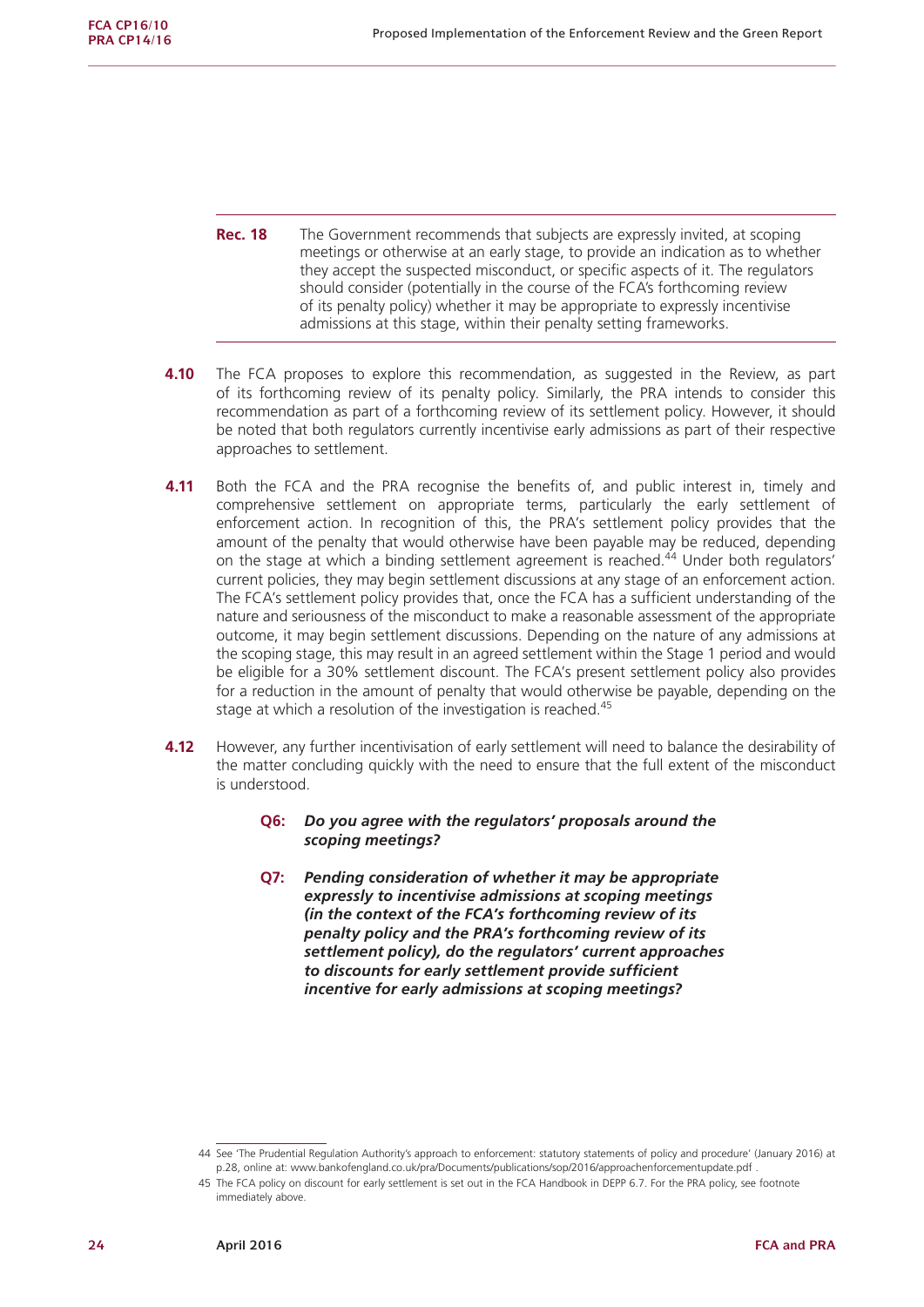**Rec. 18** The Government recommends that subjects are expressly invited, at scoping meetings or otherwise at an early stage, to provide an indication as to whether they accept the suspected misconduct, or specific aspects of it. The regulators should consider (potentially in the course of the FCA's forthcoming review of its penalty policy) whether it may be appropriate to expressly incentivise admissions at this stage, within their penalty setting frameworks.

**4.10** The FCA proposes to explore this recommendation, as suggested in the Review, as part of its forthcoming review of its penalty policy. Similarly, the PRA intends to consider this recommendation as part of a forthcoming review of its settlement policy. However, it should be noted that both regulators currently incentivise early admissions as part of their respective approaches to settlement.

**4.11** Both the FCA and the PRA recognise the benefits of, and public interest in, timely and comprehensive settlement on appropriate terms, particularly the early settlement of enforcement action. In recognition of this, the PRA's settlement policy provides that the amount of the penalty that would otherwise have been payable may be reduced, depending on the stage at which a binding settlement agreement is reached.[44] Under both regulators' current policies, they may begin settlement discussions at any stage of an enforcement action. The FCA's settlement policy provides that, once the FCA has a sufficient understanding of the nature and seriousness of the misconduct to make a reasonable assessment of the appropriate outcome, it may begin settlement discussions. Depending on the nature of any admissions at the scoping stage, this may result in an agreed settlement within the Stage 1 period and would be eligible for a 30% settlement discount. The FCA's present settlement policy also provides for a reduction in the amount of penalty that would otherwise be payable, depending on the stage at which a resolution of the investigation is reached.[45]

**4.12** However, any further incentivisation of early settlement will need to balance the desirability of the matter concluding quickly with the need to ensure that the full extent of the misconduct is understood.

**Q6:** ***Do you agree with the regulators' proposals around the scoping meetings?***

**Q7:** ***Pending consideration of whether it may be appropriate expressly to incentivise admissions at scoping meetings (in the context of the FCA's forthcoming review of its penalty policy and the PRA's forthcoming review of its settlement policy), do the regulators' current approaches to discounts for early settlement provide sufficient incentive for early admissions at scoping meetings?***

---

44 See 'The Prudential Regulation Authority's approach to enforcement: statutory statements of policy and procedure' (January 2016) at p.28, online at: www.bankofengland.co.uk/pra/Documents/publications/sop/2016/approachenforcementupdate.pdf .

45 The FCA policy on discount for early settlement is set out in the FCA Handbook in DEPP 6.7. For the PRA policy, see footnote immediately above.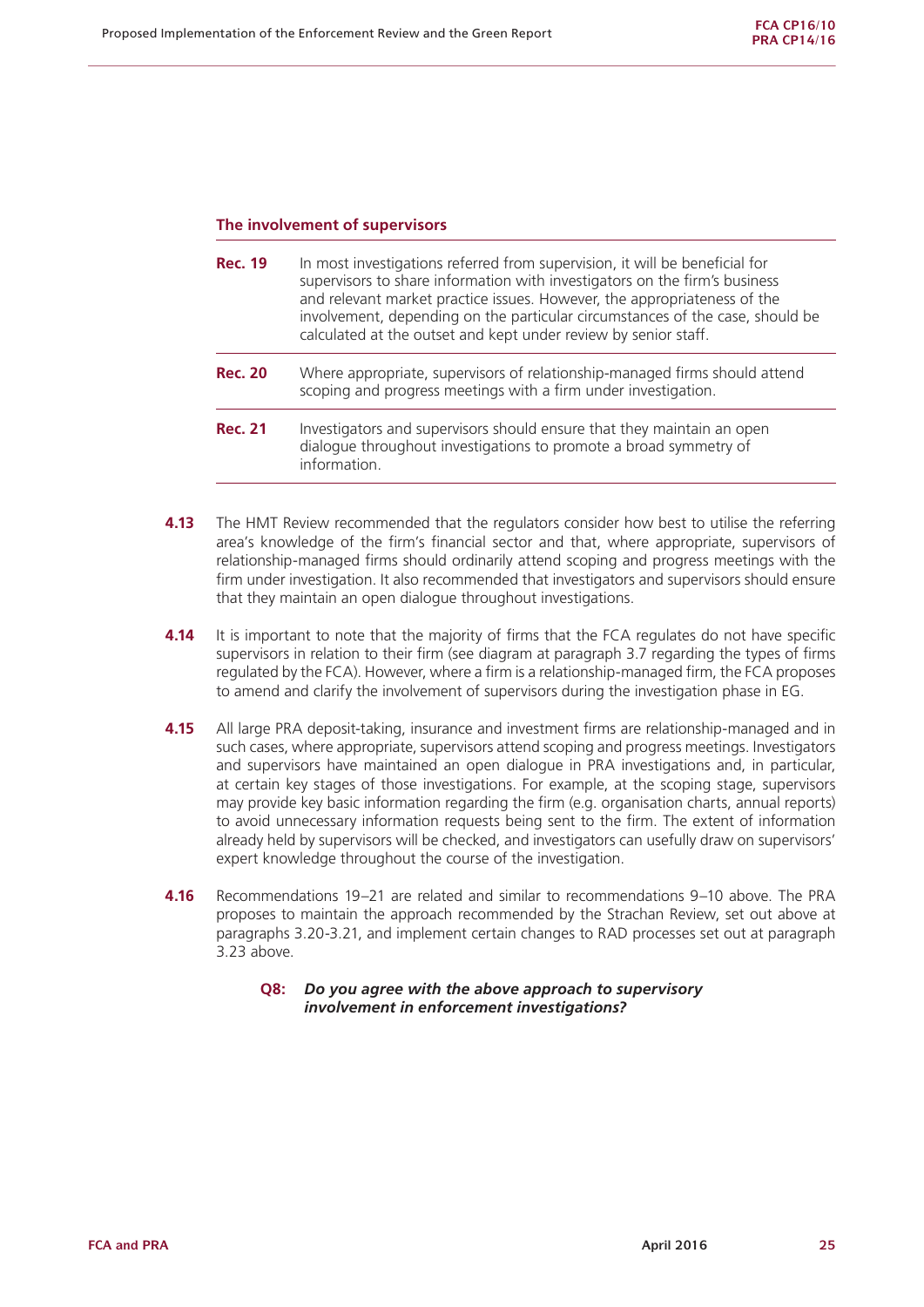### The involvement of supervisors

| | |
|---|---|
| **Rec. 19** | In most investigations referred from supervision, it will be beneficial for supervisors to share information with investigators on the firm's business and relevant market practice issues. However, the appropriateness of the involvement, depending on the particular circumstances of the case, should be calculated at the outset and kept under review by senior staff. |
| **Rec. 20** | Where appropriate, supervisors of relationship-managed firms should attend scoping and progress meetings with a firm under investigation. |
| **Rec. 21** | Investigators and supervisors should ensure that they maintain an open dialogue throughout investigations to promote a broad symmetry of information. |

**4.13** The HMT Review recommended that the regulators consider how best to utilise the referring area's knowledge of the firm's financial sector and that, where appropriate, supervisors of relationship-managed firms should ordinarily attend scoping and progress meetings with the firm under investigation. It also recommended that investigators and supervisors should ensure that they maintain an open dialogue throughout investigations.

**4.14** It is important to note that the majority of firms that the FCA regulates do not have specific supervisors in relation to their firm (see diagram at paragraph 3.7 regarding the types of firms regulated by the FCA). However, where a firm is a relationship-managed firm, the FCA proposes to amend and clarify the involvement of supervisors during the investigation phase in EG.

**4.15** All large PRA deposit-taking, insurance and investment firms are relationship-managed and in such cases, where appropriate, supervisors attend scoping and progress meetings. Investigators and supervisors have maintained an open dialogue in PRA investigations and, in particular, at certain key stages of those investigations. For example, at the scoping stage, supervisors may provide key basic information regarding the firm (e.g. organisation charts, annual reports) to avoid unnecessary information requests being sent to the firm. The extent of information already held by supervisors will be checked, and investigators can usefully draw on supervisors' expert knowledge throughout the course of the investigation.

**4.16** Recommendations 19–21 are related and similar to recommendations 9–10 above. The PRA proposes to maintain the approach recommended by the Strachan Review, set out above at paragraphs 3.20-3.21, and implement certain changes to RAD processes set out at paragraph 3.23 above.

> **Q8:** ***Do you agree with the above approach to supervisory involvement in enforcement investigations?***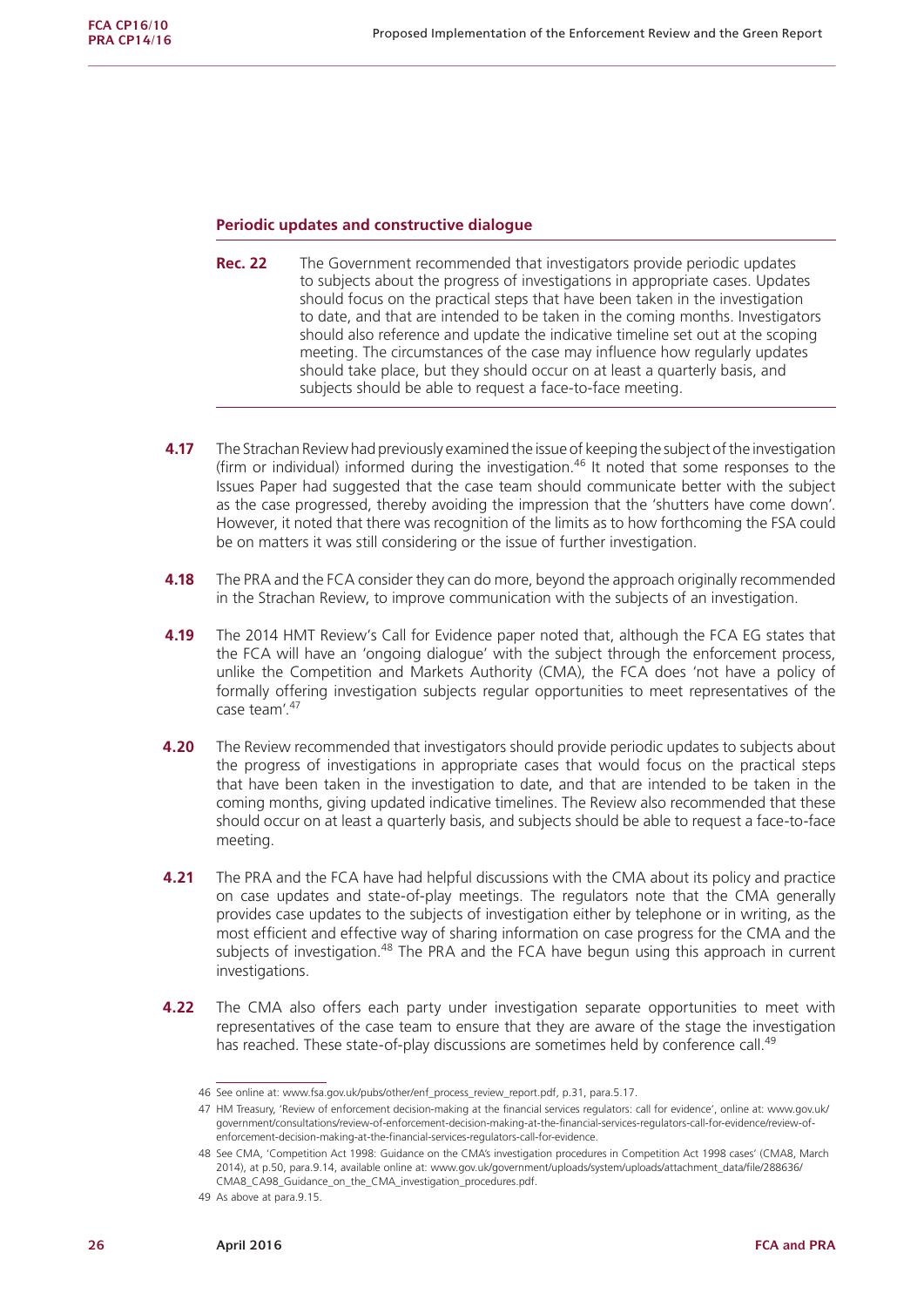### Periodic updates and constructive dialogue

**Rec. 22** The Government recommended that investigators provide periodic updates to subjects about the progress of investigations in appropriate cases. Updates should focus on the practical steps that have been taken in the investigation to date, and that are intended to be taken in the coming months. Investigators should also reference and update the indicative timeline set out at the scoping meeting. The circumstances of the case may influence how regularly updates should take place, but they should occur on at least a quarterly basis, and subjects should be able to request a face-to-face meeting.

**4.17** The Strachan Review had previously examined the issue of keeping the subject of the investigation (firm or individual) informed during the investigation.[46] It noted that some responses to the Issues Paper had suggested that the case team should communicate better with the subject as the case progressed, thereby avoiding the impression that the 'shutters have come down'. However, it noted that there was recognition of the limits as to how forthcoming the FSA could be on matters it was still considering or the issue of further investigation.

**4.18** The PRA and the FCA consider they can do more, beyond the approach originally recommended in the Strachan Review, to improve communication with the subjects of an investigation.

**4.19** The 2014 HMT Review's Call for Evidence paper noted that, although the FCA EG states that the FCA will have an 'ongoing dialogue' with the subject through the enforcement process, unlike the Competition and Markets Authority (CMA), the FCA does 'not have a policy of formally offering investigation subjects regular opportunities to meet representatives of the case team'.[47]

**4.20** The Review recommended that investigators should provide periodic updates to subjects about the progress of investigations in appropriate cases that would focus on the practical steps that have been taken in the investigation to date, and that are intended to be taken in the coming months, giving updated indicative timelines. The Review also recommended that these should occur on at least a quarterly basis, and subjects should be able to request a face-to-face meeting.

**4.21** The PRA and the FCA have had helpful discussions with the CMA about its policy and practice on case updates and state-of-play meetings. The regulators note that the CMA generally provides case updates to the subjects of investigation either by telephone or in writing, as the most efficient and effective way of sharing information on case progress for the CMA and the subjects of investigation.[48] The PRA and the FCA have begun using this approach in current investigations.

**4.22** The CMA also offers each party under investigation separate opportunities to meet with representatives of the case team to ensure that they are aware of the stage the investigation has reached. These state-of-play discussions are sometimes held by conference call.[49]

---

46 See online at: www.fsa.gov.uk/pubs/other/enf_process_review_report.pdf, p.31, para.5.17.

47 HM Treasury, 'Review of enforcement decision-making at the financial services regulators: call for evidence', online at: www.gov.uk/government/consultations/review-of-enforcement-decision-making-at-the-financial-services-regulators-call-for-evidence/review-of-enforcement-decision-making-at-the-financial-services-regulators-call-for-evidence.

48 See CMA, 'Competition Act 1998: Guidance on the CMA's investigation procedures in Competition Act 1998 cases' (CMA8, March 2014), at p.50, para.9.14, available online at: www.gov.uk/government/uploads/system/uploads/attachment_data/file/288636/CMA8_CA98_Guidance_on_the_CMA_investigation_procedures.pdf.

49 As above at para.9.15.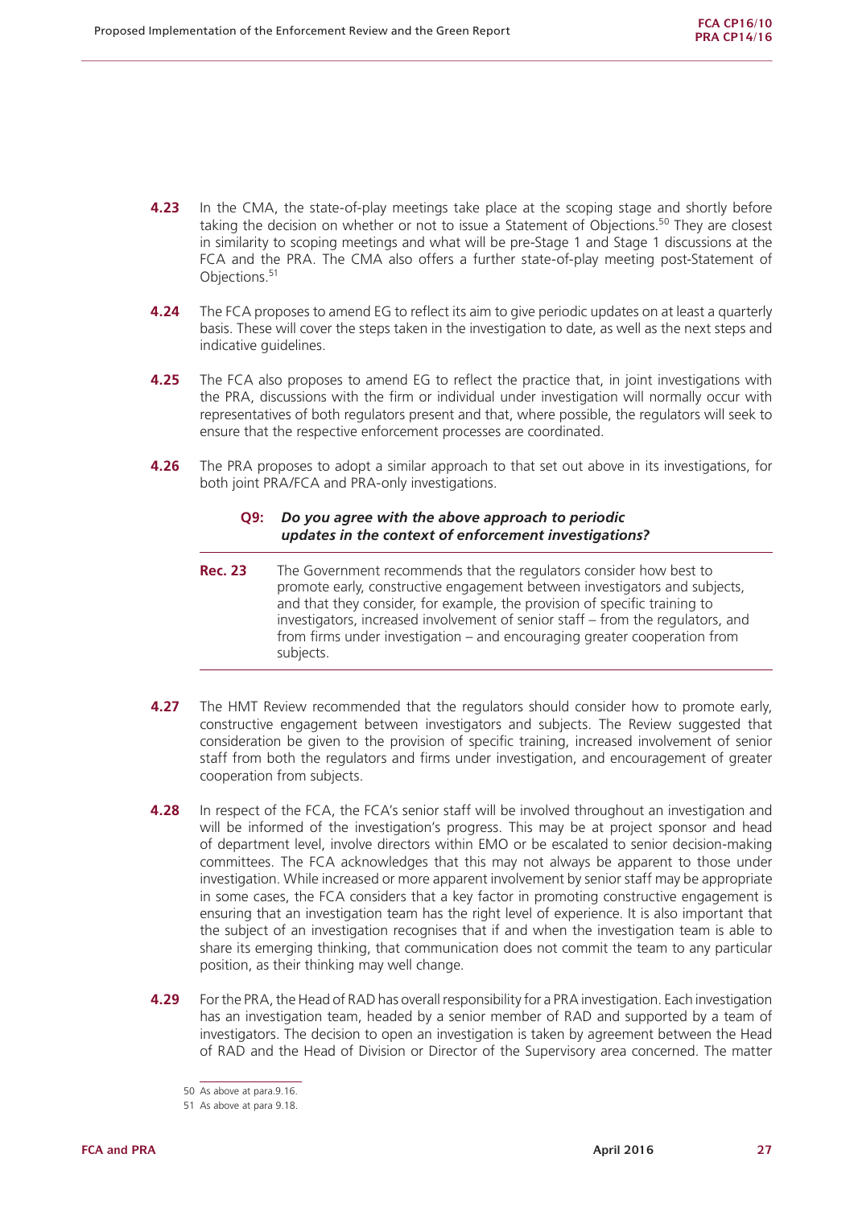**4.23** In the CMA, the state-of-play meetings take place at the scoping stage and shortly before taking the decision on whether or not to issue a Statement of Objections.[50] They are closest in similarity to scoping meetings and what will be pre-Stage 1 and Stage 1 discussions at the FCA and the PRA. The CMA also offers a further state-of-play meeting post-Statement of Objections.[51]

**4.24** The FCA proposes to amend EG to reflect its aim to give periodic updates on at least a quarterly basis. These will cover the steps taken in the investigation to date, as well as the next steps and indicative guidelines.

**4.25** The FCA also proposes to amend EG to reflect the practice that, in joint investigations with the PRA, discussions with the firm or individual under investigation will normally occur with representatives of both regulators present and that, where possible, the regulators will seek to ensure that the respective enforcement processes are coordinated.

**4.26** The PRA proposes to adopt a similar approach to that set out above in its investigations, for both joint PRA/FCA and PRA-only investigations.

**Q9:** ***Do you agree with the above approach to periodic updates in the context of enforcement investigations?***

**Rec. 23** The Government recommends that the regulators consider how best to promote early, constructive engagement between investigators and subjects, and that they consider, for example, the provision of specific training to investigators, increased involvement of senior staff – from the regulators, and from firms under investigation – and encouraging greater cooperation from subjects.

**4.27** The HMT Review recommended that the regulators should consider how to promote early, constructive engagement between investigators and subjects. The Review suggested that consideration be given to the provision of specific training, increased involvement of senior staff from both the regulators and firms under investigation, and encouragement of greater cooperation from subjects.

**4.28** In respect of the FCA, the FCA's senior staff will be involved throughout an investigation and will be informed of the investigation's progress. This may be at project sponsor and head of department level, involve directors within EMO or be escalated to senior decision-making committees. The FCA acknowledges that this may not always be apparent to those under investigation. While increased or more apparent involvement by senior staff may be appropriate in some cases, the FCA considers that a key factor in promoting constructive engagement is ensuring that an investigation team has the right level of experience. It is also important that the subject of an investigation recognises that if and when the investigation team is able to share its emerging thinking, that communication does not commit the team to any particular position, as their thinking may well change.

**4.29** For the PRA, the Head of RAD has overall responsibility for a PRA investigation. Each investigation has an investigation team, headed by a senior member of RAD and supported by a team of investigators. The decision to open an investigation is taken by agreement between the Head of RAD and the Head of Division or Director of the Supervisory area concerned. The matter

50 As above at para.9.16.

51 As above at para 9.18.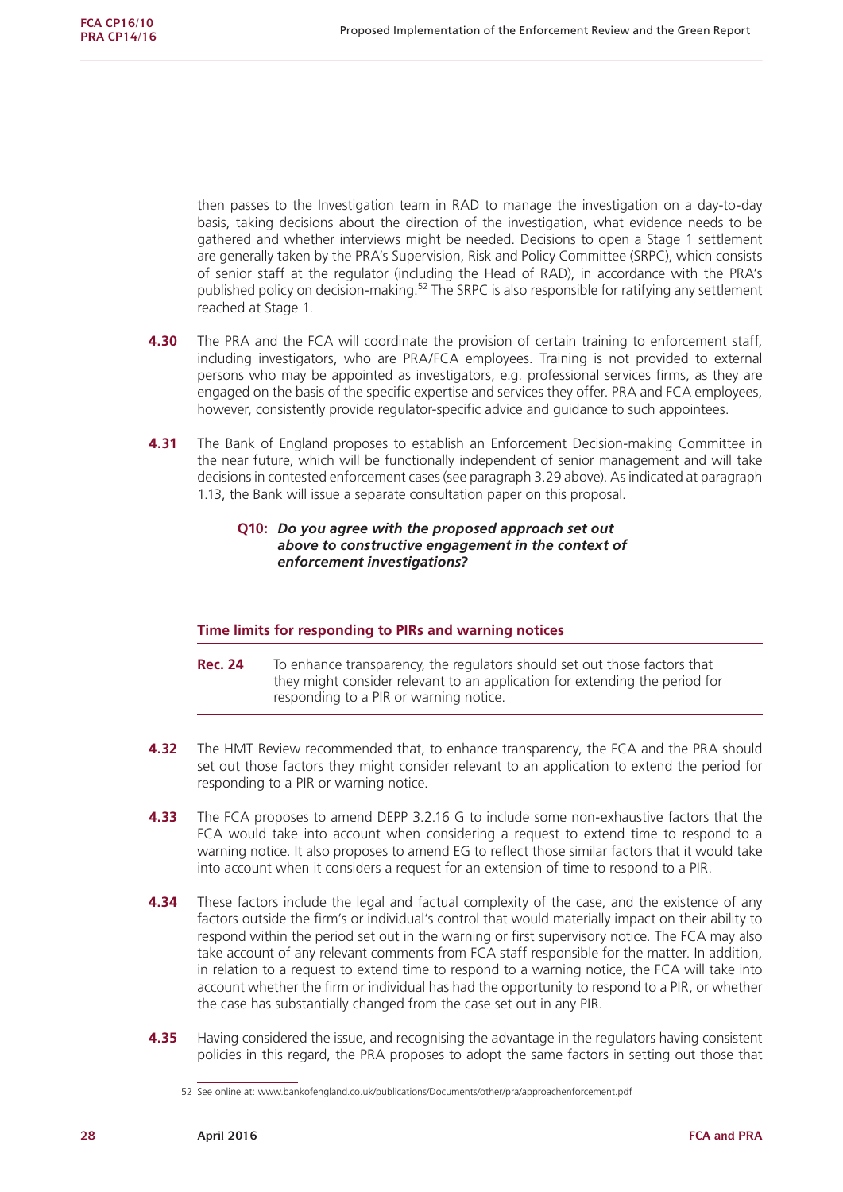then passes to the Investigation team in RAD to manage the investigation on a day-to-day basis, taking decisions about the direction of the investigation, what evidence needs to be gathered and whether interviews might be needed. Decisions to open a Stage 1 settlement are generally taken by the PRA's Supervision, Risk and Policy Committee (SRPC), which consists of senior staff at the regulator (including the Head of RAD), in accordance with the PRA's published policy on decision-making.[52] The SRPC is also responsible for ratifying any settlement reached at Stage 1.

**4.30** The PRA and the FCA will coordinate the provision of certain training to enforcement staff, including investigators, who are PRA/FCA employees. Training is not provided to external persons who may be appointed as investigators, e.g. professional services firms, as they are engaged on the basis of the specific expertise and services they offer. PRA and FCA employees, however, consistently provide regulator-specific advice and guidance to such appointees.

**4.31** The Bank of England proposes to establish an Enforcement Decision-making Committee in the near future, which will be functionally independent of senior management and will take decisions in contested enforcement cases (see paragraph 3.29 above). As indicated at paragraph 1.13, the Bank will issue a separate consultation paper on this proposal.

**Q10:** ***Do you agree with the proposed approach set out above to constructive engagement in the context of enforcement investigations?***

### Time limits for responding to PIRs and warning notices

**Rec. 24** To enhance transparency, the regulators should set out those factors that they might consider relevant to an application for extending the period for responding to a PIR or warning notice.

**4.32** The HMT Review recommended that, to enhance transparency, the FCA and the PRA should set out those factors they might consider relevant to an application to extend the period for responding to a PIR or warning notice.

**4.33** The FCA proposes to amend DEPP 3.2.16 G to include some non-exhaustive factors that the FCA would take into account when considering a request to extend time to respond to a warning notice. It also proposes to amend EG to reflect those similar factors that it would take into account when it considers a request for an extension of time to respond to a PIR.

**4.34** These factors include the legal and factual complexity of the case, and the existence of any factors outside the firm's or individual's control that would materially impact on their ability to respond within the period set out in the warning or first supervisory notice. The FCA may also take account of any relevant comments from FCA staff responsible for the matter. In addition, in relation to a request to extend time to respond to a warning notice, the FCA will take into account whether the firm or individual has had the opportunity to respond to a PIR, or whether the case has substantially changed from the case set out in any PIR.

**4.35** Having considered the issue, and recognising the advantage in the regulators having consistent policies in this regard, the PRA proposes to adopt the same factors in setting out those that

52 See online at: www.bankofengland.co.uk/publications/Documents/other/pra/approachenforcement.pdf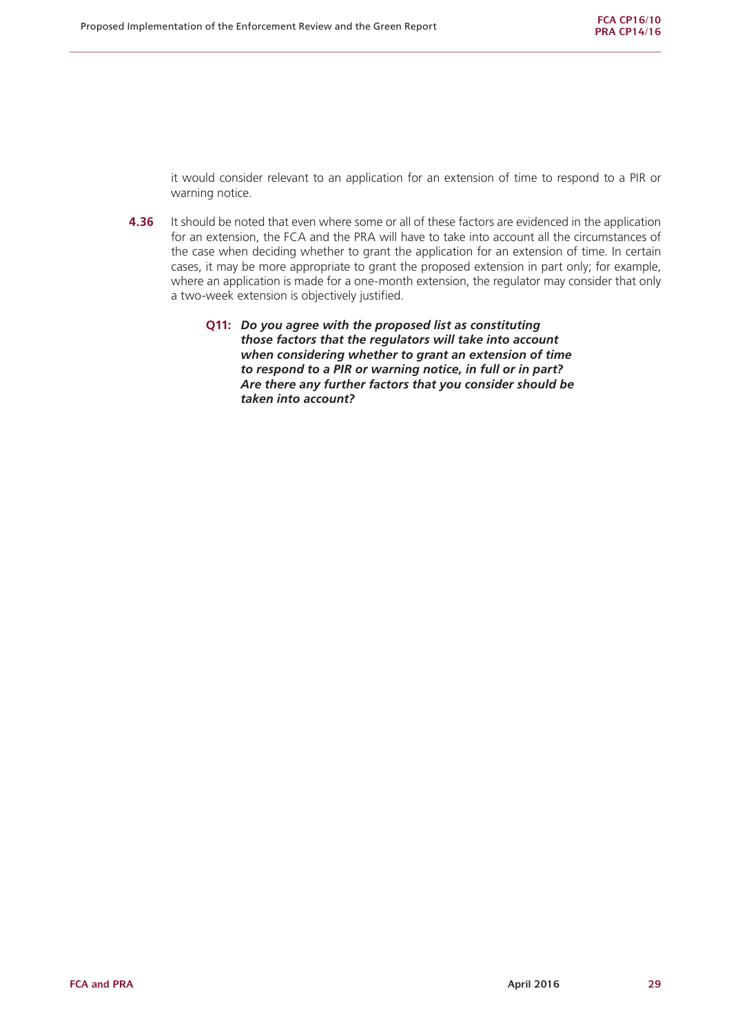it would consider relevant to an application for an extension of time to respond to a PIR or warning notice.

**4.36** It should be noted that even where some or all of these factors are evidenced in the application for an extension, the FCA and the PRA will have to take into account all the circumstances of the case when deciding whether to grant the application for an extension of time. In certain cases, it may be more appropriate to grant the proposed extension in part only; for example, where an application is made for a one-month extension, the regulator may consider that only a two-week extension is objectively justified.

> **Q11:** ***Do you agree with the proposed list as constituting those factors that the regulators will take into account when considering whether to grant an extension of time to respond to a PIR or warning notice, in full or in part? Are there any further factors that you consider should be taken into account?***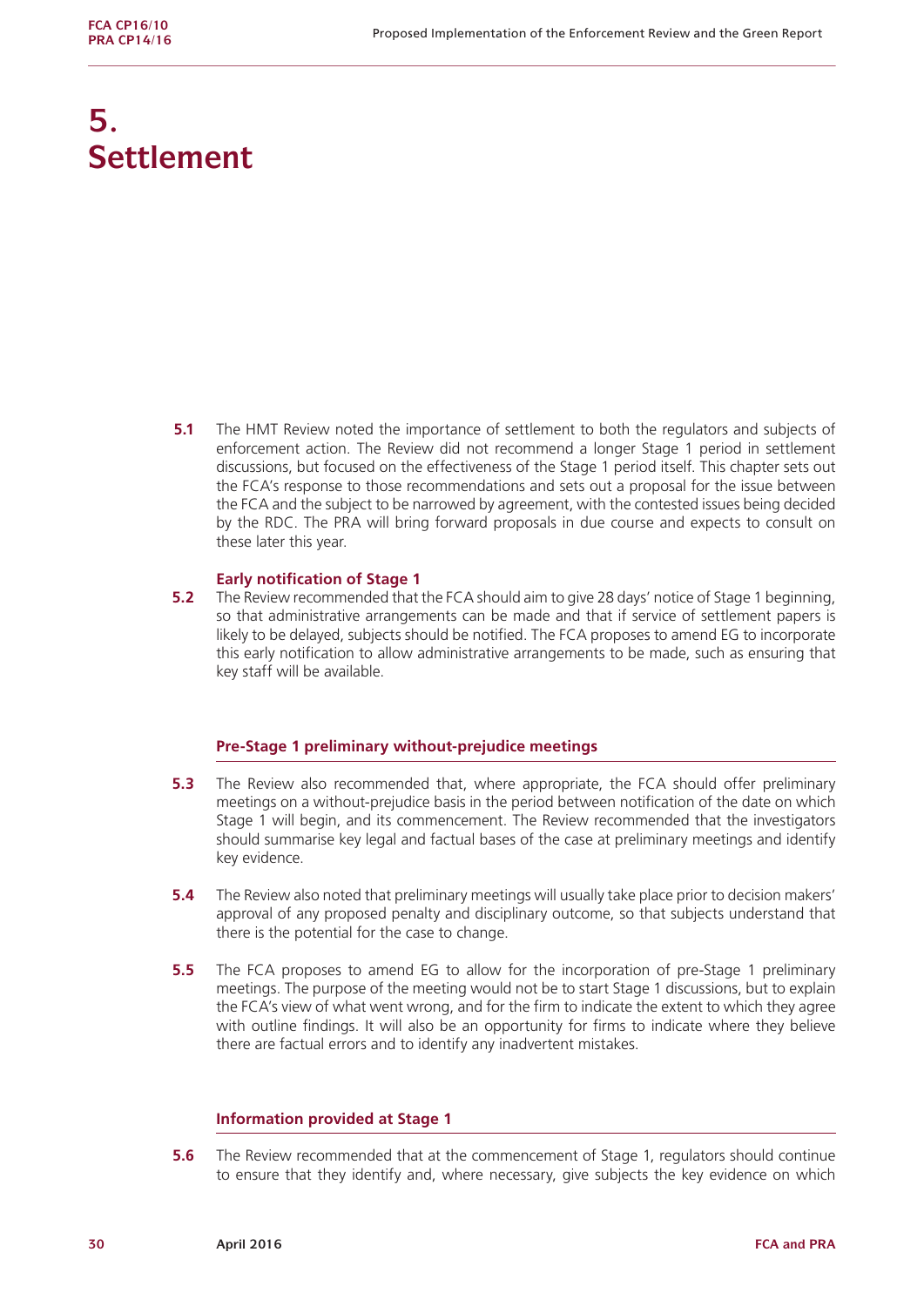# 5. Settlement

**5.1** The HMT Review noted the importance of settlement to both the regulators and subjects of enforcement action. The Review did not recommend a longer Stage 1 period in settlement discussions, but focused on the effectiveness of the Stage 1 period itself. This chapter sets out the FCA's response to those recommendations and sets out a proposal for the issue between the FCA and the subject to be narrowed by agreement, with the contested issues being decided by the RDC. The PRA will bring forward proposals in due course and expects to consult on these later this year.

### Early notification of Stage 1

**5.2** The Review recommended that the FCA should aim to give 28 days' notice of Stage 1 beginning, so that administrative arrangements can be made and that if service of settlement papers is likely to be delayed, subjects should be notified. The FCA proposes to amend EG to incorporate this early notification to allow administrative arrangements to be made, such as ensuring that key staff will be available.

### Pre-Stage 1 preliminary without-prejudice meetings

**5.3** The Review also recommended that, where appropriate, the FCA should offer preliminary meetings on a without-prejudice basis in the period between notification of the date on which Stage 1 will begin, and its commencement. The Review recommended that the investigators should summarise key legal and factual bases of the case at preliminary meetings and identify key evidence.

**5.4** The Review also noted that preliminary meetings will usually take place prior to decision makers' approval of any proposed penalty and disciplinary outcome, so that subjects understand that there is the potential for the case to change.

**5.5** The FCA proposes to amend EG to allow for the incorporation of pre-Stage 1 preliminary meetings. The purpose of the meeting would not be to start Stage 1 discussions, but to explain the FCA's view of what went wrong, and for the firm to indicate the extent to which they agree with outline findings. It will also be an opportunity for firms to indicate where they believe there are factual errors and to identify any inadvertent mistakes.

### Information provided at Stage 1

**5.6** The Review recommended that at the commencement of Stage 1, regulators should continue to ensure that they identify and, where necessary, give subjects the key evidence on which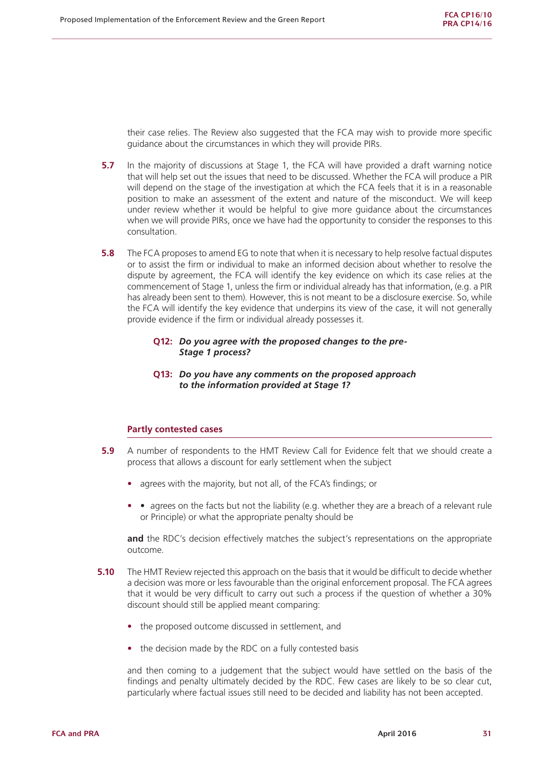their case relies. The Review also suggested that the FCA may wish to provide more specific guidance about the circumstances in which they will provide PIRs.

**5.7** In the majority of discussions at Stage 1, the FCA will have provided a draft warning notice that will help set out the issues that need to be discussed. Whether the FCA will produce a PIR will depend on the stage of the investigation at which the FCA feels that it is in a reasonable position to make an assessment of the extent and nature of the misconduct. We will keep under review whether it would be helpful to give more guidance about the circumstances when we will provide PIRs, once we have had the opportunity to consider the responses to this consultation.

**5.8** The FCA proposes to amend EG to note that when it is necessary to help resolve factual disputes or to assist the firm or individual to make an informed decision about whether to resolve the dispute by agreement, the FCA will identify the key evidence on which its case relies at the commencement of Stage 1, unless the firm or individual already has that information, (e.g. a PIR has already been sent to them). However, this is not meant to be a disclosure exercise. So, while the FCA will identify the key evidence that underpins its view of the case, it will not generally provide evidence if the firm or individual already possesses it.

> **Q12:** ***Do you agree with the proposed changes to the pre-Stage 1 process?***
>
> **Q13:** ***Do you have any comments on the proposed approach to the information provided at Stage 1?***

### Partly contested cases

**5.9** A number of respondents to the HMT Review Call for Evidence felt that we should create a process that allows a discount for early settlement when the subject

- agrees with the majority, but not all, of the FCA's findings; or
- • agrees on the facts but not the liability (e.g. whether they are a breach of a relevant rule or Principle) or what the appropriate penalty should be

**and** the RDC's decision effectively matches the subject's representations on the appropriate outcome.

**5.10** The HMT Review rejected this approach on the basis that it would be difficult to decide whether a decision was more or less favourable than the original enforcement proposal. The FCA agrees that it would be very difficult to carry out such a process if the question of whether a 30% discount should still be applied meant comparing:

- the proposed outcome discussed in settlement, and
- the decision made by the RDC on a fully contested basis

and then coming to a judgement that the subject would have settled on the basis of the findings and penalty ultimately decided by the RDC. Few cases are likely to be so clear cut, particularly where factual issues still need to be decided and liability has not been accepted.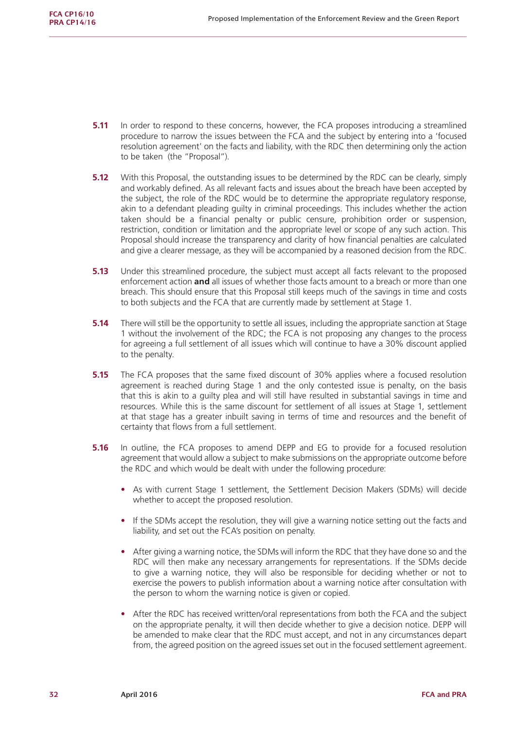**5.11** In order to respond to these concerns, however, the FCA proposes introducing a streamlined procedure to narrow the issues between the FCA and the subject by entering into a 'focused resolution agreement' on the facts and liability, with the RDC then determining only the action to be taken (the "Proposal").

**5.12** With this Proposal, the outstanding issues to be determined by the RDC can be clearly, simply and workably defined. As all relevant facts and issues about the breach have been accepted by the subject, the role of the RDC would be to determine the appropriate regulatory response, akin to a defendant pleading guilty in criminal proceedings. This includes whether the action taken should be a financial penalty or public censure, prohibition order or suspension, restriction, condition or limitation and the appropriate level or scope of any such action. This Proposal should increase the transparency and clarity of how financial penalties are calculated and give a clearer message, as they will be accompanied by a reasoned decision from the RDC.

**5.13** Under this streamlined procedure, the subject must accept all facts relevant to the proposed enforcement action **and** all issues of whether those facts amount to a breach or more than one breach. This should ensure that this Proposal still keeps much of the savings in time and costs to both subjects and the FCA that are currently made by settlement at Stage 1.

**5.14** There will still be the opportunity to settle all issues, including the appropriate sanction at Stage 1 without the involvement of the RDC; the FCA is not proposing any changes to the process for agreeing a full settlement of all issues which will continue to have a 30% discount applied to the penalty.

**5.15** The FCA proposes that the same fixed discount of 30% applies where a focused resolution agreement is reached during Stage 1 and the only contested issue is penalty, on the basis that this is akin to a guilty plea and will still have resulted in substantial savings in time and resources. While this is the same discount for settlement of all issues at Stage 1, settlement at that stage has a greater inbuilt saving in terms of time and resources and the benefit of certainty that flows from a full settlement.

**5.16** In outline, the FCA proposes to amend DEPP and EG to provide for a focused resolution agreement that would allow a subject to make submissions on the appropriate outcome before the RDC and which would be dealt with under the following procedure:

- As with current Stage 1 settlement, the Settlement Decision Makers (SDMs) will decide whether to accept the proposed resolution.
- If the SDMs accept the resolution, they will give a warning notice setting out the facts and liability, and set out the FCA's position on penalty.
- After giving a warning notice, the SDMs will inform the RDC that they have done so and the RDC will then make any necessary arrangements for representations. If the SDMs decide to give a warning notice, they will also be responsible for deciding whether or not to exercise the powers to publish information about a warning notice after consultation with the person to whom the warning notice is given or copied.
- After the RDC has received written/oral representations from both the FCA and the subject on the appropriate penalty, it will then decide whether to give a decision notice. DEPP will be amended to make clear that the RDC must accept, and not in any circumstances depart from, the agreed position on the agreed issues set out in the focused settlement agreement.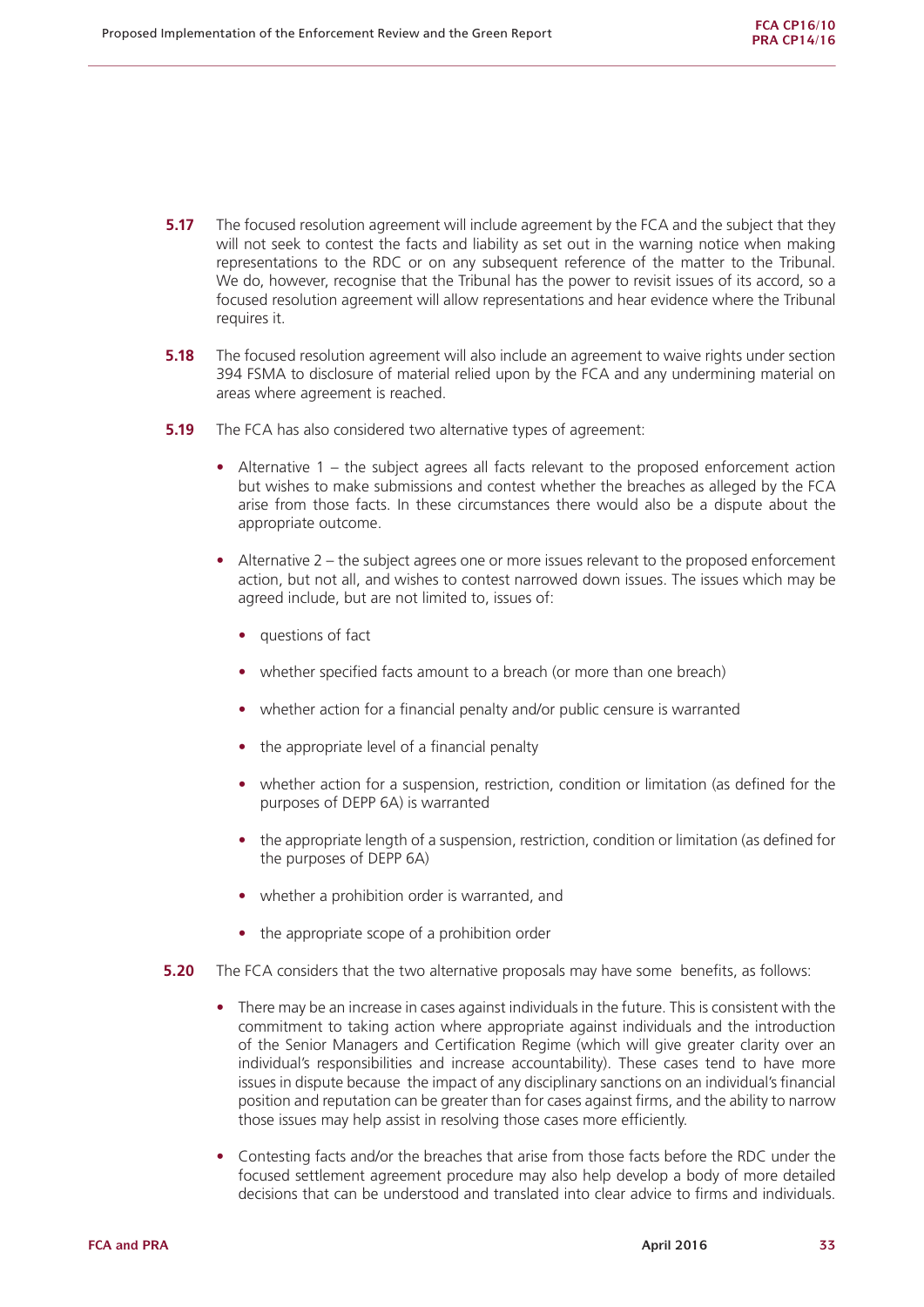**5.17** The focused resolution agreement will include agreement by the FCA and the subject that they will not seek to contest the facts and liability as set out in the warning notice when making representations to the RDC or on any subsequent reference of the matter to the Tribunal. We do, however, recognise that the Tribunal has the power to revisit issues of its accord, so a focused resolution agreement will allow representations and hear evidence where the Tribunal requires it.

**5.18** The focused resolution agreement will also include an agreement to waive rights under section 394 FSMA to disclosure of material relied upon by the FCA and any undermining material on areas where agreement is reached.

**5.19** The FCA has also considered two alternative types of agreement:

- Alternative 1 – the subject agrees all facts relevant to the proposed enforcement action but wishes to make submissions and contest whether the breaches as alleged by the FCA arise from those facts. In these circumstances there would also be a dispute about the appropriate outcome.
- Alternative 2 – the subject agrees one or more issues relevant to the proposed enforcement action, but not all, and wishes to contest narrowed down issues. The issues which may be agreed include, but are not limited to, issues of:
  - questions of fact
  - whether specified facts amount to a breach (or more than one breach)
  - whether action for a financial penalty and/or public censure is warranted
  - the appropriate level of a financial penalty
  - whether action for a suspension, restriction, condition or limitation (as defined for the purposes of DEPP 6A) is warranted
  - the appropriate length of a suspension, restriction, condition or limitation (as defined for the purposes of DEPP 6A)
  - whether a prohibition order is warranted, and
  - the appropriate scope of a prohibition order

**5.20** The FCA considers that the two alternative proposals may have some benefits, as follows:

- There may be an increase in cases against individuals in the future. This is consistent with the commitment to taking action where appropriate against individuals and the introduction of the Senior Managers and Certification Regime (which will give greater clarity over an individual's responsibilities and increase accountability). These cases tend to have more issues in dispute because the impact of any disciplinary sanctions on an individual's financial position and reputation can be greater than for cases against firms, and the ability to narrow those issues may help assist in resolving those cases more efficiently.
- Contesting facts and/or the breaches that arise from those facts before the RDC under the focused settlement agreement procedure may also help develop a body of more detailed decisions that can be understood and translated into clear advice to firms and individuals.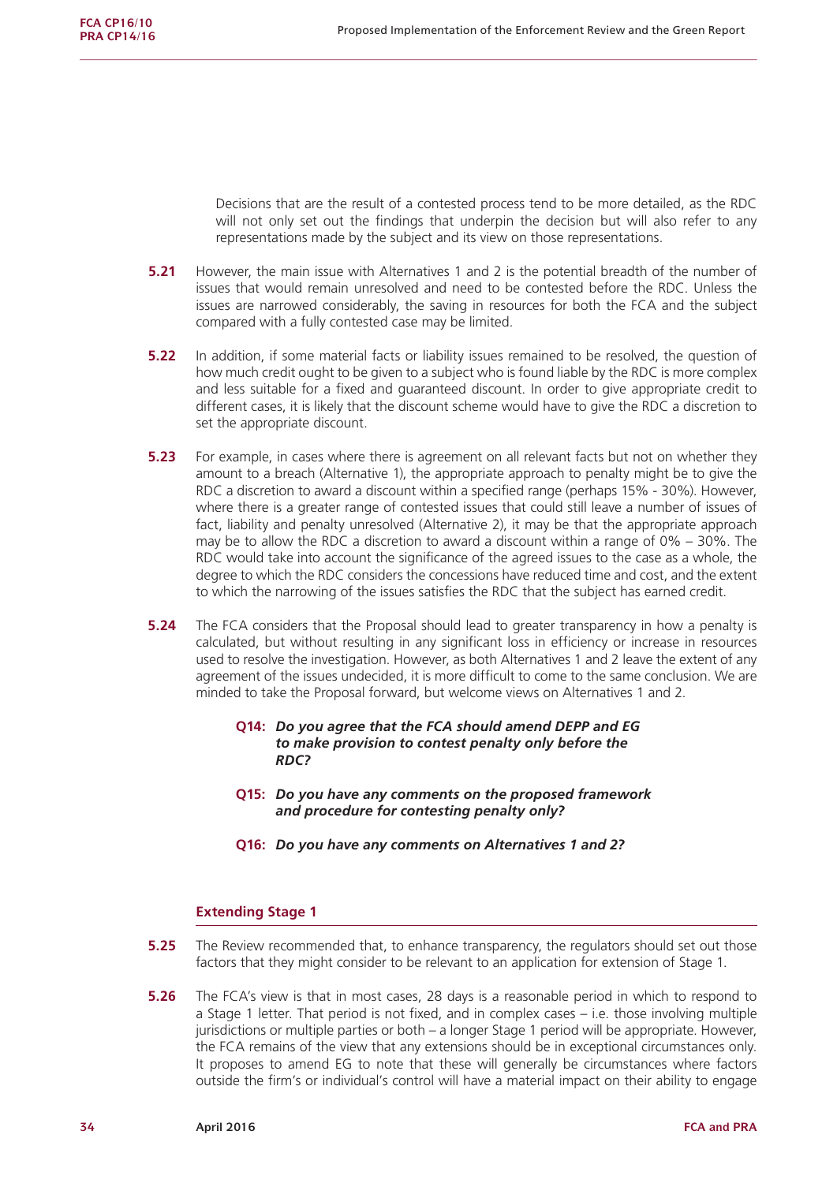Decisions that are the result of a contested process tend to be more detailed, as the RDC will not only set out the findings that underpin the decision but will also refer to any representations made by the subject and its view on those representations.

**5.21** However, the main issue with Alternatives 1 and 2 is the potential breadth of the number of issues that would remain unresolved and need to be contested before the RDC. Unless the issues are narrowed considerably, the saving in resources for both the FCA and the subject compared with a fully contested case may be limited.

**5.22** In addition, if some material facts or liability issues remained to be resolved, the question of how much credit ought to be given to a subject who is found liable by the RDC is more complex and less suitable for a fixed and guaranteed discount. In order to give appropriate credit to different cases, it is likely that the discount scheme would have to give the RDC a discretion to set the appropriate discount.

**5.23** For example, in cases where there is agreement on all relevant facts but not on whether they amount to a breach (Alternative 1), the appropriate approach to penalty might be to give the RDC a discretion to award a discount within a specified range (perhaps 15% - 30%). However, where there is a greater range of contested issues that could still leave a number of issues of fact, liability and penalty unresolved (Alternative 2), it may be that the appropriate approach may be to allow the RDC a discretion to award a discount within a range of 0% – 30%. The RDC would take into account the significance of the agreed issues to the case as a whole, the degree to which the RDC considers the concessions have reduced time and cost, and the extent to which the narrowing of the issues satisfies the RDC that the subject has earned credit.

**5.24** The FCA considers that the Proposal should lead to greater transparency in how a penalty is calculated, but without resulting in any significant loss in efficiency or increase in resources used to resolve the investigation. However, as both Alternatives 1 and 2 leave the extent of any agreement of the issues undecided, it is more difficult to come to the same conclusion. We are minded to take the Proposal forward, but welcome views on Alternatives 1 and 2.

> **Q14:** ***Do you agree that the FCA should amend DEPP and EG to make provision to contest penalty only before the RDC?***
>
> **Q15:** ***Do you have any comments on the proposed framework and procedure for contesting penalty only?***
>
> **Q16:** ***Do you have any comments on Alternatives 1 and 2?***

### Extending Stage 1

**5.25** The Review recommended that, to enhance transparency, the regulators should set out those factors that they might consider to be relevant to an application for extension of Stage 1.

**5.26** The FCA's view is that in most cases, 28 days is a reasonable period in which to respond to a Stage 1 letter. That period is not fixed, and in complex cases – i.e. those involving multiple jurisdictions or multiple parties or both – a longer Stage 1 period will be appropriate. However, the FCA remains of the view that any extensions should be in exceptional circumstances only. It proposes to amend EG to note that these will generally be circumstances where factors outside the firm's or individual's control will have a material impact on their ability to engage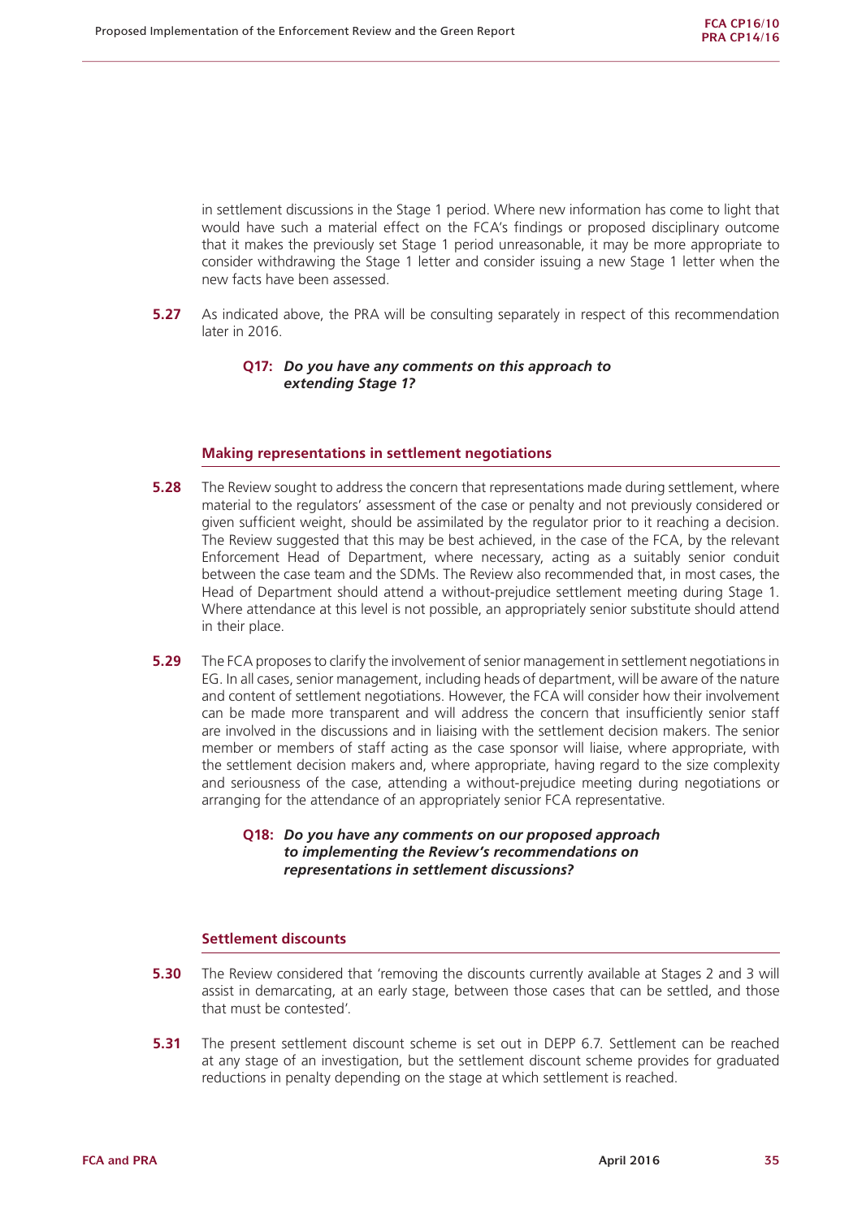in settlement discussions in the Stage 1 period. Where new information has come to light that would have such a material effect on the FCA's findings or proposed disciplinary outcome that it makes the previously set Stage 1 period unreasonable, it may be more appropriate to consider withdrawing the Stage 1 letter and consider issuing a new Stage 1 letter when the new facts have been assessed.

**5.27** As indicated above, the PRA will be consulting separately in respect of this recommendation later in 2016.

> **Q17:** ***Do you have any comments on this approach to extending Stage 1?***

### Making representations in settlement negotiations

**5.28** The Review sought to address the concern that representations made during settlement, where material to the regulators' assessment of the case or penalty and not previously considered or given sufficient weight, should be assimilated by the regulator prior to it reaching a decision. The Review suggested that this may be best achieved, in the case of the FCA, by the relevant Enforcement Head of Department, where necessary, acting as a suitably senior conduit between the case team and the SDMs. The Review also recommended that, in most cases, the Head of Department should attend a without-prejudice settlement meeting during Stage 1. Where attendance at this level is not possible, an appropriately senior substitute should attend in their place.

**5.29** The FCA proposes to clarify the involvement of senior management in settlement negotiations in EG. In all cases, senior management, including heads of department, will be aware of the nature and content of settlement negotiations. However, the FCA will consider how their involvement can be made more transparent and will address the concern that insufficiently senior staff are involved in the discussions and in liaising with the settlement decision makers. The senior member or members of staff acting as the case sponsor will liaise, where appropriate, with the settlement decision makers and, where appropriate, having regard to the size complexity and seriousness of the case, attending a without-prejudice meeting during negotiations or arranging for the attendance of an appropriately senior FCA representative.

> **Q18:** ***Do you have any comments on our proposed approach to implementing the Review's recommendations on representations in settlement discussions?***

### Settlement discounts

**5.30** The Review considered that 'removing the discounts currently available at Stages 2 and 3 will assist in demarcating, at an early stage, between those cases that can be settled, and those that must be contested'.

**5.31** The present settlement discount scheme is set out in DEPP 6.7. Settlement can be reached at any stage of an investigation, but the settlement discount scheme provides for graduated reductions in penalty depending on the stage at which settlement is reached.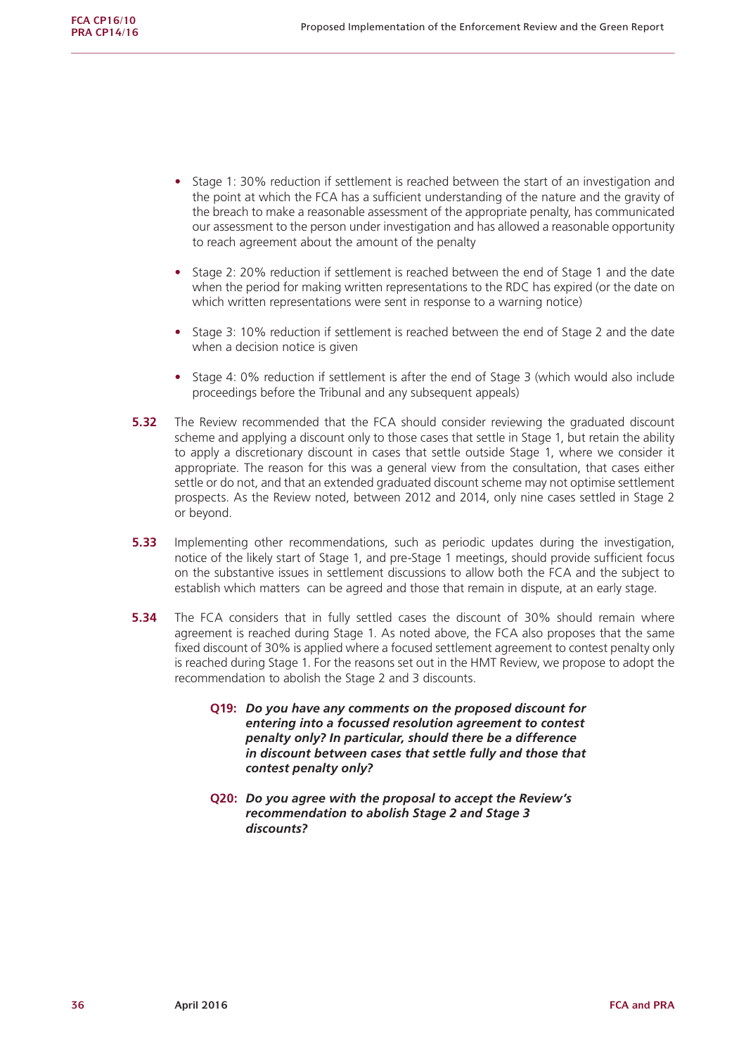- Stage 1: 30% reduction if settlement is reached between the start of an investigation and the point at which the FCA has a sufficient understanding of the nature and the gravity of the breach to make a reasonable assessment of the appropriate penalty, has communicated our assessment to the person under investigation and has allowed a reasonable opportunity to reach agreement about the amount of the penalty

- Stage 2: 20% reduction if settlement is reached between the end of Stage 1 and the date when the period for making written representations to the RDC has expired (or the date on which written representations were sent in response to a warning notice)

- Stage 3: 10% reduction if settlement is reached between the end of Stage 2 and the date when a decision notice is given

- Stage 4: 0% reduction if settlement is after the end of Stage 3 (which would also include proceedings before the Tribunal and any subsequent appeals)

**5.32** The Review recommended that the FCA should consider reviewing the graduated discount scheme and applying a discount only to those cases that settle in Stage 1, but retain the ability to apply a discretionary discount in cases that settle outside Stage 1, where we consider it appropriate. The reason for this was a general view from the consultation, that cases either settle or do not, and that an extended graduated discount scheme may not optimise settlement prospects. As the Review noted, between 2012 and 2014, only nine cases settled in Stage 2 or beyond.

**5.33** Implementing other recommendations, such as periodic updates during the investigation, notice of the likely start of Stage 1, and pre-Stage 1 meetings, should provide sufficient focus on the substantive issues in settlement discussions to allow both the FCA and the subject to establish which matters can be agreed and those that remain in dispute, at an early stage.

**5.34** The FCA considers that in fully settled cases the discount of 30% should remain where agreement is reached during Stage 1. As noted above, the FCA also proposes that the same fixed discount of 30% is applied where a focused settlement agreement to contest penalty only is reached during Stage 1. For the reasons set out in the HMT Review, we propose to adopt the recommendation to abolish the Stage 2 and 3 discounts.

> **Q19:** ***Do you have any comments on the proposed discount for entering into a focussed resolution agreement to contest penalty only? In particular, should there be a difference in discount between cases that settle fully and those that contest penalty only?***

> **Q20:** ***Do you agree with the proposal to accept the Review's recommendation to abolish Stage 2 and Stage 3 discounts?***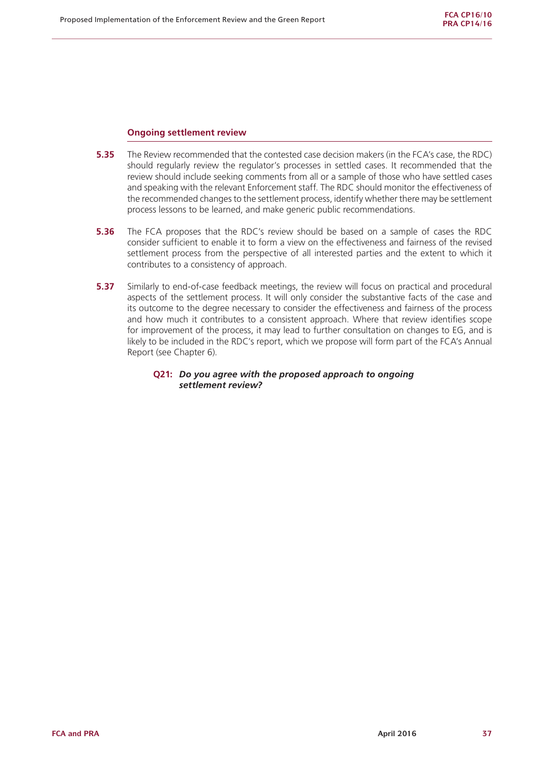### Ongoing settlement review

**5.35** The Review recommended that the contested case decision makers (in the FCA's case, the RDC) should regularly review the regulator's processes in settled cases. It recommended that the review should include seeking comments from all or a sample of those who have settled cases and speaking with the relevant Enforcement staff. The RDC should monitor the effectiveness of the recommended changes to the settlement process, identify whether there may be settlement process lessons to be learned, and make generic public recommendations.

**5.36** The FCA proposes that the RDC's review should be based on a sample of cases the RDC consider sufficient to enable it to form a view on the effectiveness and fairness of the revised settlement process from the perspective of all interested parties and the extent to which it contributes to a consistency of approach.

**5.37** Similarly to end-of-case feedback meetings, the review will focus on practical and procedural aspects of the settlement process. It will only consider the substantive facts of the case and its outcome to the degree necessary to consider the effectiveness and fairness of the process and how much it contributes to a consistent approach. Where that review identifies scope for improvement of the process, it may lead to further consultation on changes to EG, and is likely to be included in the RDC's report, which we propose will form part of the FCA's Annual Report (see Chapter 6).

**Q21:** ***Do you agree with the proposed approach to ongoing settlement review?***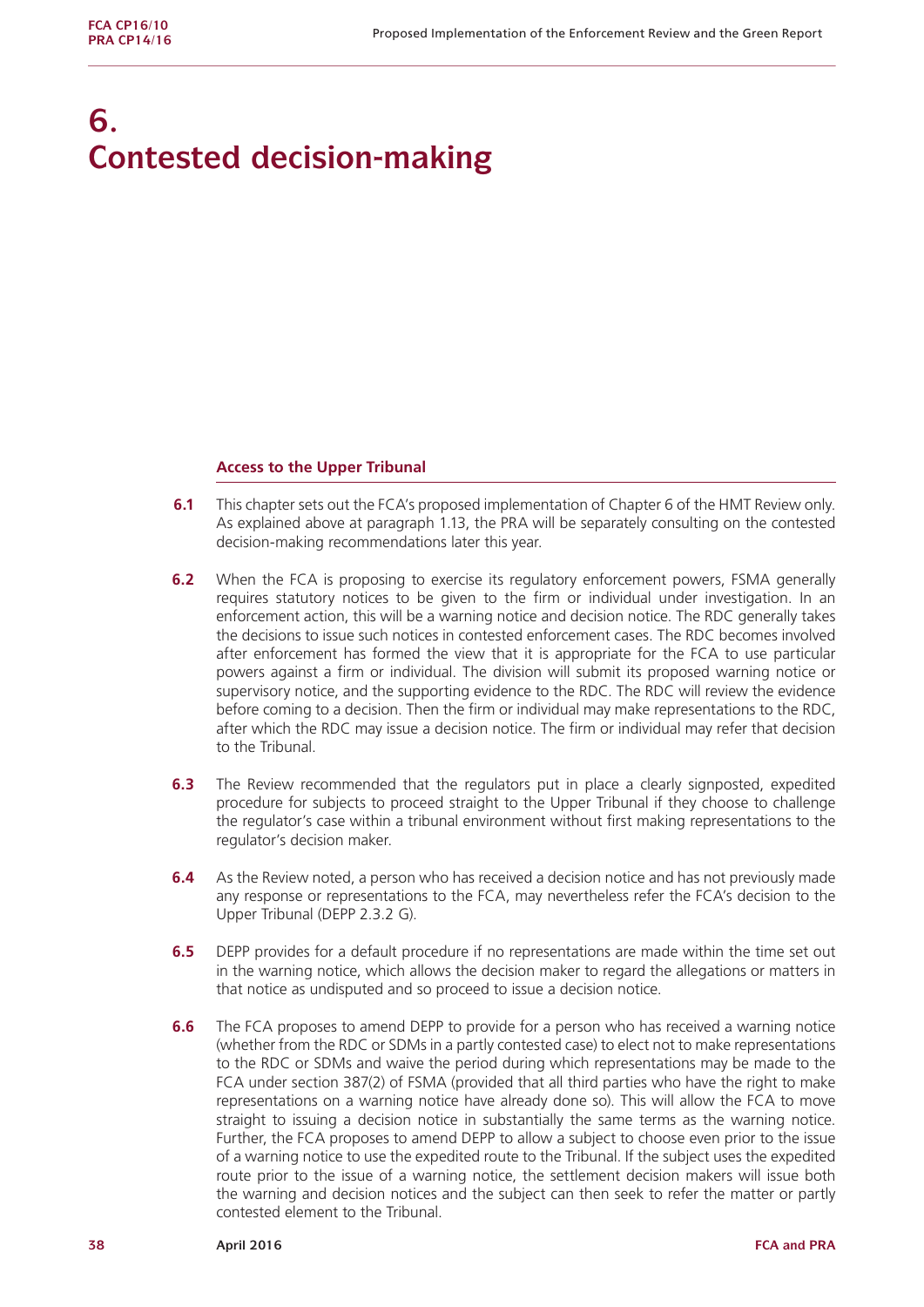# 6. Contested decision-making

### Access to the Upper Tribunal

**6.1** This chapter sets out the FCA's proposed implementation of Chapter 6 of the HMT Review only. As explained above at paragraph 1.13, the PRA will be separately consulting on the contested decision-making recommendations later this year.

**6.2** When the FCA is proposing to exercise its regulatory enforcement powers, FSMA generally requires statutory notices to be given to the firm or individual under investigation. In an enforcement action, this will be a warning notice and decision notice. The RDC generally takes the decisions to issue such notices in contested enforcement cases. The RDC becomes involved after enforcement has formed the view that it is appropriate for the FCA to use particular powers against a firm or individual. The division will submit its proposed warning notice or supervisory notice, and the supporting evidence to the RDC. The RDC will review the evidence before coming to a decision. Then the firm or individual may make representations to the RDC, after which the RDC may issue a decision notice. The firm or individual may refer that decision to the Tribunal.

**6.3** The Review recommended that the regulators put in place a clearly signposted, expedited procedure for subjects to proceed straight to the Upper Tribunal if they choose to challenge the regulator's case within a tribunal environment without first making representations to the regulator's decision maker.

**6.4** As the Review noted, a person who has received a decision notice and has not previously made any response or representations to the FCA, may nevertheless refer the FCA's decision to the Upper Tribunal (DEPP 2.3.2 G).

**6.5** DEPP provides for a default procedure if no representations are made within the time set out in the warning notice, which allows the decision maker to regard the allegations or matters in that notice as undisputed and so proceed to issue a decision notice.

**6.6** The FCA proposes to amend DEPP to provide for a person who has received a warning notice (whether from the RDC or SDMs in a partly contested case) to elect not to make representations to the RDC or SDMs and waive the period during which representations may be made to the FCA under section 387(2) of FSMA (provided that all third parties who have the right to make representations on a warning notice have already done so). This will allow the FCA to move straight to issuing a decision notice in substantially the same terms as the warning notice. Further, the FCA proposes to amend DEPP to allow a subject to choose even prior to the issue of a warning notice to use the expedited route to the Tribunal. If the subject uses the expedited route prior to the issue of a warning notice, the settlement decision makers will issue both the warning and decision notices and the subject can then seek to refer the matter or partly contested element to the Tribunal.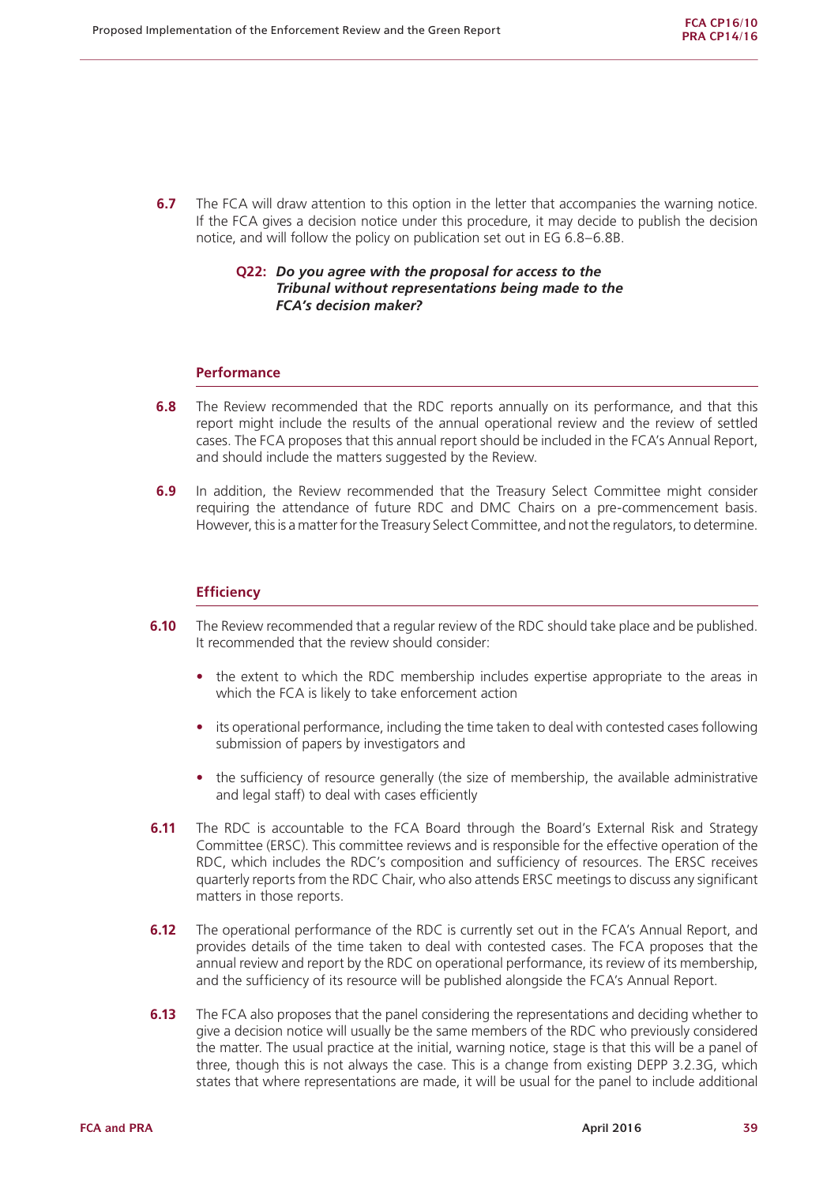**6.7** The FCA will draw attention to this option in the letter that accompanies the warning notice. If the FCA gives a decision notice under this procedure, it may decide to publish the decision notice, and will follow the policy on publication set out in EG 6.8–6.8B.

> **Q22:** ***Do you agree with the proposal for access to the Tribunal without representations being made to the FCA's decision maker?***

### Performance

**6.8** The Review recommended that the RDC reports annually on its performance, and that this report might include the results of the annual operational review and the review of settled cases. The FCA proposes that this annual report should be included in the FCA's Annual Report, and should include the matters suggested by the Review.

**6.9** In addition, the Review recommended that the Treasury Select Committee might consider requiring the attendance of future RDC and DMC Chairs on a pre-commencement basis. However, this is a matter for the Treasury Select Committee, and not the regulators, to determine.

### Efficiency

**6.10** The Review recommended that a regular review of the RDC should take place and be published. It recommended that the review should consider:

- the extent to which the RDC membership includes expertise appropriate to the areas in which the FCA is likely to take enforcement action
- its operational performance, including the time taken to deal with contested cases following submission of papers by investigators and
- the sufficiency of resource generally (the size of membership, the available administrative and legal staff) to deal with cases efficiently

**6.11** The RDC is accountable to the FCA Board through the Board's External Risk and Strategy Committee (ERSC). This committee reviews and is responsible for the effective operation of the RDC, which includes the RDC's composition and sufficiency of resources. The ERSC receives quarterly reports from the RDC Chair, who also attends ERSC meetings to discuss any significant matters in those reports.

**6.12** The operational performance of the RDC is currently set out in the FCA's Annual Report, and provides details of the time taken to deal with contested cases. The FCA proposes that the annual review and report by the RDC on operational performance, its review of its membership, and the sufficiency of its resource will be published alongside the FCA's Annual Report.

**6.13** The FCA also proposes that the panel considering the representations and deciding whether to give a decision notice will usually be the same members of the RDC who previously considered the matter. The usual practice at the initial, warning notice, stage is that this will be a panel of three, though this is not always the case. This is a change from existing DEPP 3.2.3G, which states that where representations are made, it will be usual for the panel to include additional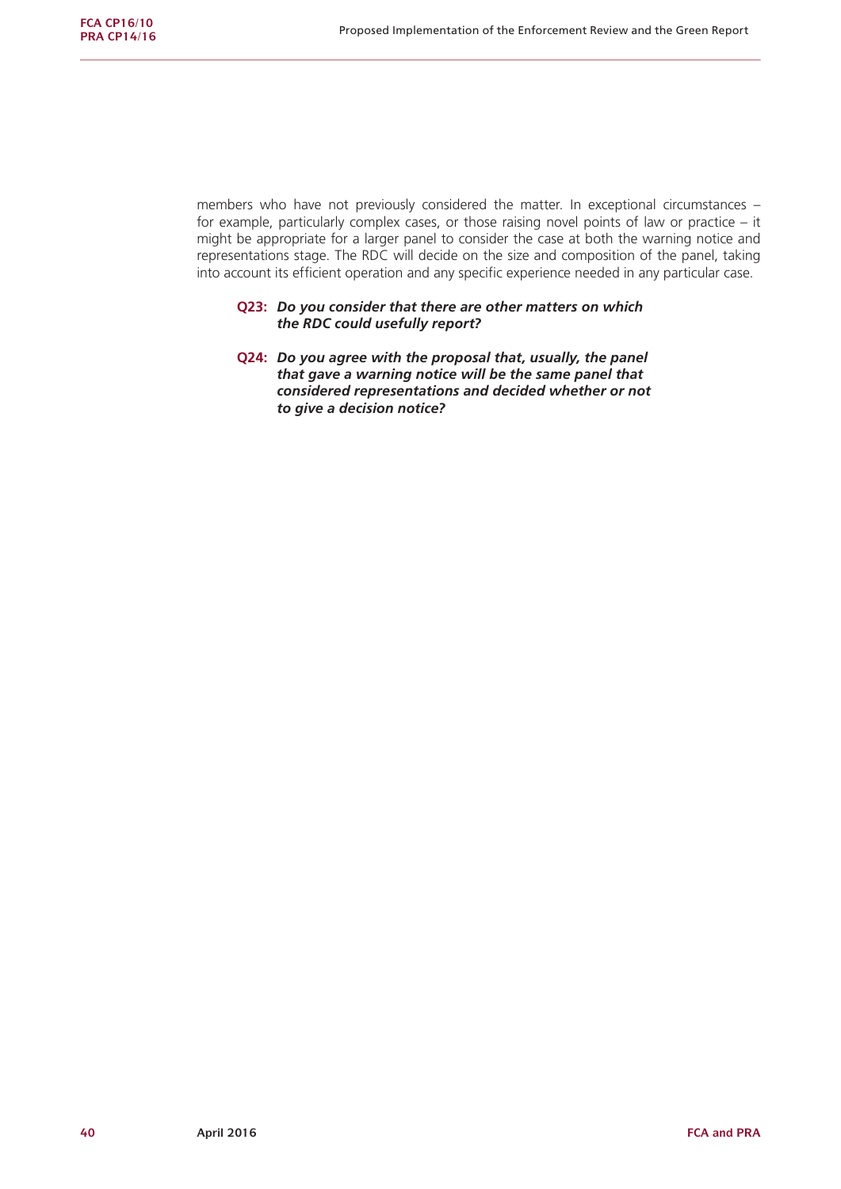members who have not previously considered the matter. In exceptional circumstances – for example, particularly complex cases, or those raising novel points of law or practice – it might be appropriate for a larger panel to consider the case at both the warning notice and representations stage. The RDC will decide on the size and composition of the panel, taking into account its efficient operation and any specific experience needed in any particular case.

**Q23:** ***Do you consider that there are other matters on which the RDC could usefully report?***

**Q24:** ***Do you agree with the proposal that, usually, the panel that gave a warning notice will be the same panel that considered representations and decided whether or not to give a decision notice?***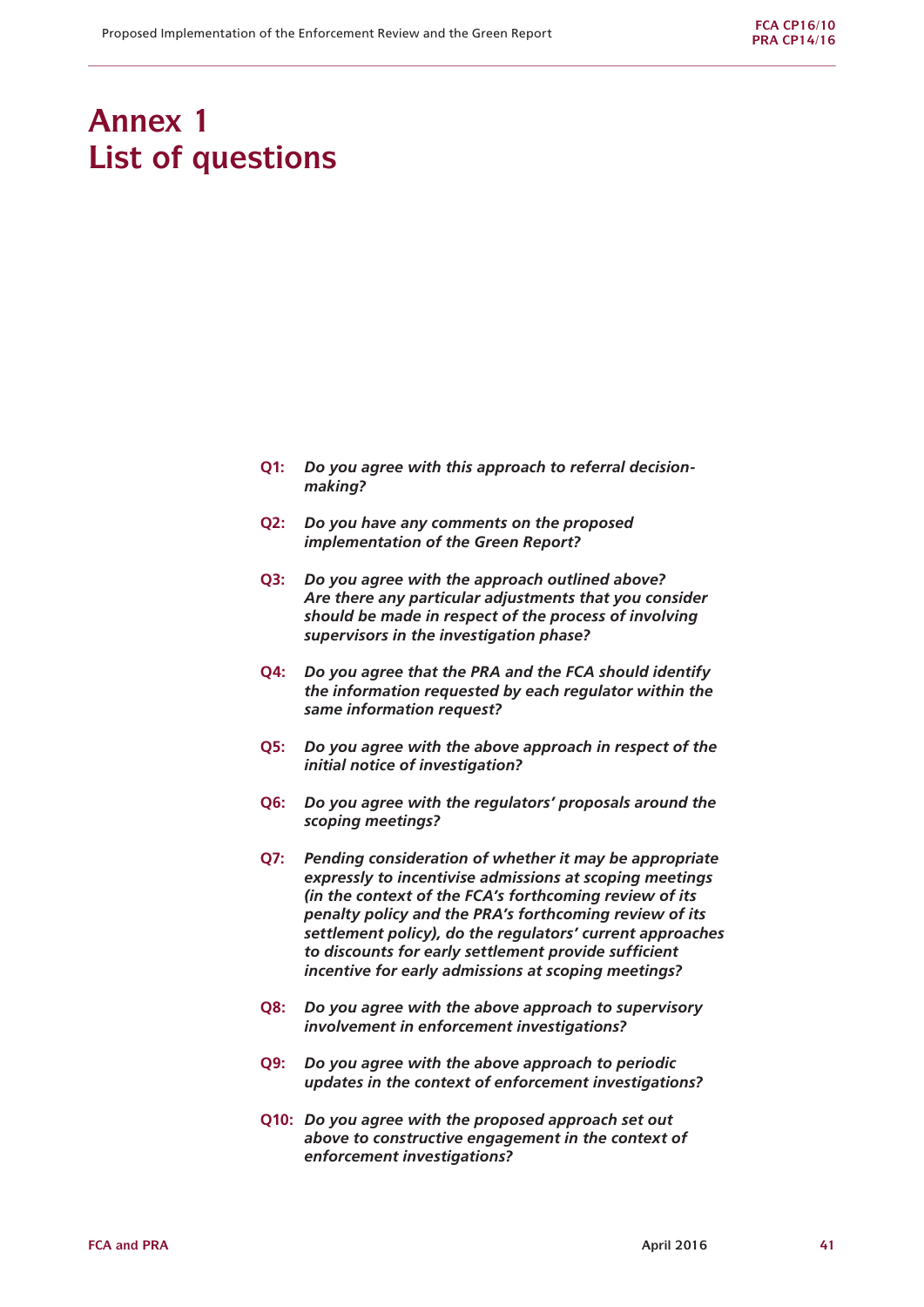# Annex 1
# List of questions

**Q1:** ***Do you agree with this approach to referral decision-making?***

**Q2:** ***Do you have any comments on the proposed implementation of the Green Report?***

**Q3:** ***Do you agree with the approach outlined above? Are there any particular adjustments that you consider should be made in respect of the process of involving supervisors in the investigation phase?***

**Q4:** ***Do you agree that the PRA and the FCA should identify the information requested by each regulator within the same information request?***

**Q5:** ***Do you agree with the above approach in respect of the initial notice of investigation?***

**Q6:** ***Do you agree with the regulators' proposals around the scoping meetings?***

**Q7:** ***Pending consideration of whether it may be appropriate expressly to incentivise admissions at scoping meetings (in the context of the FCA's forthcoming review of its penalty policy and the PRA's forthcoming review of its settlement policy), do the regulators' current approaches to discounts for early settlement provide sufficient incentive for early admissions at scoping meetings?***

**Q8:** ***Do you agree with the above approach to supervisory involvement in enforcement investigations?***

**Q9:** ***Do you agree with the above approach to periodic updates in the context of enforcement investigations?***

**Q10:** ***Do you agree with the proposed approach set out above to constructive engagement in the context of enforcement investigations?***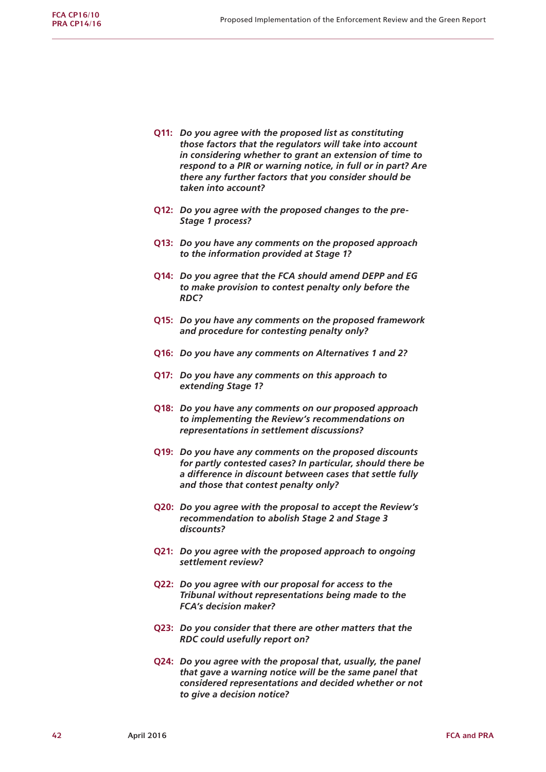**Q11:** ***Do you agree with the proposed list as constituting those factors that the regulators will take into account in considering whether to grant an extension of time to respond to a PIR or warning notice, in full or in part? Are there any further factors that you consider should be taken into account?***

**Q12:** ***Do you agree with the proposed changes to the pre-Stage 1 process?***

**Q13:** ***Do you have any comments on the proposed approach to the information provided at Stage 1?***

**Q14:** ***Do you agree that the FCA should amend DEPP and EG to make provision to contest penalty only before the RDC?***

**Q15:** ***Do you have any comments on the proposed framework and procedure for contesting penalty only?***

**Q16:** ***Do you have any comments on Alternatives 1 and 2?***

**Q17:** ***Do you have any comments on this approach to extending Stage 1?***

**Q18:** ***Do you have any comments on our proposed approach to implementing the Review's recommendations on representations in settlement discussions?***

**Q19:** ***Do you have any comments on the proposed discounts for partly contested cases? In particular, should there be a difference in discount between cases that settle fully and those that contest penalty only?***

**Q20:** ***Do you agree with the proposal to accept the Review's recommendation to abolish Stage 2 and Stage 3 discounts?***

**Q21:** ***Do you agree with the proposed approach to ongoing settlement review?***

**Q22:** ***Do you agree with our proposal for access to the Tribunal without representations being made to the FCA's decision maker?***

**Q23:** ***Do you consider that there are other matters that the RDC could usefully report on?***

**Q24:** ***Do you agree with the proposal that, usually, the panel that gave a warning notice will be the same panel that considered representations and decided whether or not to give a decision notice?***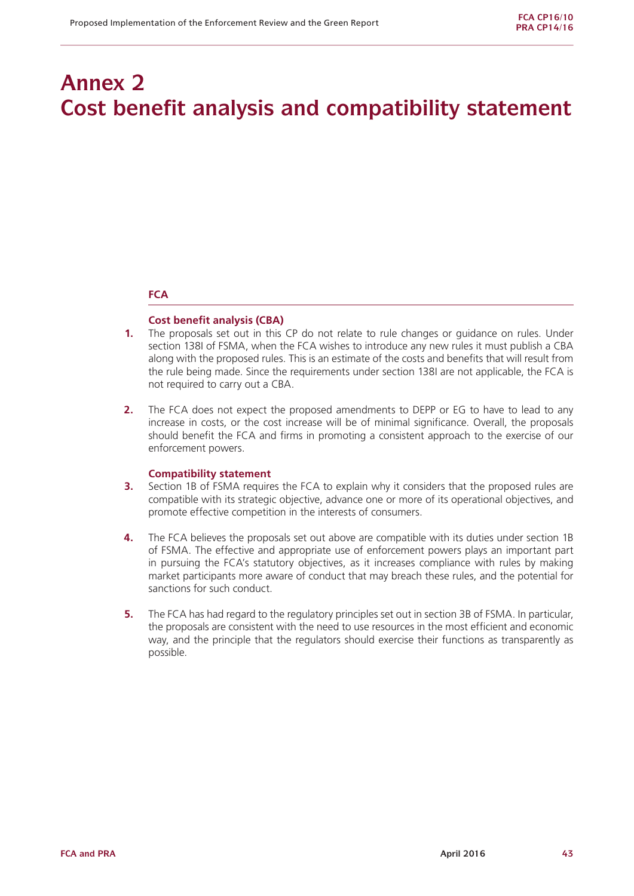# Annex 2
# Cost benefit analysis and compatibility statement

## FCA

### Cost benefit analysis (CBA)

1. The proposals set out in this CP do not relate to rule changes or guidance on rules. Under section 138I of FSMA, when the FCA wishes to introduce any new rules it must publish a CBA along with the proposed rules. This is an estimate of the costs and benefits that will result from the rule being made. Since the requirements under section 138I are not applicable, the FCA is not required to carry out a CBA.

2. The FCA does not expect the proposed amendments to DEPP or EG to have to lead to any increase in costs, or the cost increase will be of minimal significance. Overall, the proposals should benefit the FCA and firms in promoting a consistent approach to the exercise of our enforcement powers.

### Compatibility statement

3. Section 1B of FSMA requires the FCA to explain why it considers that the proposed rules are compatible with its strategic objective, advance one or more of its operational objectives, and promote effective competition in the interests of consumers.

4. The FCA believes the proposals set out above are compatible with its duties under section 1B of FSMA. The effective and appropriate use of enforcement powers plays an important part in pursuing the FCA's statutory objectives, as it increases compliance with rules by making market participants more aware of conduct that may breach these rules, and the potential for sanctions for such conduct.

5. The FCA has had regard to the regulatory principles set out in section 3B of FSMA. In particular, the proposals are consistent with the need to use resources in the most efficient and economic way, and the principle that the regulators should exercise their functions as transparently as possible.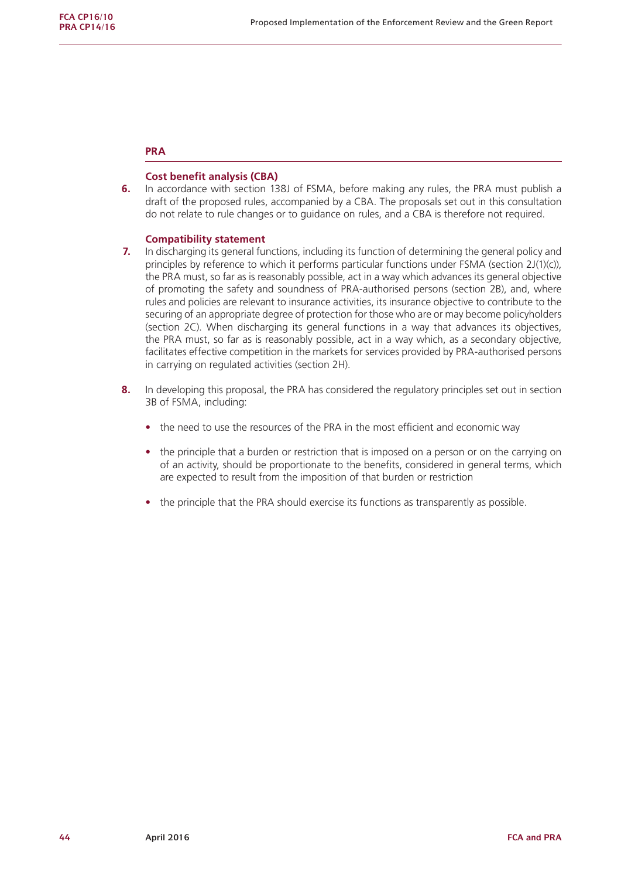## PRA

### Cost benefit analysis (CBA)

**6.** In accordance with section 138J of FSMA, before making any rules, the PRA must publish a draft of the proposed rules, accompanied by a CBA. The proposals set out in this consultation do not relate to rule changes or to guidance on rules, and a CBA is therefore not required.

### Compatibility statement

**7.** In discharging its general functions, including its function of determining the general policy and principles by reference to which it performs particular functions under FSMA (section 2J(1)(c)), the PRA must, so far as is reasonably possible, act in a way which advances its general objective of promoting the safety and soundness of PRA-authorised persons (section 2B), and, where rules and policies are relevant to insurance activities, its insurance objective to contribute to the securing of an appropriate degree of protection for those who are or may become policyholders (section 2C). When discharging its general functions in a way that advances its objectives, the PRA must, so far as is reasonably possible, act in a way which, as a secondary objective, facilitates effective competition in the markets for services provided by PRA-authorised persons in carrying on regulated activities (section 2H).

**8.** In developing this proposal, the PRA has considered the regulatory principles set out in section 3B of FSMA, including:

- the need to use the resources of the PRA in the most efficient and economic way
- the principle that a burden or restriction that is imposed on a person or on the carrying on of an activity, should be proportionate to the benefits, considered in general terms, which are expected to result from the imposition of that burden or restriction
- the principle that the PRA should exercise its functions as transparently as possible.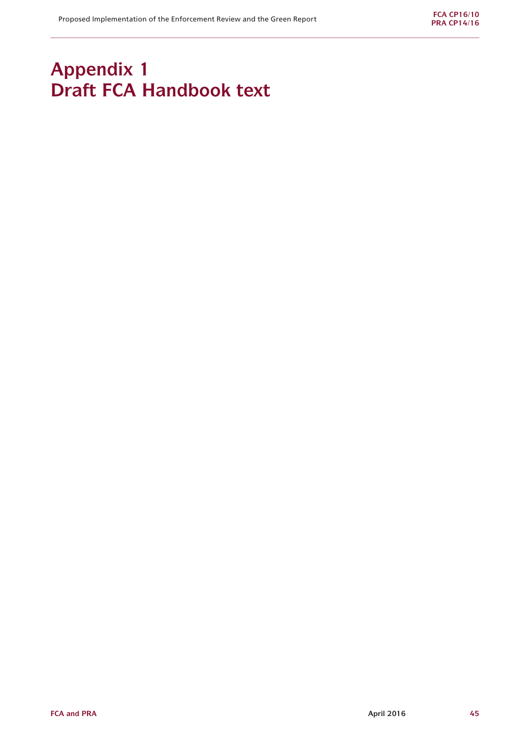# Appendix 1
# Draft FCA Handbook text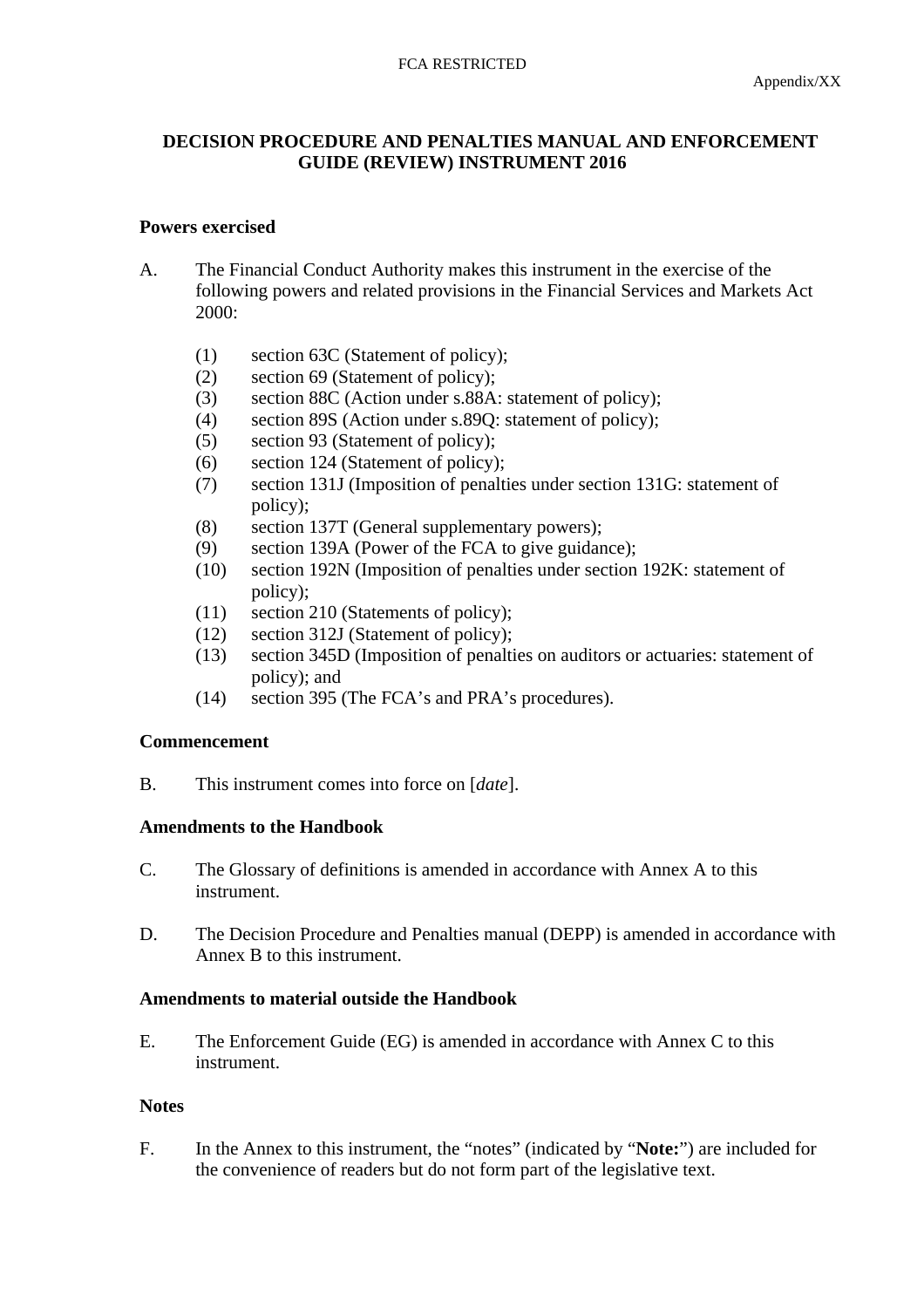**DECISION PROCEDURE AND PENALTIES MANUAL AND ENFORCEMENT GUIDE (REVIEW) INSTRUMENT 2016**

**Powers exercised**

A. The Financial Conduct Authority makes this instrument in the exercise of the following powers and related provisions in the Financial Services and Markets Act 2000:

(1) section 63C (Statement of policy);
(2) section 69 (Statement of policy);
(3) section 88C (Action under s.88A: statement of policy);
(4) section 89S (Action under s.89Q: statement of policy);
(5) section 93 (Statement of policy);
(6) section 124 (Statement of policy);
(7) section 131J (Imposition of penalties under section 131G: statement of policy);
(8) section 137T (General supplementary powers);
(9) section 139A (Power of the FCA to give guidance);
(10) section 192N (Imposition of penalties under section 192K: statement of policy);
(11) section 210 (Statements of policy);
(12) section 312J (Statement of policy);
(13) section 345D (Imposition of penalties on auditors or actuaries: statement of policy); and
(14) section 395 (The FCA's and PRA's procedures).

**Commencement**

B. This instrument comes into force on [*date*].

**Amendments to the Handbook**

C. The Glossary of definitions is amended in accordance with Annex A to this instrument.

D. The Decision Procedure and Penalties manual (DEPP) is amended in accordance with Annex B to this instrument.

**Amendments to material outside the Handbook**

E. The Enforcement Guide (EG) is amended in accordance with Annex C to this instrument.

**Notes**

F. In the Annex to this instrument, the "notes" (indicated by "**Note:**") are included for the convenience of readers but do not form part of the legislative text.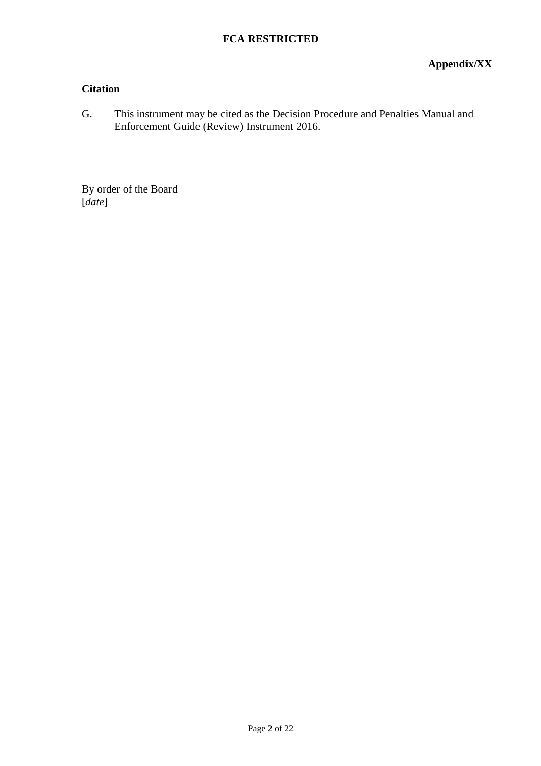**Appendix/XX**

**Citation**

G. This instrument may be cited as the Decision Procedure and Penalties Manual and Enforcement Guide (Review) Instrument 2016.

By order of the Board
[*date*]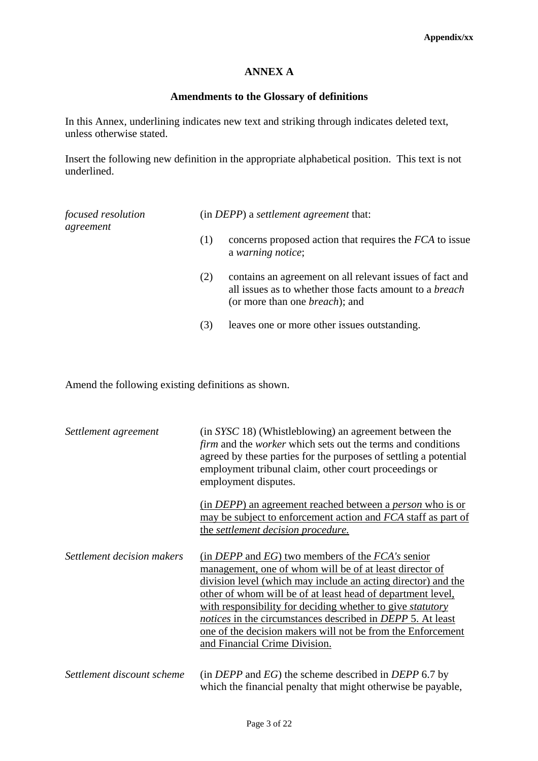Appendix/xx

# ANNEX A

## Amendments to the Glossary of definitions

In this Annex, underlining indicates new text and striking through indicates deleted text, unless otherwise stated.

Insert the following new definition in the appropriate alphabetical position. This text is not underlined.

| | |
|---|---|
| *focused resolution agreement* | (in *DEPP*) a *settlement agreement* that:<br>(1) concerns proposed action that requires the *FCA* to issue a *warning notice*;<br>(2) contains an agreement on all relevant issues of fact and all issues as to whether those facts amount to a *breach* (or more than one *breach*); and<br>(3) leaves one or more other issues outstanding. |

Amend the following existing definitions as shown.

| | |
|---|---|
| *Settlement agreement* | (in *SYSC* 18) (Whistleblowing) an agreement between the *firm* and the *worker* which sets out the terms and conditions agreed by these parties for the purposes of settling a potential employment tribunal claim, other court proceedings or employment disputes.<br><br><u>(in *DEPP*) an agreement reached between a *person* who is or may be subject to enforcement action and *FCA* staff as part of the *settlement decision procedure*.</u> |
| *Settlement decision makers* | <u>(in *DEPP* and *EG*) two members of the *FCA's* senior management, one of whom will be of at least director of division level (which may include an acting director) and the other of whom will be of at least head of department level, with responsibility for deciding whether to give *statutory notices* in the circumstances described in *DEPP* 5. At least one of the decision makers will not be from the Enforcement and Financial Crime Division.</u> |
| *Settlement discount scheme* | (in *DEPP* and *EG*) the scheme described in *DEPP* 6.7 by which the financial penalty that might otherwise be payable, |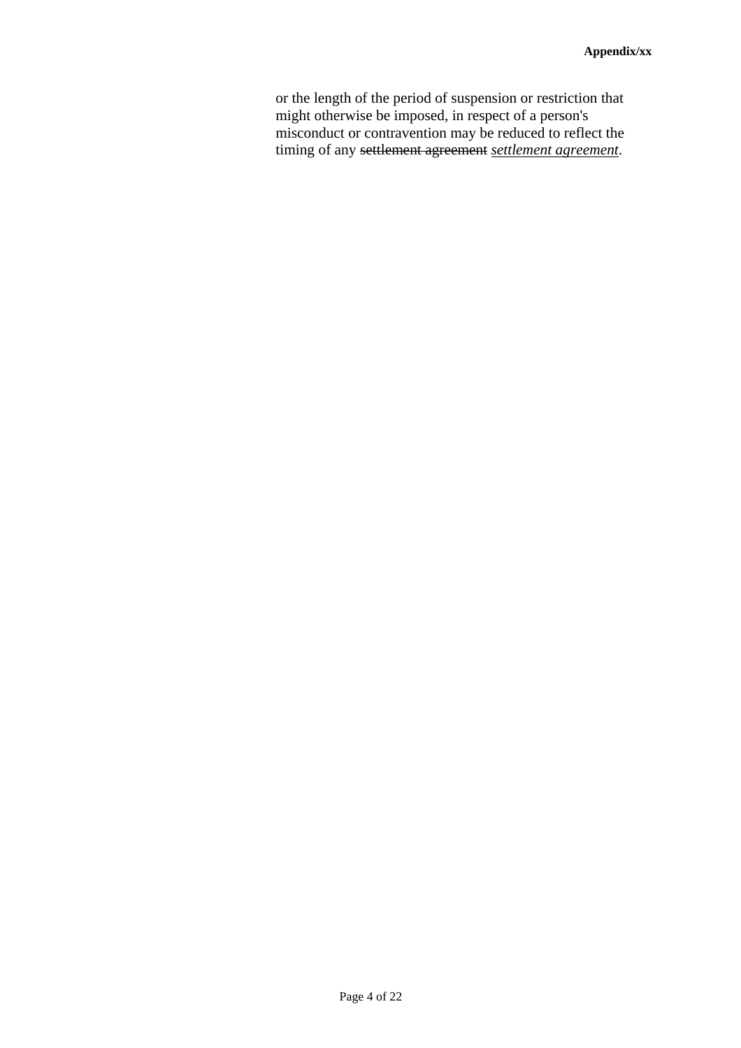or the length of the period of suspension or restriction that might otherwise be imposed, in respect of a person's misconduct or contravention may be reduced to reflect the timing of any ~~settlement agreement~~ <u>*settlement agreement*</u>.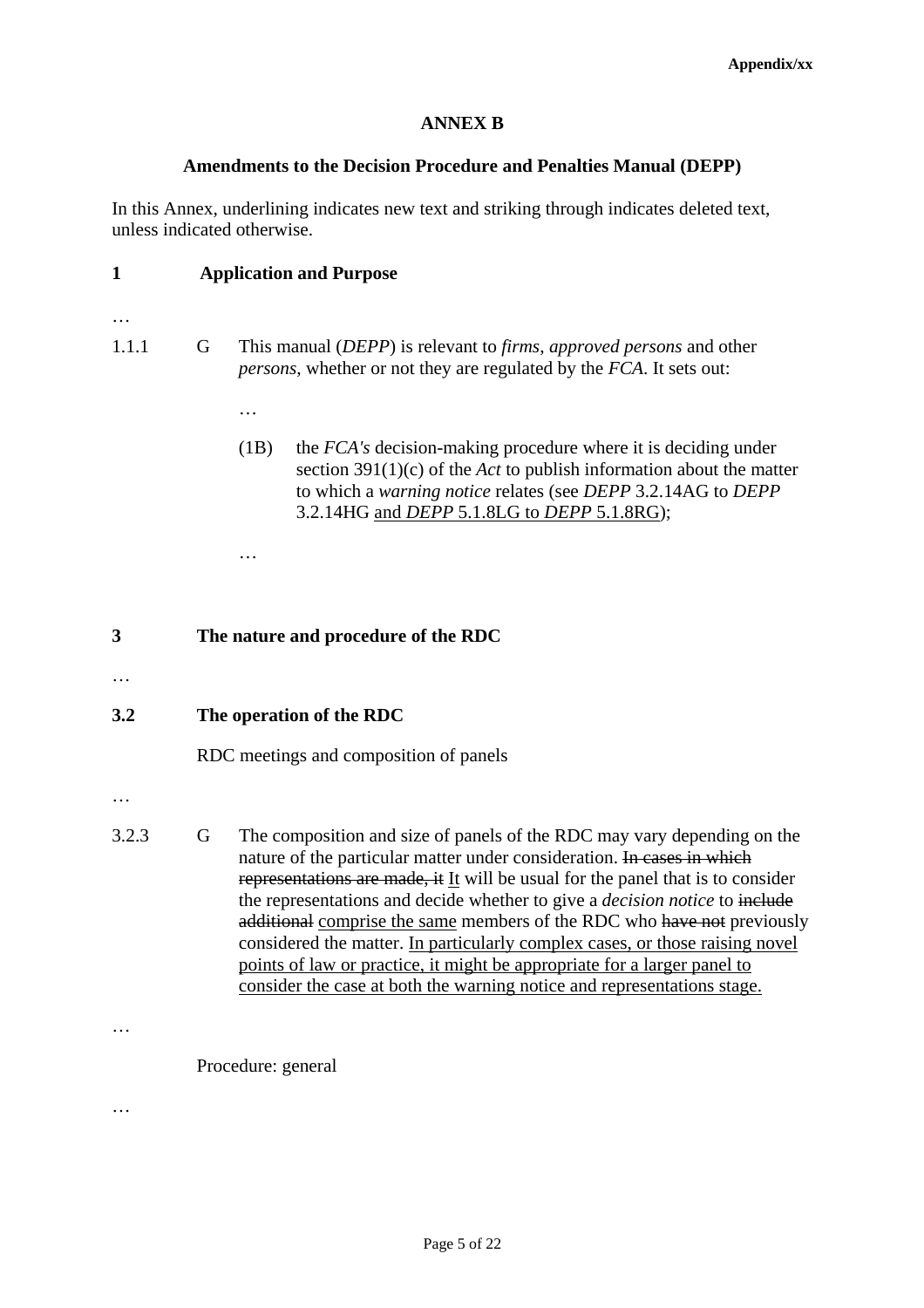Appendix/xx

# ANNEX B

## Amendments to the Decision Procedure and Penalties Manual (DEPP)

In this Annex, underlining indicates new text and striking through indicates deleted text, unless indicated otherwise.

**1 Application and Purpose**

…

1.1.1 G This manual (*DEPP*) is relevant to *firms*, *approved persons* and other *persons*, whether or not they are regulated by the *FCA*. It sets out:

…

(1B) the *FCA's* decision-making procedure where it is deciding under section 391(1)(c) of the *Act* to publish information about the matter to which a *warning notice* relates (see *DEPP* 3.2.14AG to *DEPP* 3.2.14HG <u>and *DEPP* 5.1.8LG to *DEPP* 5.1.8RG</u>);

…

**3 The nature and procedure of the RDC**

…

**3.2 The operation of the RDC**

RDC meetings and composition of panels

…

3.2.3 G The composition and size of panels of the RDC may vary depending on the nature of the particular matter under consideration. ~~In cases in which representations are made, it~~ <u>It</u> will be usual for the panel that is to consider the representations and decide whether to give a *decision notice* to ~~include additional~~ <u>comprise the same</u> members of the RDC who ~~have not~~ previously considered the matter. <u>In particularly complex cases, or those raising novel points of law or practice, it might be appropriate for a larger panel to consider the case at both the warning notice and representations stage.</u>

…

Procedure: general

…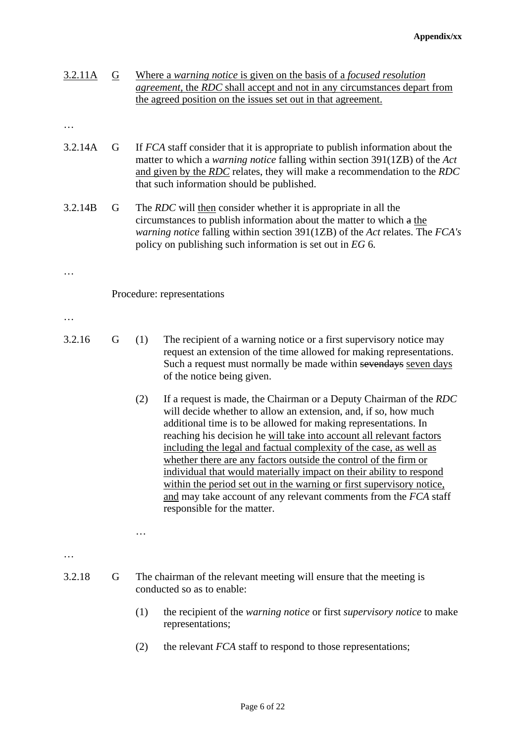3.2.11A G Where a *warning notice* is given on the basis of a *focused resolution agreement*, the *RDC* shall accept and not in any circumstances depart from the agreed position on the issues set out in that agreement.

…

3.2.14A G If *FCA* staff consider that it is appropriate to publish information about the matter to which a *warning notice* falling within section 391(1ZB) of the *Act* and given by the *RDC* relates, they will make a recommendation to the *RDC* that such information should be published.

3.2.14B G The *RDC* will then consider whether it is appropriate in all the circumstances to publish information about the matter to which a the *warning notice* falling within section 391(1ZB) of the *Act* relates. The *FCA's* policy on publishing such information is set out in *EG* 6.

…

Procedure: representations

…

3.2.16 G (1) The recipient of a warning notice or a first supervisory notice may request an extension of the time allowed for making representations. Such a request must normally be made within ~~sevendays~~ seven days of the notice being given.

(2) If a request is made, the Chairman or a Deputy Chairman of the *RDC* will decide whether to allow an extension, and, if so, how much additional time is to be allowed for making representations. In reaching his decision he will take into account all relevant factors including the legal and factual complexity of the case, as well as whether there are any factors outside the control of the firm or individual that would materially impact on their ability to respond within the period set out in the warning or first supervisory notice, and may take account of any relevant comments from the *FCA* staff responsible for the matter.

…

…

3.2.18 G The chairman of the relevant meeting will ensure that the meeting is conducted so as to enable:

(1) the recipient of the *warning notice* or first *supervisory notice* to make representations;

(2) the relevant *FCA* staff to respond to those representations;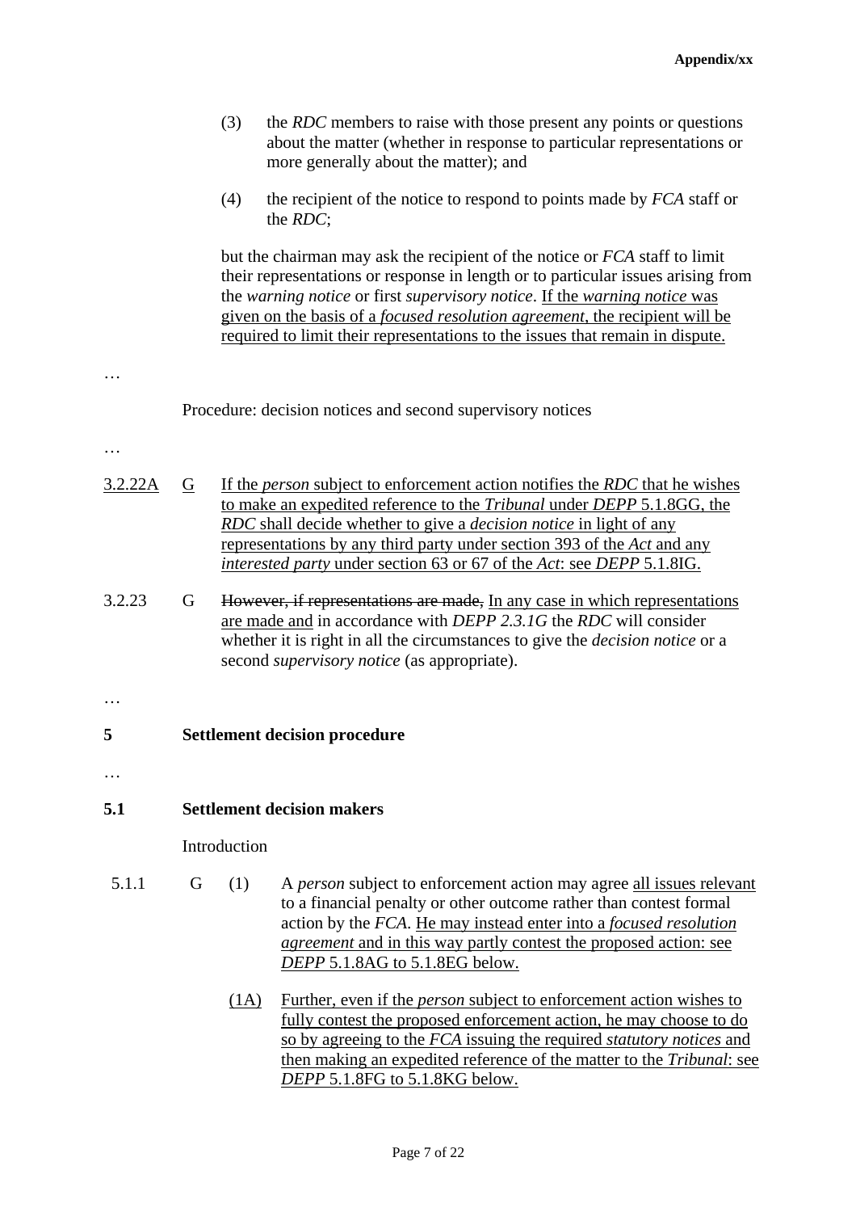(3) the *RDC* members to raise with those present any points or questions about the matter (whether in response to particular representations or more generally about the matter); and

(4) the recipient of the notice to respond to points made by *FCA* staff or the *RDC*;

but the chairman may ask the recipient of the notice or *FCA* staff to limit their representations or response in length or to particular issues arising from the *warning notice* or first *supervisory notice*. If the *warning notice* was given on the basis of a *focused resolution agreement*, the recipient will be required to limit their representations to the issues that remain in dispute.

…

Procedure: decision notices and second supervisory notices

…

3.2.22A G If the *person* subject to enforcement action notifies the *RDC* that he wishes to make an expedited reference to the *Tribunal* under *DEPP* 5.1.8GG, the *RDC* shall decide whether to give a *decision notice* in light of any representations by any third party under section 393 of the *Act* and any *interested party* under section 63 or 67 of the *Act*: see *DEPP* 5.1.8IG.

3.2.23 G ~~However, if representations are made,~~ In any case in which representations are made and in accordance with *DEPP 2.3.1G* the *RDC* will consider whether it is right in all the circumstances to give the *decision notice* or a second *supervisory notice* (as appropriate).

…

## 5 Settlement decision procedure

…

### 5.1 Settlement decision makers

Introduction

5.1.1 G (1) A *person* subject to enforcement action may agree all issues relevant to a financial penalty or other outcome rather than contest formal action by the *FCA*. He may instead enter into a *focused resolution agreement* and in this way partly contest the proposed action: see *DEPP* 5.1.8AG to 5.1.8EG below.

(1A) Further, even if the *person* subject to enforcement action wishes to fully contest the proposed enforcement action, he may choose to do so by agreeing to the *FCA* issuing the required *statutory notices* and then making an expedited reference of the matter to the *Tribunal*: see *DEPP* 5.1.8FG to 5.1.8KG below.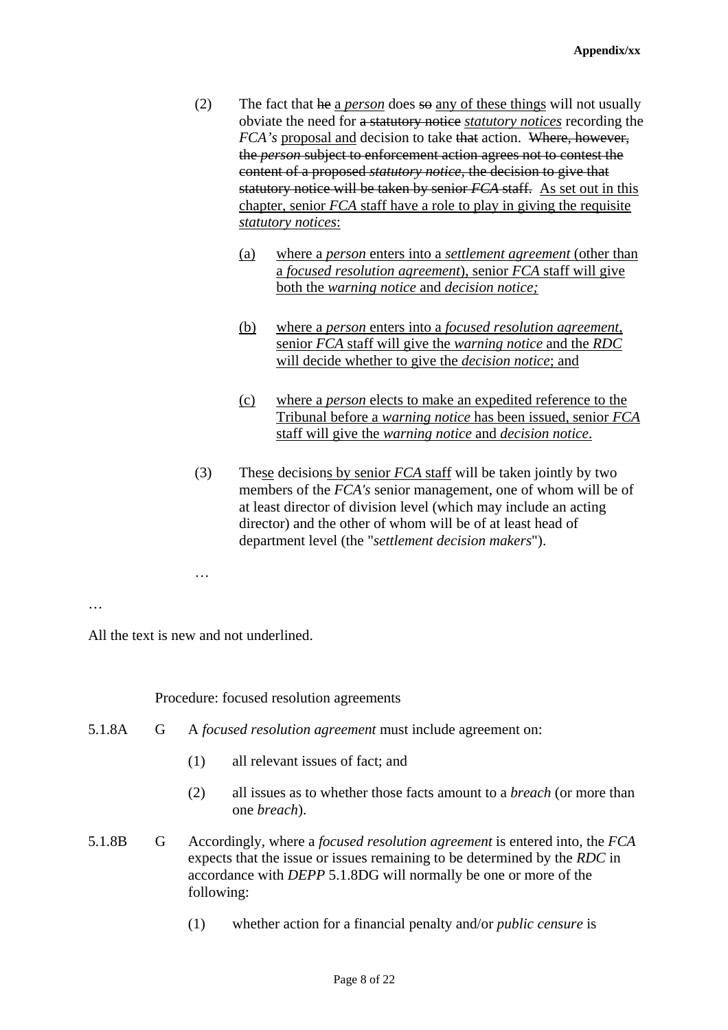(2) The fact that ~~he~~ <u>a *person*</u> does ~~so~~ <u>any of these things</u> will not usually obviate the need for ~~a statutory notice~~ <u>*statutory notices*</u> recording the *FCA's* <u>proposal and</u> decision to take ~~that~~ action. ~~Where, however, the *person* subject to enforcement action agrees not to contest the content of a proposed *statutory notice*, the decision to give that statutory notice will be taken by senior *FCA* staff.~~ <u>As set out in this chapter, senior *FCA* staff have a role to play in giving the requisite *statutory notices*:</u>

<u>(a) where a *person* enters into a *settlement agreement* (other than a *focused resolution agreement*), senior *FCA* staff will give both the *warning notice* and *decision notice;*</u>

<u>(b) where a *person* enters into a *focused resolution agreement*, senior *FCA* staff will give the *warning notice* and the *RDC* will decide whether to give the *decision notice*; and</u>

<u>(c) where a *person* elects to make an expedited reference to the Tribunal before a *warning notice* has been issued, senior *FCA* staff will give the *warning notice* and *decision notice*.</u>

(3) The<u>se</u> decision<u>s by senior *FCA* staff</u> will be taken jointly by two members of the *FCA's* senior management, one of whom will be of at least director of division level (which may include an acting director) and the other of whom will be of at least head of department level (the "*settlement decision makers*").

…

…

All the text is new and not underlined.

Procedure: focused resolution agreements

5.1.8A G A *focused resolution agreement* must include agreement on:

(1) all relevant issues of fact; and

(2) all issues as to whether those facts amount to a *breach* (or more than one *breach*).

5.1.8B G Accordingly, where a *focused resolution agreement* is entered into, the *FCA* expects that the issue or issues remaining to be determined by the *RDC* in accordance with *DEPP* 5.1.8DG will normally be one or more of the following:

(1) whether action for a financial penalty and/or *public censure* is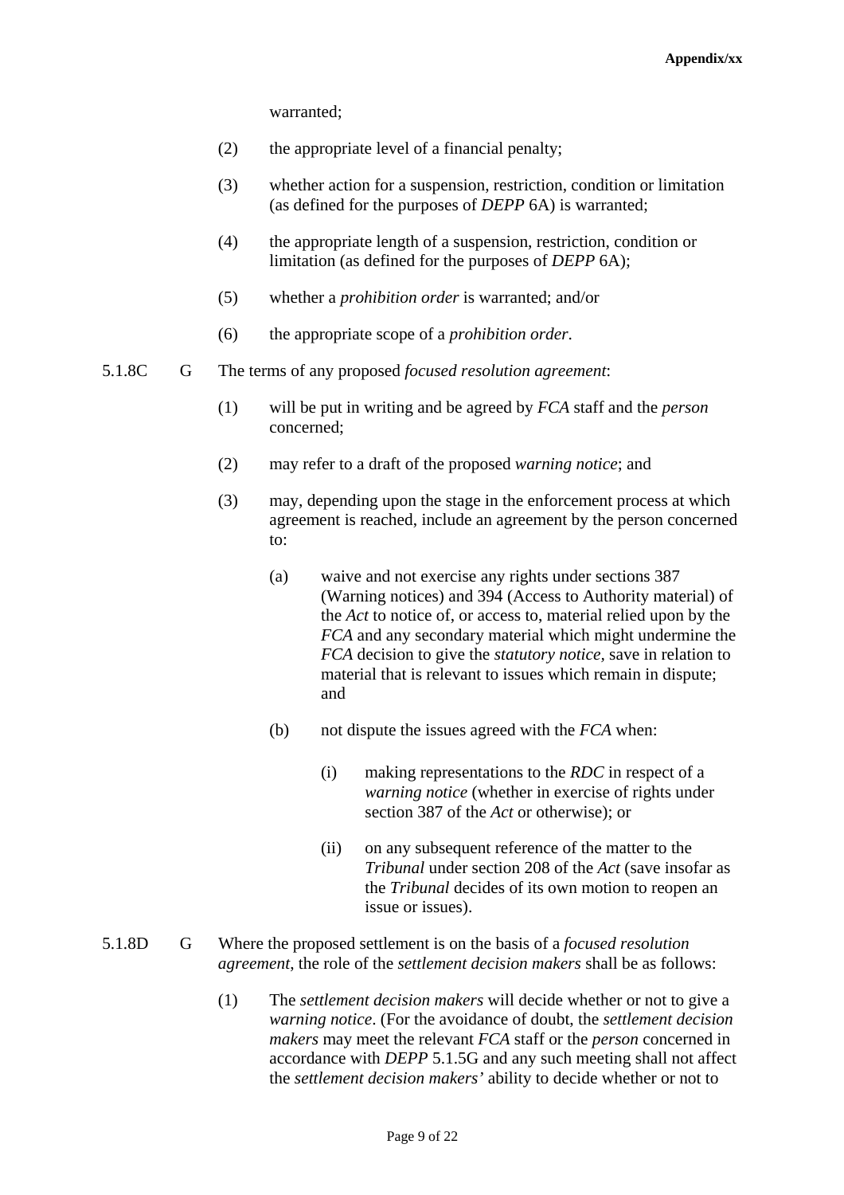warranted;

(2) the appropriate level of a financial penalty;

(3) whether action for a suspension, restriction, condition or limitation (as defined for the purposes of *DEPP* 6A) is warranted;

(4) the appropriate length of a suspension, restriction, condition or limitation (as defined for the purposes of *DEPP* 6A);

(5) whether a *prohibition order* is warranted; and/or

(6) the appropriate scope of a *prohibition order*.

5.1.8C G The terms of any proposed *focused resolution agreement*:

(1) will be put in writing and be agreed by *FCA* staff and the *person* concerned;

(2) may refer to a draft of the proposed *warning notice*; and

(3) may, depending upon the stage in the enforcement process at which agreement is reached, include an agreement by the person concerned to:

(a) waive and not exercise any rights under sections 387 (Warning notices) and 394 (Access to Authority material) of the *Act* to notice of, or access to, material relied upon by the *FCA* and any secondary material which might undermine the *FCA* decision to give the *statutory notice*, save in relation to material that is relevant to issues which remain in dispute; and

(b) not dispute the issues agreed with the *FCA* when:

(i) making representations to the *RDC* in respect of a *warning notice* (whether in exercise of rights under section 387 of the *Act* or otherwise); or

(ii) on any subsequent reference of the matter to the *Tribunal* under section 208 of the *Act* (save insofar as the *Tribunal* decides of its own motion to reopen an issue or issues).

5.1.8D G Where the proposed settlement is on the basis of a *focused resolution agreement*, the role of the *settlement decision makers* shall be as follows:

(1) The *settlement decision makers* will decide whether or not to give a *warning notice*. (For the avoidance of doubt, the *settlement decision makers* may meet the relevant *FCA* staff or the *person* concerned in accordance with *DEPP* 5.1.5G and any such meeting shall not affect the *settlement decision makers'* ability to decide whether or not to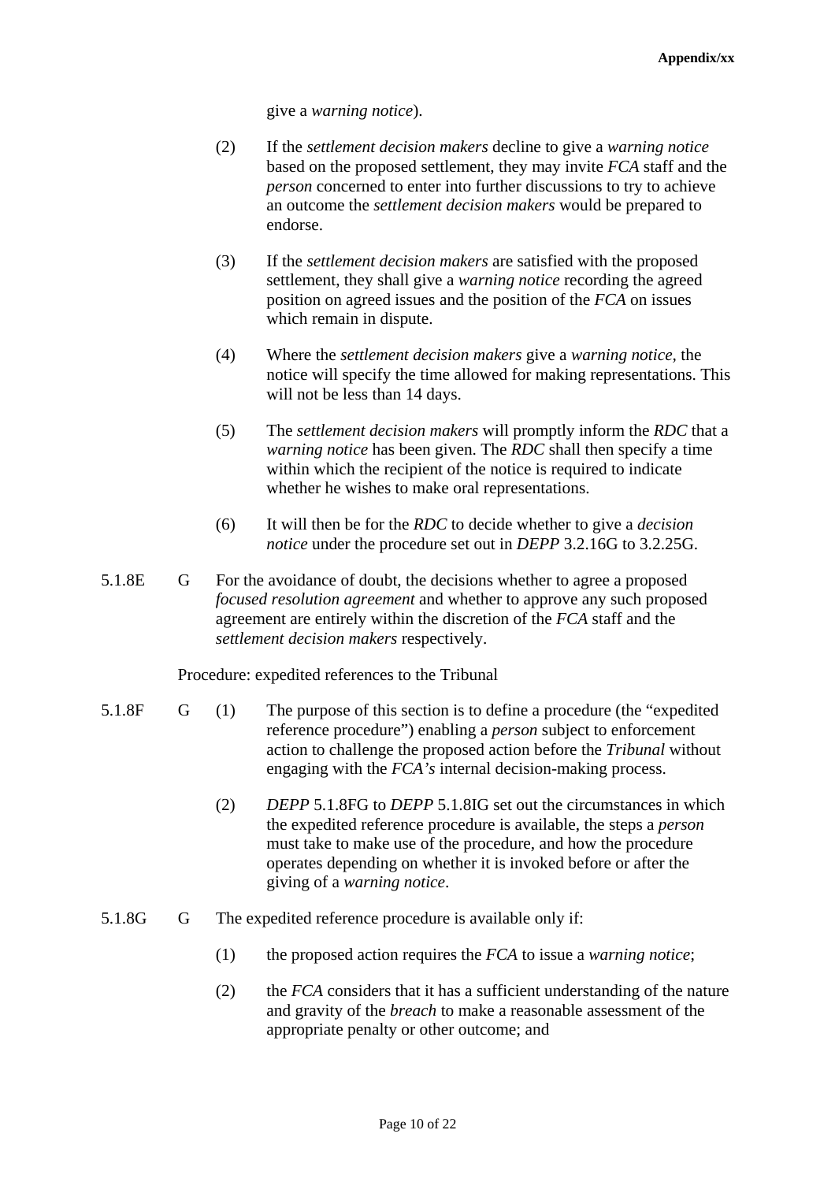give a *warning notice*).

(2) If the *settlement decision makers* decline to give a *warning notice* based on the proposed settlement, they may invite *FCA* staff and the *person* concerned to enter into further discussions to try to achieve an outcome the *settlement decision makers* would be prepared to endorse.

(3) If the *settlement decision makers* are satisfied with the proposed settlement, they shall give a *warning notice* recording the agreed position on agreed issues and the position of the *FCA* on issues which remain in dispute.

(4) Where the *settlement decision makers* give a *warning notice*, the notice will specify the time allowed for making representations. This will not be less than 14 days.

(5) The *settlement decision makers* will promptly inform the *RDC* that a *warning notice* has been given. The *RDC* shall then specify a time within which the recipient of the notice is required to indicate whether he wishes to make oral representations.

(6) It will then be for the *RDC* to decide whether to give a *decision notice* under the procedure set out in *DEPP* 3.2.16G to 3.2.25G.

5.1.8E G For the avoidance of doubt, the decisions whether to agree a proposed *focused resolution agreement* and whether to approve any such proposed agreement are entirely within the discretion of the *FCA* staff and the *settlement decision makers* respectively.

Procedure: expedited references to the Tribunal

5.1.8F G (1) The purpose of this section is to define a procedure (the "expedited reference procedure") enabling a *person* subject to enforcement action to challenge the proposed action before the *Tribunal* without engaging with the *FCA's* internal decision-making process.

(2) *DEPP* 5.1.8FG to *DEPP* 5.1.8IG set out the circumstances in which the expedited reference procedure is available, the steps a *person* must take to make use of the procedure, and how the procedure operates depending on whether it is invoked before or after the giving of a *warning notice*.

5.1.8G G The expedited reference procedure is available only if:

(1) the proposed action requires the *FCA* to issue a *warning notice*;

(2) the *FCA* considers that it has a sufficient understanding of the nature and gravity of the *breach* to make a reasonable assessment of the appropriate penalty or other outcome; and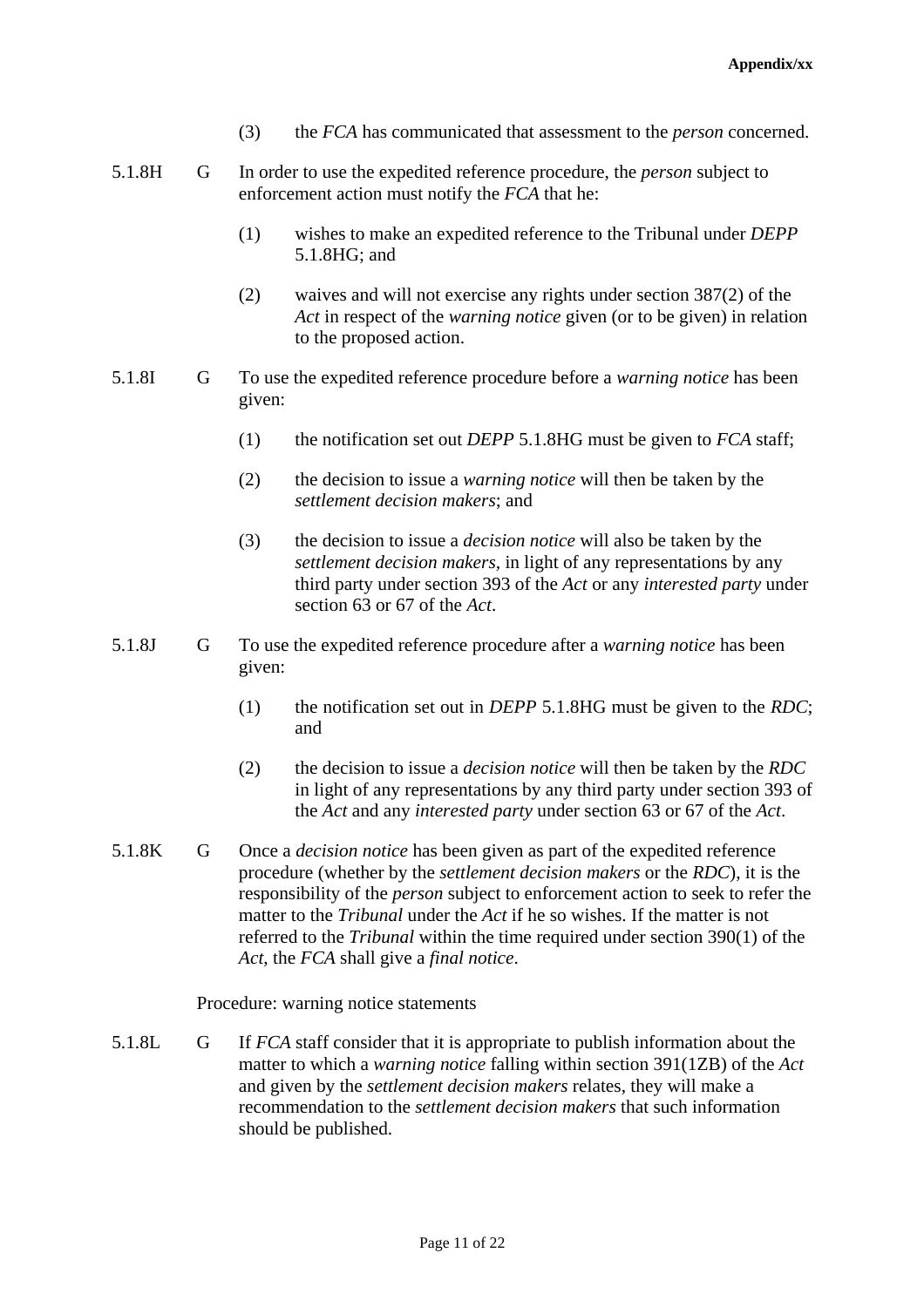(3) the *FCA* has communicated that assessment to the *person* concerned.

5.1.8H G In order to use the expedited reference procedure, the *person* subject to enforcement action must notify the *FCA* that he:

(1) wishes to make an expedited reference to the Tribunal under *DEPP* 5.1.8HG; and

(2) waives and will not exercise any rights under section 387(2) of the *Act* in respect of the *warning notice* given (or to be given) in relation to the proposed action.

5.1.8I G To use the expedited reference procedure before a *warning notice* has been given:

(1) the notification set out *DEPP* 5.1.8HG must be given to *FCA* staff;

(2) the decision to issue a *warning notice* will then be taken by the *settlement decision makers*; and

(3) the decision to issue a *decision notice* will also be taken by the *settlement decision makers*, in light of any representations by any third party under section 393 of the *Act* or any *interested party* under section 63 or 67 of the *Act*.

5.1.8J G To use the expedited reference procedure after a *warning notice* has been given:

(1) the notification set out in *DEPP* 5.1.8HG must be given to the *RDC*; and

(2) the decision to issue a *decision notice* will then be taken by the *RDC* in light of any representations by any third party under section 393 of the *Act* and any *interested party* under section 63 or 67 of the *Act*.

5.1.8K G Once a *decision notice* has been given as part of the expedited reference procedure (whether by the *settlement decision makers* or the *RDC*), it is the responsibility of the *person* subject to enforcement action to seek to refer the matter to the *Tribunal* under the *Act* if he so wishes. If the matter is not referred to the *Tribunal* within the time required under section 390(1) of the *Act*, the *FCA* shall give a *final notice*.

Procedure: warning notice statements

5.1.8L G If *FCA* staff consider that it is appropriate to publish information about the matter to which a *warning notice* falling within section 391(1ZB) of the *Act* and given by the *settlement decision makers* relates, they will make a recommendation to the *settlement decision makers* that such information should be published.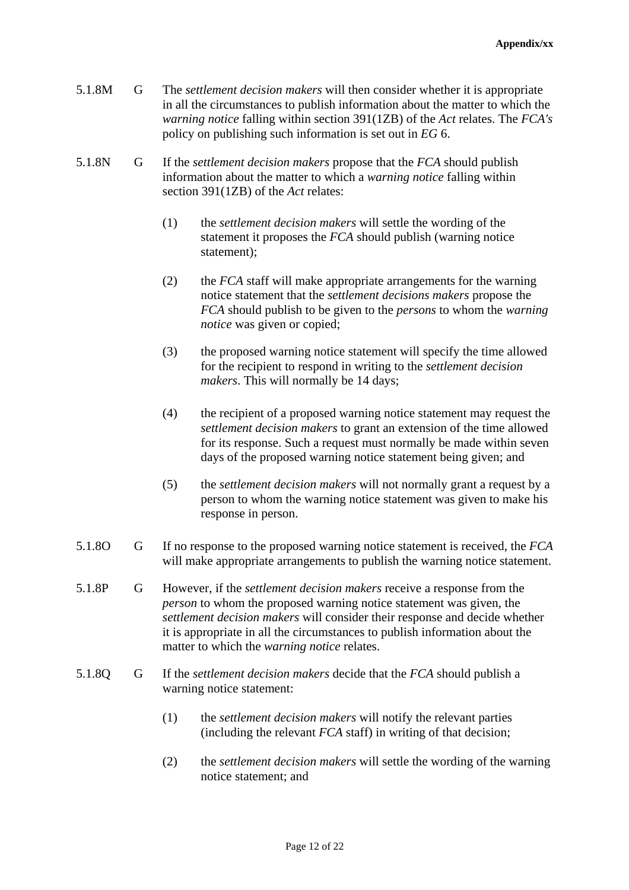5.1.8M G The *settlement decision makers* will then consider whether it is appropriate in all the circumstances to publish information about the matter to which the *warning notice* falling within section 391(1ZB) of the *Act* relates. The *FCA's* policy on publishing such information is set out in *EG* 6.

5.1.8N G If the *settlement decision makers* propose that the *FCA* should publish information about the matter to which a *warning notice* falling within section 391(1ZB) of the *Act* relates:

(1) the *settlement decision makers* will settle the wording of the statement it proposes the *FCA* should publish (warning notice statement);

(2) the *FCA* staff will make appropriate arrangements for the warning notice statement that the *settlement decisions makers* propose the *FCA* should publish to be given to the *persons* to whom the *warning notice* was given or copied;

(3) the proposed warning notice statement will specify the time allowed for the recipient to respond in writing to the *settlement decision makers*. This will normally be 14 days;

(4) the recipient of a proposed warning notice statement may request the *settlement decision makers* to grant an extension of the time allowed for its response. Such a request must normally be made within seven days of the proposed warning notice statement being given; and

(5) the *settlement decision makers* will not normally grant a request by a person to whom the warning notice statement was given to make his response in person.

5.1.8O G If no response to the proposed warning notice statement is received, the *FCA* will make appropriate arrangements to publish the warning notice statement.

5.1.8P G However, if the *settlement decision makers* receive a response from the *person* to whom the proposed warning notice statement was given, the *settlement decision makers* will consider their response and decide whether it is appropriate in all the circumstances to publish information about the matter to which the *warning notice* relates.

5.1.8Q G If the *settlement decision makers* decide that the *FCA* should publish a warning notice statement:

(1) the *settlement decision makers* will notify the relevant parties (including the relevant *FCA* staff) in writing of that decision;

(2) the *settlement decision makers* will settle the wording of the warning notice statement; and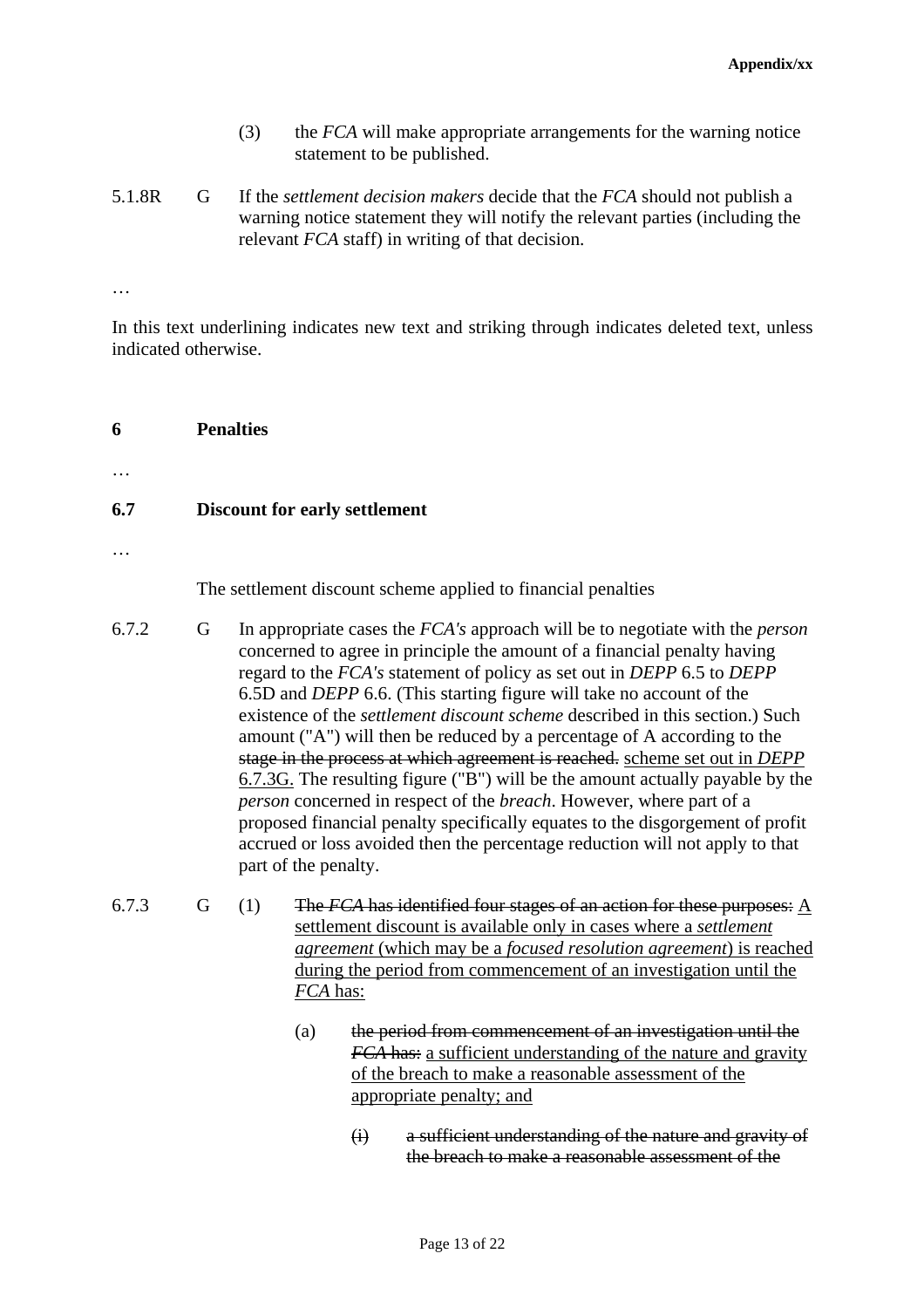(3) the *FCA* will make appropriate arrangements for the warning notice statement to be published.

5.1.8R G If the *settlement decision makers* decide that the *FCA* should not publish a warning notice statement they will notify the relevant parties (including the relevant *FCA* staff) in writing of that decision.

…

In this text underlining indicates new text and striking through indicates deleted text, unless indicated otherwise.

**6 Penalties**

…

**6.7 Discount for early settlement**

…

The settlement discount scheme applied to financial penalties

6.7.2 G In appropriate cases the *FCA's* approach will be to negotiate with the *person* concerned to agree in principle the amount of a financial penalty having regard to the *FCA's* statement of policy as set out in *DEPP* 6.5 to *DEPP* 6.5D and *DEPP* 6.6. (This starting figure will take no account of the existence of the *settlement discount scheme* described in this section.) Such amount ("A") will then be reduced by a percentage of A according to the ~~stage in the process at which agreement is reached.~~ <u>scheme set out in *DEPP* 6.7.3G.</u> The resulting figure ("B") will be the amount actually payable by the *person* concerned in respect of the *breach*. However, where part of a proposed financial penalty specifically equates to the disgorgement of profit accrued or loss avoided then the percentage reduction will not apply to that part of the penalty.

6.7.3 G (1) ~~The *FCA* has identified four stages of an action for these purposes:~~ <u>A settlement discount is available only in cases where a *settlement agreement* (which may be a *focused resolution agreement*) is reached during the period from commencement of an investigation until the *FCA* has:</u>

(a) ~~the period from commencement of an investigation until the *FCA* has:~~ <u>a sufficient understanding of the nature and gravity of the breach to make a reasonable assessment of the appropriate penalty; and</u>

~~(i) a sufficient understanding of the nature and gravity of the breach to make a reasonable assessment of the~~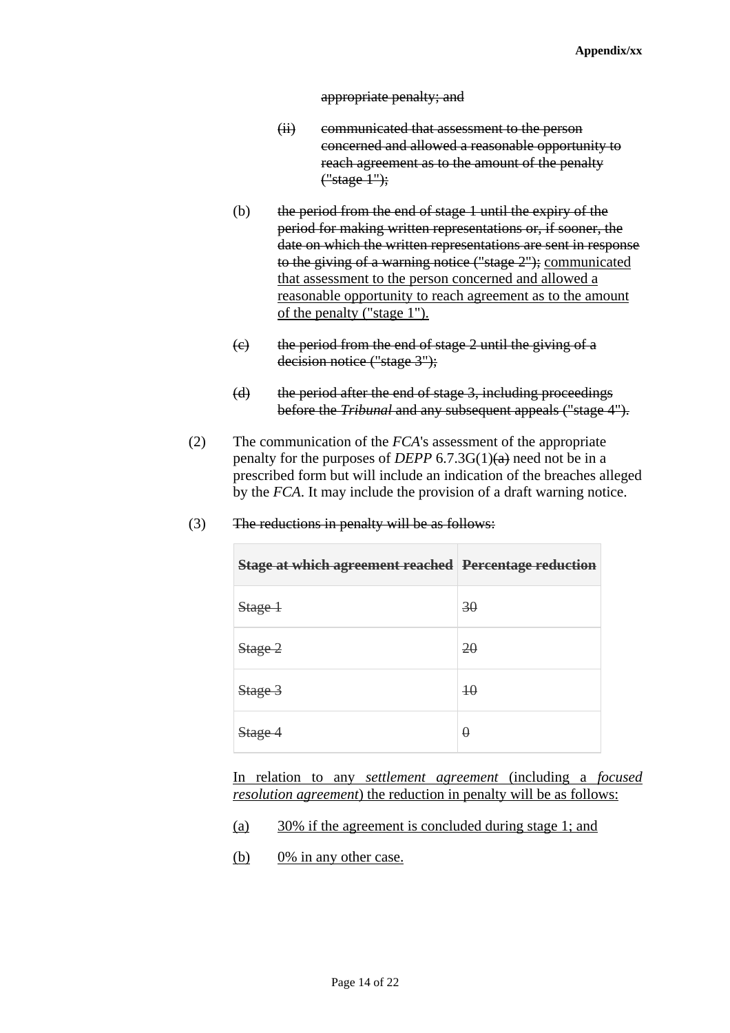~~appropriate penalty; and~~

~~(ii) communicated that assessment to the person concerned and allowed a reasonable opportunity to reach agreement as to the amount of the penalty ("stage 1");~~

(b) ~~the period from the end of stage 1 until the expiry of the period for making written representations or, if sooner, the date on which the written representations are sent in response to the giving of a warning notice ("stage 2");~~ <u>communicated that assessment to the person concerned and allowed a reasonable opportunity to reach agreement as to the amount of the penalty ("stage 1").</u>

~~(c) the period from the end of stage 2 until the giving of a decision notice ("stage 3");~~

~~(d) the period after the end of stage 3, including proceedings before the *Tribunal* and any subsequent appeals ("stage 4").~~

(2) The communication of the *FCA*'s assessment of the appropriate penalty for the purposes of *DEPP* 6.7.3G(1)~~(a)~~ need not be in a prescribed form but will include an indication of the breaches alleged by the *FCA*. It may include the provision of a draft warning notice.

(3) ~~The reductions in penalty will be as follows:~~

| ~~Stage at which agreement reached~~ | ~~Percentage reduction~~ |
|---|---|
| ~~Stage 1~~ | ~~30~~ |
| ~~Stage 2~~ | ~~20~~ |
| ~~Stage 3~~ | ~~10~~ |
| ~~Stage 4~~ | ~~0~~ |

<u>In relation to any *settlement agreement* (including a *focused resolution agreement*) the reduction in penalty will be as follows:</u>

<u>(a) 30% if the agreement is concluded during stage 1; and</u>

<u>(b) 0% in any other case.</u>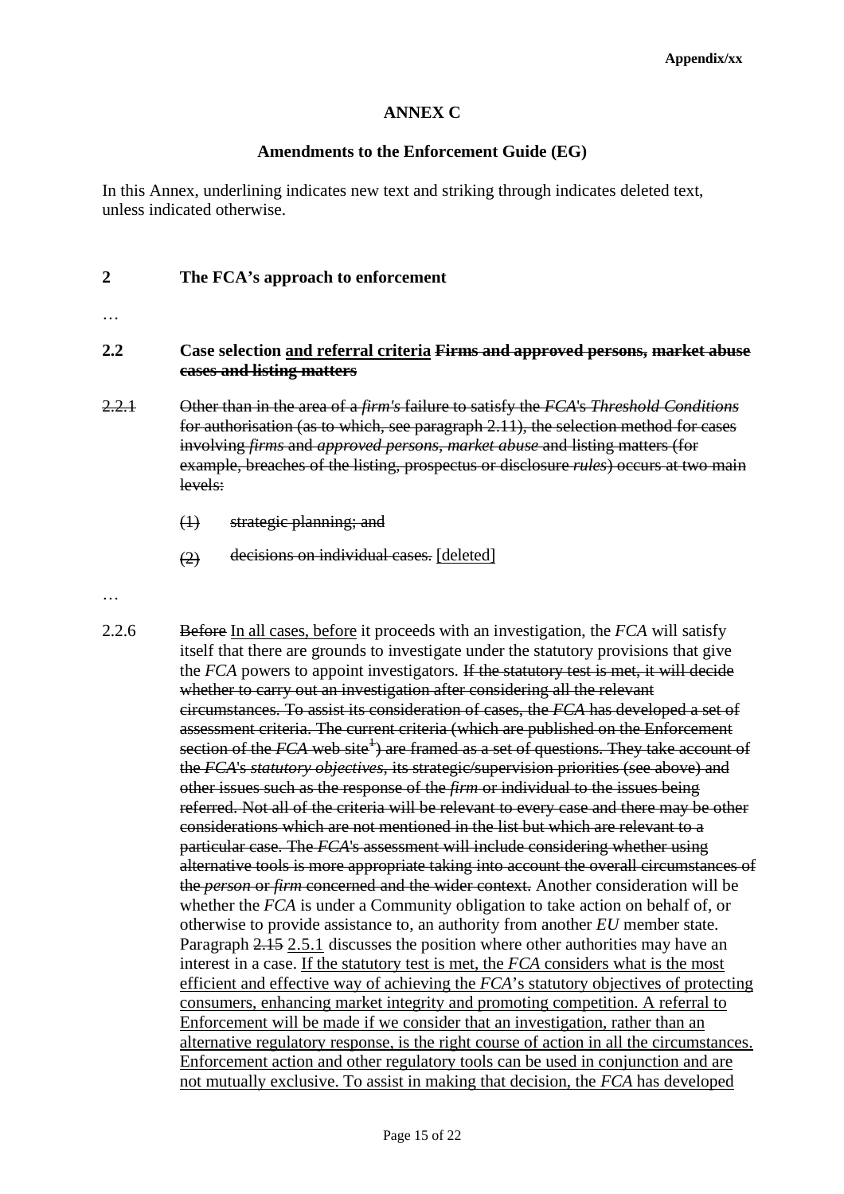# ANNEX C

## Amendments to the Enforcement Guide (EG)

In this Annex, underlining indicates new text and striking through indicates deleted text, unless indicated otherwise.

**2 The FCA's approach to enforcement**

…

**2.2 Case selection <u>and referral criteria</u> ~~Firms and approved persons, market abuse cases and listing matters~~**

~~2.2.1~~ ~~Other than in the area of a *firm's* failure to satisfy the *FCA*'s *Threshold Conditions* for authorisation (as to which, see paragraph 2.11), the selection method for cases involving *firms* and *approved persons*, *market abuse* and listing matters (for example, breaches of the listing, prospectus or disclosure *rules*) occurs at two main levels:~~

~~(1) strategic planning; and~~

~~(2) decisions on individual cases.~~ <u>[deleted]</u>

…

2.2.6 ~~Before~~ <u>In all cases, before</u> it proceeds with an investigation, the *FCA* will satisfy itself that there are grounds to investigate under the statutory provisions that give the *FCA* powers to appoint investigators. ~~If the statutory test is met, it will decide whether to carry out an investigation after considering all the relevant circumstances. To assist its consideration of cases, the *FCA* has developed a set of assessment criteria. The current criteria (which are published on the Enforcement section of the *FCA* web site[1]) are framed as a set of questions. They take account of the *FCA*'s *statutory objectives*, its strategic/supervision priorities (see above) and other issues such as the response of the *firm* or individual to the issues being referred. Not all of the criteria will be relevant to every case and there may be other considerations which are not mentioned in the list but which are relevant to a particular case. The *FCA*'s assessment will include considering whether using alternative tools is more appropriate taking into account the overall circumstances of the *person* or *firm* concerned and the wider context.~~ Another consideration will be whether the *FCA* is under a Community obligation to take action on behalf of, or otherwise to provide assistance to, an authority from another *EU* member state. Paragraph ~~2.15~~ <u>2.5.1</u> discusses the position where other authorities may have an interest in a case. <u>If the statutory test is met, the *FCA* considers what is the most efficient and effective way of achieving the *FCA*'s statutory objectives of protecting consumers, enhancing market integrity and promoting competition. A referral to Enforcement will be made if we consider that an investigation, rather than an alternative regulatory response, is the right course of action in all the circumstances. Enforcement action and other regulatory tools can be used in conjunction and are not mutually exclusive. To assist in making that decision, the *FCA* has developed</u>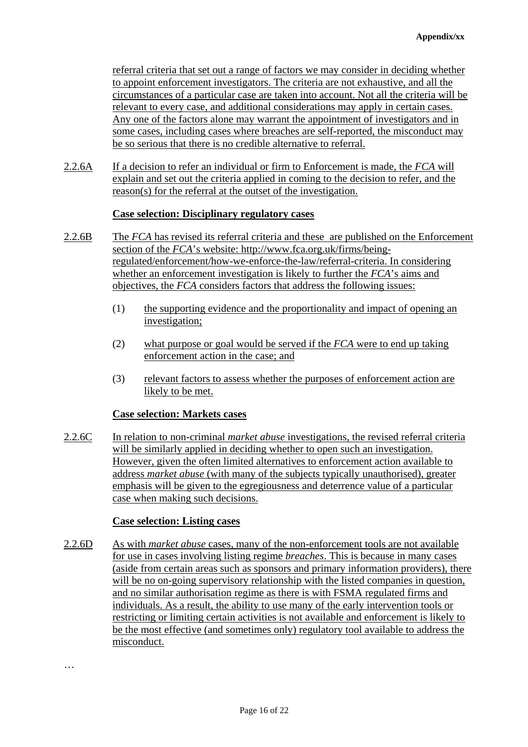referral criteria that set out a range of factors we may consider in deciding whether to appoint enforcement investigators. The criteria are not exhaustive, and all the circumstances of a particular case are taken into account. Not all the criteria will be relevant to every case, and additional considerations may apply in certain cases. Any one of the factors alone may warrant the appointment of investigators and in some cases, including cases where breaches are self-reported, the misconduct may be so serious that there is no credible alternative to referral.

2.2.6A If a decision to refer an individual or firm to Enforcement is made, the *FCA* will explain and set out the criteria applied in coming to the decision to refer, and the reason(s) for the referral at the outset of the investigation.

**Case selection: Disciplinary regulatory cases**

2.2.6B The *FCA* has revised its referral criteria and these are published on the Enforcement section of the *FCA*'s website: http://www.fca.org.uk/firms/being-regulated/enforcement/how-we-enforce-the-law/referral-criteria. In considering whether an enforcement investigation is likely to further the *FCA*'s aims and objectives, the *FCA* considers factors that address the following issues:

(1) the supporting evidence and the proportionality and impact of opening an investigation;

(2) what purpose or goal would be served if the *FCA* were to end up taking enforcement action in the case; and

(3) relevant factors to assess whether the purposes of enforcement action are likely to be met.

**Case selection: Markets cases**

2.2.6C In relation to non-criminal *market abuse* investigations, the revised referral criteria will be similarly applied in deciding whether to open such an investigation. However, given the often limited alternatives to enforcement action available to address *market abuse* (with many of the subjects typically unauthorised), greater emphasis will be given to the egregiousness and deterrence value of a particular case when making such decisions.

**Case selection: Listing cases**

2.2.6D As with *market abuse* cases, many of the non-enforcement tools are not available for use in cases involving listing regime *breaches*. This is because in many cases (aside from certain areas such as sponsors and primary information providers), there will be no on-going supervisory relationship with the listed companies in question, and no similar authorisation regime as there is with FSMA regulated firms and individuals. As a result, the ability to use many of the early intervention tools or restricting or limiting certain activities is not available and enforcement is likely to be the most effective (and sometimes only) regulatory tool available to address the misconduct.

…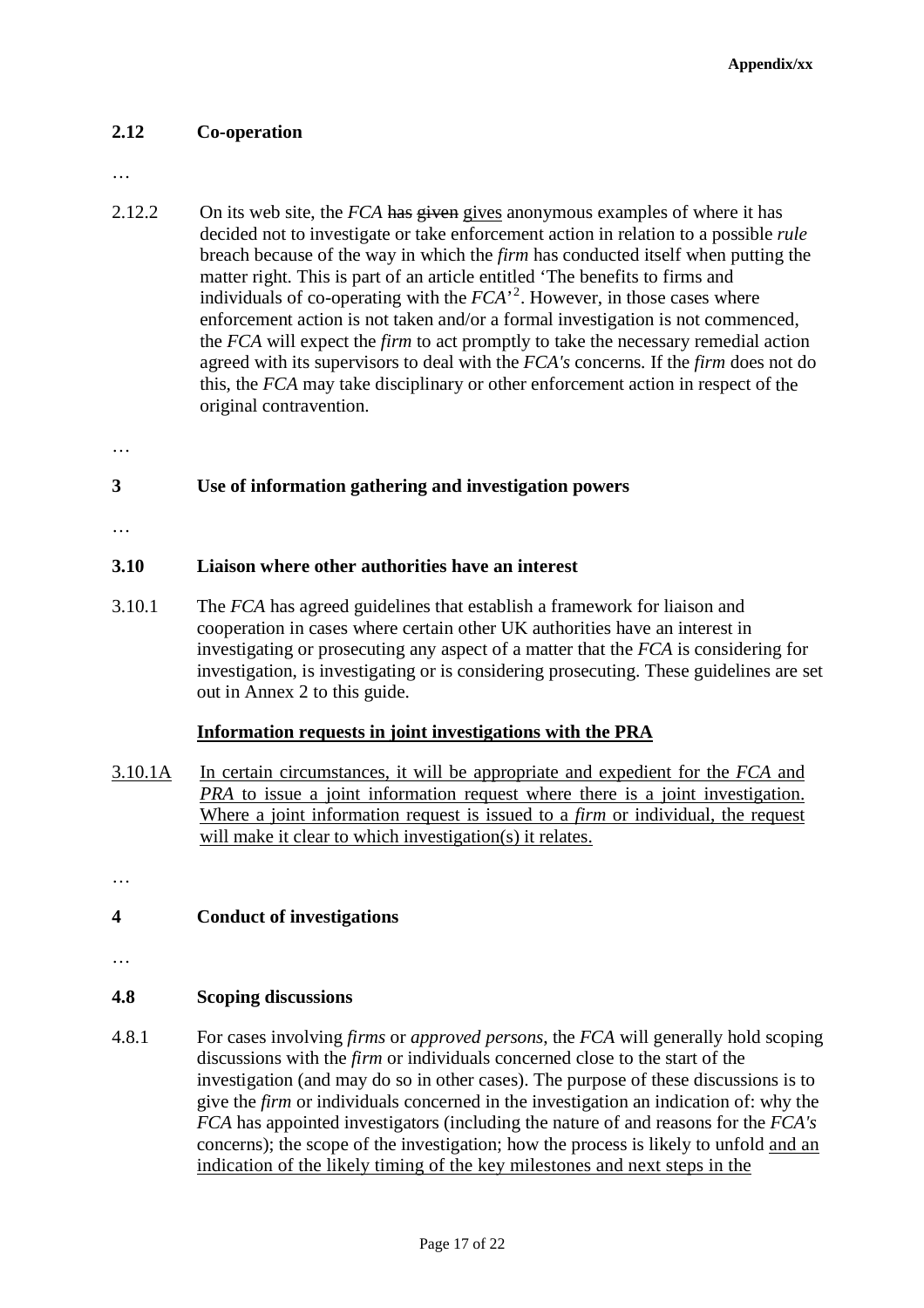**2.12 Co-operation**

…

2.12.2 On its web site, the *FCA* ~~has given~~ gives anonymous examples of where it has decided not to investigate or take enforcement action in relation to a possible *rule* breach because of the way in which the *firm* has conducted itself when putting the matter right. This is part of an article entitled 'The benefits to firms and individuals of co-operating with the *FCA*'[2]. However, in those cases where enforcement action is not taken and/or a formal investigation is not commenced, the *FCA* will expect the *firm* to act promptly to take the necessary remedial action agreed with its supervisors to deal with the *FCA's* concerns. If the *firm* does not do this, the *FCA* may take disciplinary or other enforcement action in respect of the original contravention.

…

**3 Use of information gathering and investigation powers**

…

**3.10 Liaison where other authorities have an interest**

3.10.1 The *FCA* has agreed guidelines that establish a framework for liaison and cooperation in cases where certain other UK authorities have an interest in investigating or prosecuting any aspect of a matter that the *FCA* is considering for investigation, is investigating or is considering prosecuting. These guidelines are set out in Annex 2 to this guide.

**Information requests in joint investigations with the PRA**

3.10.1A In certain circumstances, it will be appropriate and expedient for the *FCA* and *PRA* to issue a joint information request where there is a joint investigation. Where a joint information request is issued to a *firm* or individual, the request will make it clear to which investigation(s) it relates.

…

**4 Conduct of investigations**

…

**4.8 Scoping discussions**

4.8.1 For cases involving *firms* or *approved persons*, the *FCA* will generally hold scoping discussions with the *firm* or individuals concerned close to the start of the investigation (and may do so in other cases). The purpose of these discussions is to give the *firm* or individuals concerned in the investigation an indication of: why the *FCA* has appointed investigators (including the nature of and reasons for the *FCA's* concerns); the scope of the investigation; how the process is likely to unfold and an indication of the likely timing of the key milestones and next steps in the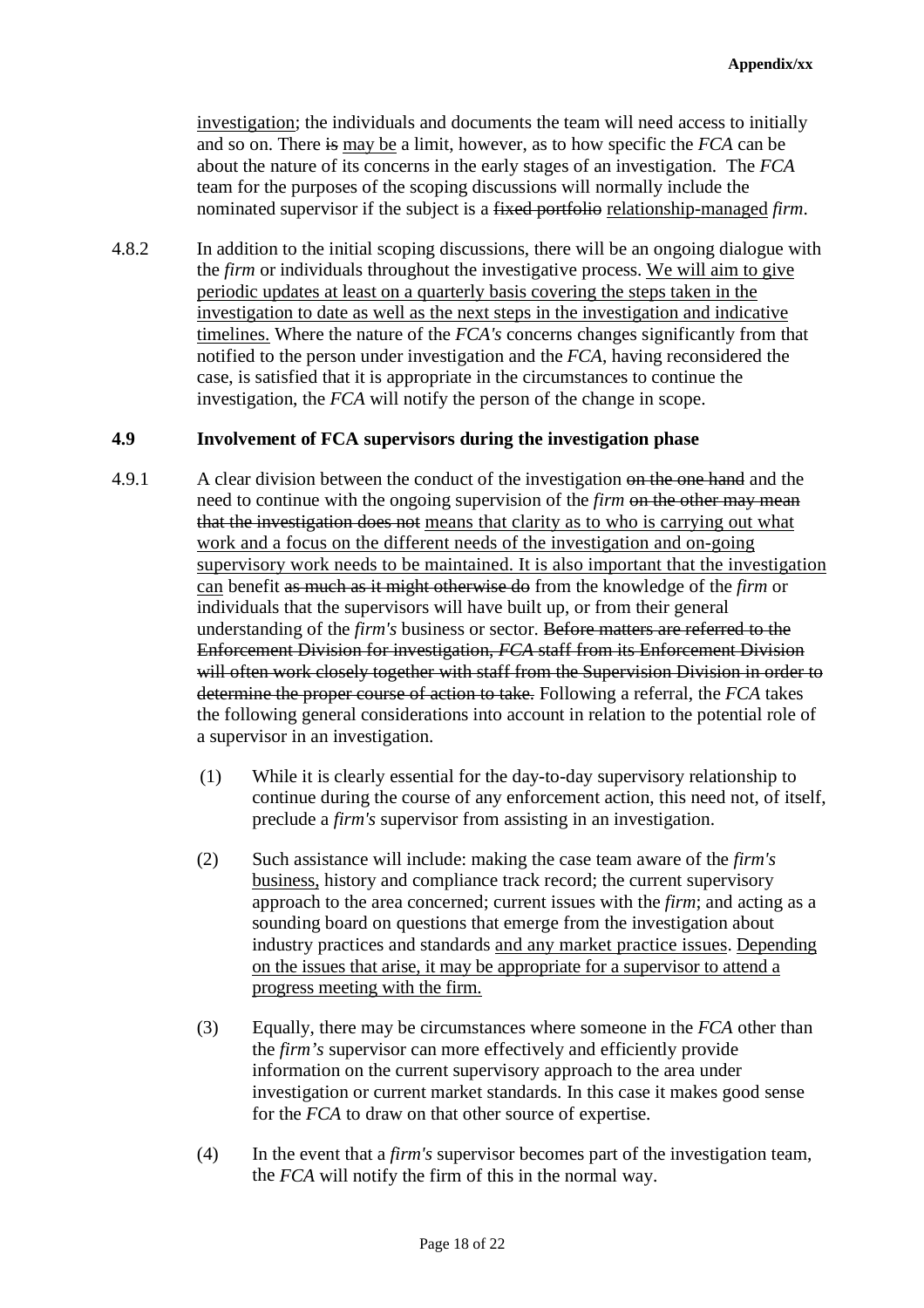investigation; the individuals and documents the team will need access to initially and so on. There ~~is~~ may be a limit, however, as to how specific the *FCA* can be about the nature of its concerns in the early stages of an investigation. The *FCA* team for the purposes of the scoping discussions will normally include the nominated supervisor if the subject is a ~~fixed portfolio~~ relationship-managed *firm*.

4.8.2 In addition to the initial scoping discussions, there will be an ongoing dialogue with the *firm* or individuals throughout the investigative process. We will aim to give periodic updates at least on a quarterly basis covering the steps taken in the investigation to date as well as the next steps in the investigation and indicative timelines. Where the nature of the *FCA's* concerns changes significantly from that notified to the person under investigation and the *FCA*, having reconsidered the case, is satisfied that it is appropriate in the circumstances to continue the investigation, the *FCA* will notify the person of the change in scope.

**4.9 Involvement of FCA supervisors during the investigation phase**

4.9.1 A clear division between the conduct of the investigation ~~on the one hand~~ and the need to continue with the ongoing supervision of the *firm* ~~on the other may mean that the investigation does not~~ means that clarity as to who is carrying out what work and a focus on the different needs of the investigation and on-going supervisory work needs to be maintained. It is also important that the investigation can benefit ~~as much as it might otherwise do~~ from the knowledge of the *firm* or individuals that the supervisors will have built up, or from their general understanding of the *firm's* business or sector. ~~Before matters are referred to the Enforcement Division for investigation, *FCA* staff from its Enforcement Division will often work closely together with staff from the Supervision Division in order to determine the proper course of action to take.~~ Following a referral, the *FCA* takes the following general considerations into account in relation to the potential role of a supervisor in an investigation.

(1) While it is clearly essential for the day-to-day supervisory relationship to continue during the course of any enforcement action, this need not, of itself, preclude a *firm's* supervisor from assisting in an investigation.

(2) Such assistance will include: making the case team aware of the *firm's* business, history and compliance track record; the current supervisory approach to the area concerned; current issues with the *firm*; and acting as a sounding board on questions that emerge from the investigation about industry practices and standards and any market practice issues. Depending on the issues that arise, it may be appropriate for a supervisor to attend a progress meeting with the firm.

(3) Equally, there may be circumstances where someone in the *FCA* other than the *firm's* supervisor can more effectively and efficiently provide information on the current supervisory approach to the area under investigation or current market standards. In this case it makes good sense for the *FCA* to draw on that other source of expertise.

(4) In the event that a *firm's* supervisor becomes part of the investigation team, the *FCA* will notify the firm of this in the normal way.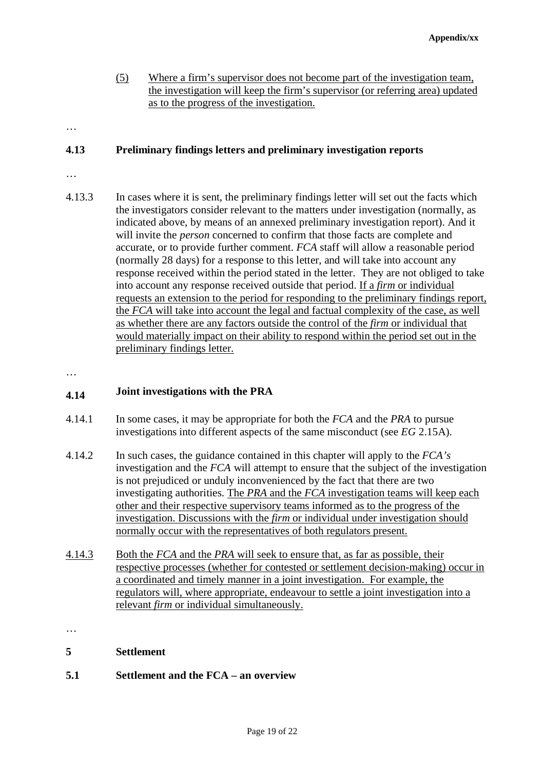(5) Where a firm's supervisor does not become part of the investigation team, the investigation will keep the firm's supervisor (or referring area) updated as to the progress of the investigation.

…

**4.13 Preliminary findings letters and preliminary investigation reports**

…

4.13.3 In cases where it is sent, the preliminary findings letter will set out the facts which the investigators consider relevant to the matters under investigation (normally, as indicated above, by means of an annexed preliminary investigation report). And it will invite the *person* concerned to confirm that those facts are complete and accurate, or to provide further comment. *FCA* staff will allow a reasonable period (normally 28 days) for a response to this letter, and will take into account any response received within the period stated in the letter. They are not obliged to take into account any response received outside that period. If a *firm* or individual requests an extension to the period for responding to the preliminary findings report, the *FCA* will take into account the legal and factual complexity of the case, as well as whether there are any factors outside the control of the *firm* or individual that would materially impact on their ability to respond within the period set out in the preliminary findings letter.

…

**4.14 Joint investigations with the PRA**

4.14.1 In some cases, it may be appropriate for both the *FCA* and the *PRA* to pursue investigations into different aspects of the same misconduct (see *EG* 2.15A).

4.14.2 In such cases, the guidance contained in this chapter will apply to the *FCA's* investigation and the *FCA* will attempt to ensure that the subject of the investigation is not prejudiced or unduly inconvenienced by the fact that there are two investigating authorities. The *PRA* and the *FCA* investigation teams will keep each other and their respective supervisory teams informed as to the progress of the investigation. Discussions with the *firm* or individual under investigation should normally occur with the representatives of both regulators present.

4.14.3 Both the *FCA* and the *PRA* will seek to ensure that, as far as possible, their respective processes (whether for contested or settlement decision-making) occur in a coordinated and timely manner in a joint investigation. For example, the regulators will, where appropriate, endeavour to settle a joint investigation into a relevant *firm* or individual simultaneously.

…

**5 Settlement**

**5.1 Settlement and the FCA – an overview**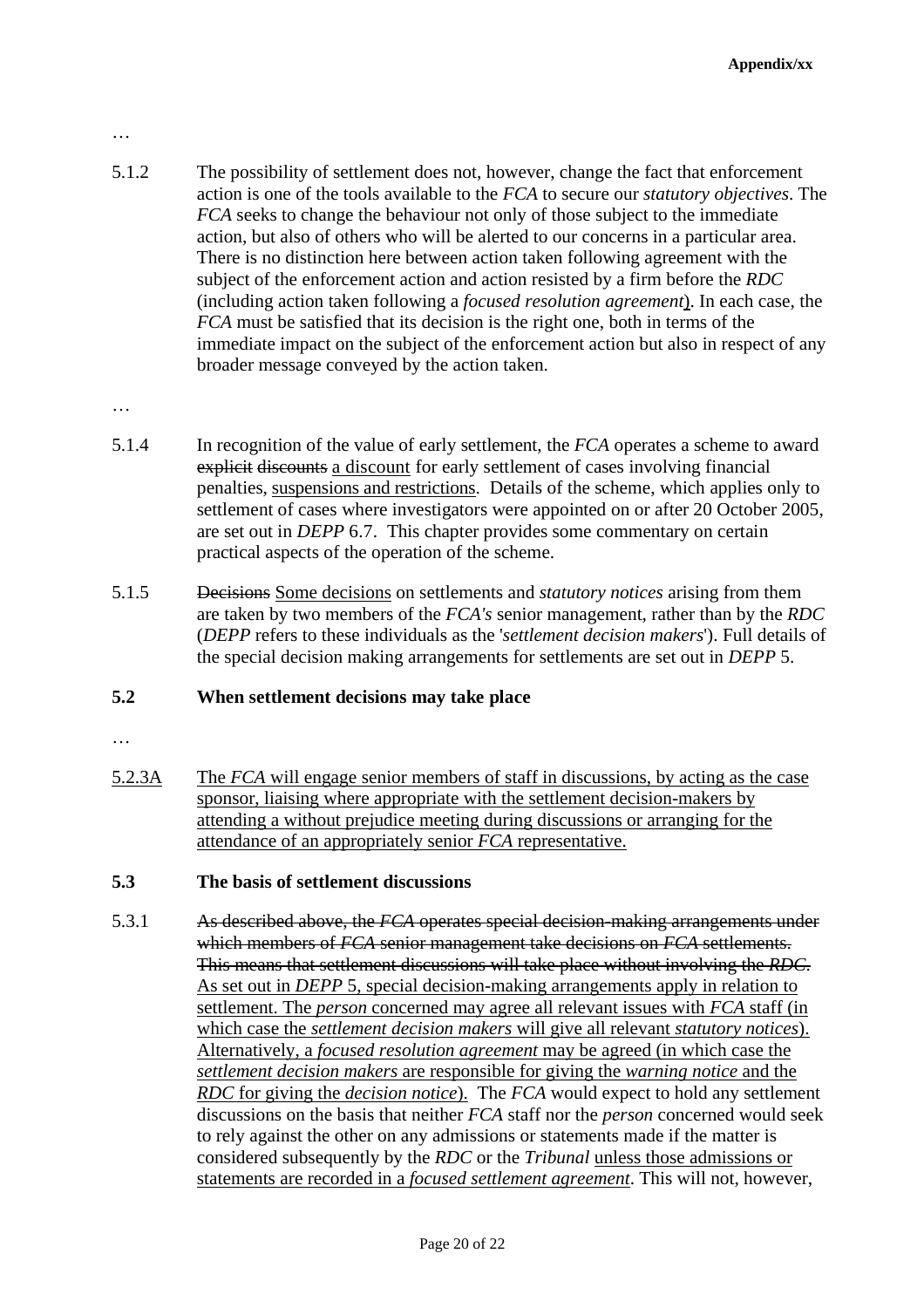…

5.1.2 The possibility of settlement does not, however, change the fact that enforcement action is one of the tools available to the *FCA* to secure our *statutory objectives*. The *FCA* seeks to change the behaviour not only of those subject to the immediate action, but also of others who will be alerted to our concerns in a particular area. There is no distinction here between action taken following agreement with the subject of the enforcement action and action resisted by a firm before the *RDC* <u>(including action taken following a *focused resolution agreement*)</u>. In each case, the *FCA* must be satisfied that its decision is the right one, both in terms of the immediate impact on the subject of the enforcement action but also in respect of any broader message conveyed by the action taken.

…

5.1.4 In recognition of the value of early settlement, the *FCA* operates a scheme to award ~~explicit~~ ~~discounts~~ <u>a discount</u> for early settlement of cases involving financial penalties, <u>suspensions and restrictions</u>. Details of the scheme, which applies only to settlement of cases where investigators were appointed on or after 20 October 2005, are set out in *DEPP* 6.7. This chapter provides some commentary on certain practical aspects of the operation of the scheme.

5.1.5 ~~Decisions~~ <u>Some decisions</u> on settlements and *statutory notices* arising from them are taken by two members of the *FCA's* senior management, rather than by the *RDC* (*DEPP* refers to these individuals as the '*settlement decision makers*'). Full details of the special decision making arrangements for settlements are set out in *DEPP* 5.

**5.2 When settlement decisions may take place**

…

<u>5.2.3A</u> <u>The *FCA* will engage senior members of staff in discussions, by acting as the case sponsor, liaising where appropriate with the settlement decision-makers by attending a without prejudice meeting during discussions or arranging for the attendance of an appropriately senior *FCA* representative.</u>

**5.3 The basis of settlement discussions**

5.3.1 ~~As described above, the *FCA* operates special decision-making arrangements under which members of *FCA* senior management take decisions on *FCA* settlements. This means that settlement discussions will take place without involving the *RDC*.~~ <u>As set out in *DEPP* 5, special decision-making arrangements apply in relation to settlement. The *person* concerned may agree all relevant issues with *FCA* staff (in which case the *settlement decision makers* will give all relevant *statutory notices*). Alternatively, a *focused resolution agreement* may be agreed (in which case the *settlement decision makers* are responsible for giving the *warning notice* and the *RDC* for giving the *decision notice*).</u> The *FCA* would expect to hold any settlement discussions on the basis that neither *FCA* staff nor the *person* concerned would seek to rely against the other on any admissions or statements made if the matter is considered subsequently by the *RDC* or the *Tribunal* <u>unless those admissions or statements are recorded in a *focused settlement agreement*</u>. This will not, however,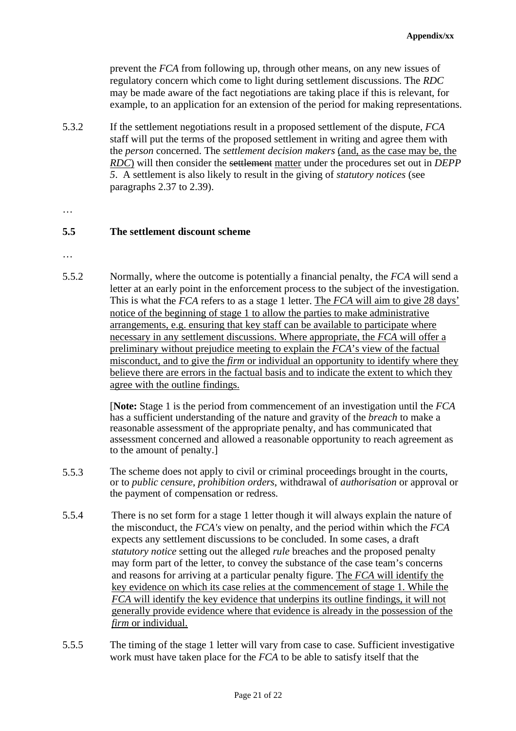prevent the *FCA* from following up, through other means, on any new issues of regulatory concern which come to light during settlement discussions. The *RDC* may be made aware of the fact negotiations are taking place if this is relevant, for example, to an application for an extension of the period for making representations.

5.3.2 If the settlement negotiations result in a proposed settlement of the dispute, *FCA* staff will put the terms of the proposed settlement in writing and agree them with the *person* concerned. The *settlement decision makers* <u>(and, as the case may be, the *RDC*)</u> will then consider the ~~settlement~~ <u>matter</u> under the procedures set out in *DEPP 5*. A settlement is also likely to result in the giving of *statutory notices* (see paragraphs 2.37 to 2.39).

…

**5.5 The settlement discount scheme**

…

5.5.2 Normally, where the outcome is potentially a financial penalty, the *FCA* will send a letter at an early point in the enforcement process to the subject of the investigation. This is what the *FCA* refers to as a stage 1 letter. <u>The *FCA* will aim to give 28 days' notice of the beginning of stage 1 to allow the parties to make administrative arrangements, e.g. ensuring that key staff can be available to participate where necessary in any settlement discussions. Where appropriate, the *FCA* will offer a preliminary without prejudice meeting to explain the *FCA*'s view of the factual misconduct, and to give the *firm* or individual an opportunity to identify where they believe there are errors in the factual basis and to indicate the extent to which they agree with the outline findings.</u>

[**Note:** Stage 1 is the period from commencement of an investigation until the *FCA* has a sufficient understanding of the nature and gravity of the *breach* to make a reasonable assessment of the appropriate penalty, and has communicated that assessment concerned and allowed a reasonable opportunity to reach agreement as to the amount of penalty.]

5.5.3 The scheme does not apply to civil or criminal proceedings brought in the courts, or to *public censure*, *prohibition orders*, withdrawal of *authorisation* or approval or the payment of compensation or redress.

5.5.4 There is no set form for a stage 1 letter though it will always explain the nature of the misconduct, the *FCA's* view on penalty, and the period within which the *FCA* expects any settlement discussions to be concluded. In some cases, a draft *statutory notice* setting out the alleged *rule* breaches and the proposed penalty may form part of the letter, to convey the substance of the case team's concerns and reasons for arriving at a particular penalty figure. <u>The *FCA* will identify the key evidence on which its case relies at the commencement of stage 1. While the *FCA* will identify the key evidence that underpins its outline findings, it will not generally provide evidence where that evidence is already in the possession of the *firm* or individual.</u>

5.5.5 The timing of the stage 1 letter will vary from case to case. Sufficient investigative work must have taken place for the *FCA* to be able to satisfy itself that the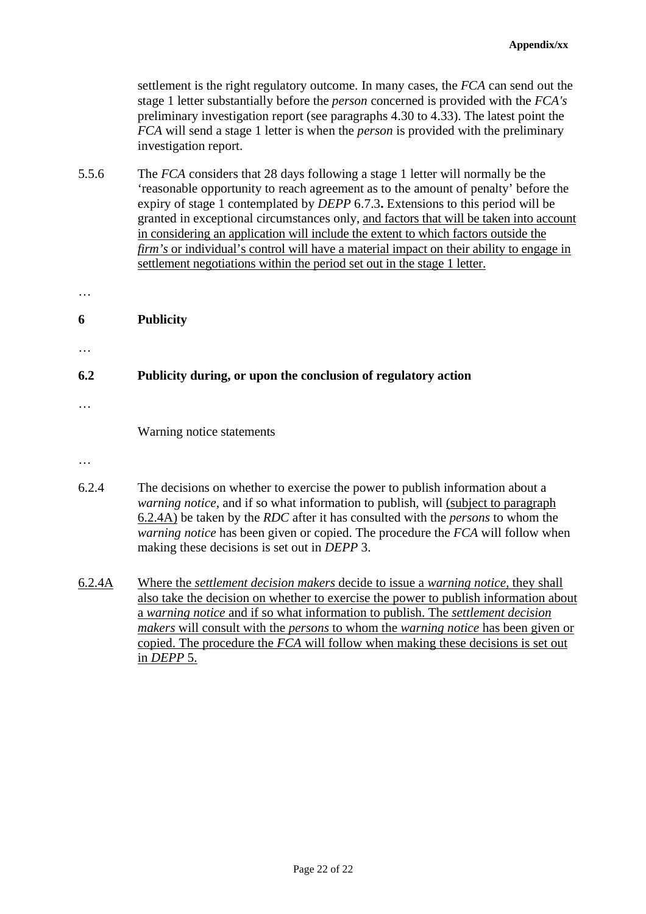settlement is the right regulatory outcome. In many cases, the *FCA* can send out the stage 1 letter substantially before the *person* concerned is provided with the *FCA's* preliminary investigation report (see paragraphs 4.30 to 4.33). The latest point the *FCA* will send a stage 1 letter is when the *person* is provided with the preliminary investigation report.

5.5.6 The *FCA* considers that 28 days following a stage 1 letter will normally be the 'reasonable opportunity to reach agreement as to the amount of penalty' before the expiry of stage 1 contemplated by *DEPP* 6.7.3**.** Extensions to this period will be granted in exceptional circumstances only, and factors that will be taken into account in considering an application will include the extent to which factors outside the *firm's* or individual's control will have a material impact on their ability to engage in settlement negotiations within the period set out in the stage 1 letter.

…

**6 Publicity**

…

**6.2 Publicity during, or upon the conclusion of regulatory action**

…

Warning notice statements

…

6.2.4 The decisions on whether to exercise the power to publish information about a *warning notice*, and if so what information to publish, will (subject to paragraph 6.2.4A) be taken by the *RDC* after it has consulted with the *persons* to whom the *warning notice* has been given or copied. The procedure the *FCA* will follow when making these decisions is set out in *DEPP* 3.

6.2.4A Where the *settlement decision makers* decide to issue a *warning notice*, they shall also take the decision on whether to exercise the power to publish information about a *warning notice* and if so what information to publish. The *settlement decision makers* will consult with the *persons* to whom the *warning notice* has been given or copied. The procedure the *FCA* will follow when making these decisions is set out in *DEPP* 5.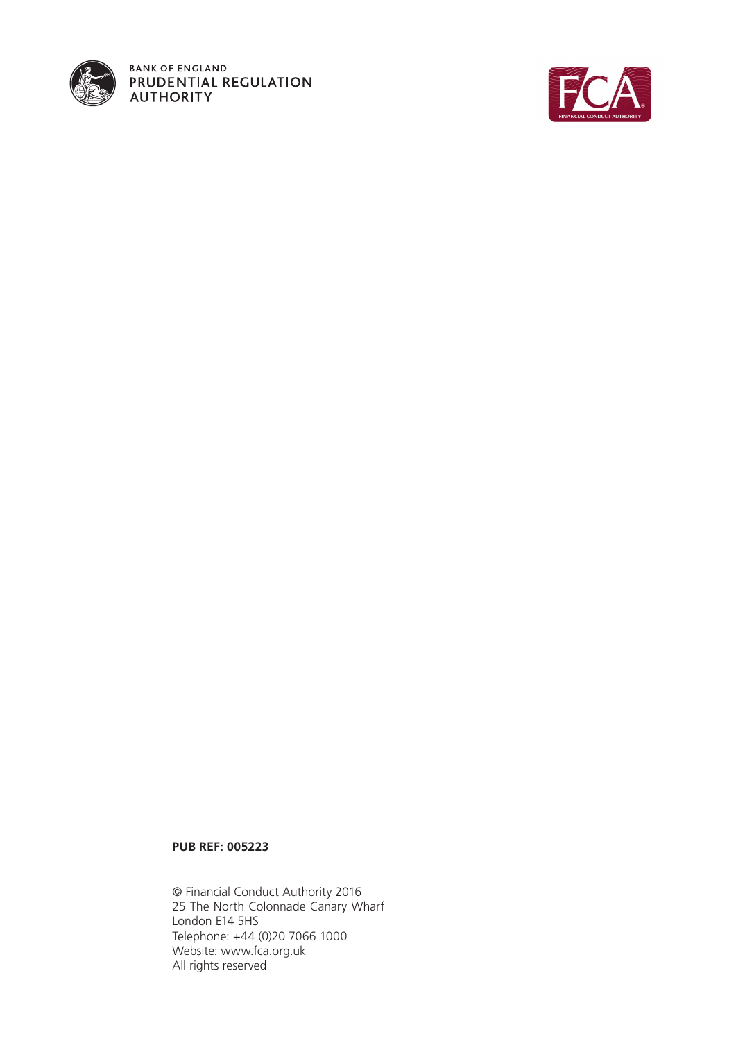BANK OF ENGLAND
PRUDENTIAL REGULATION
AUTHORITY

FCA
FINANCIAL CONDUCT AUTHORITY

**PUB REF: 005223**

© Financial Conduct Authority 2016
25 The North Colonnade Canary Wharf
London E14 5HS
Telephone: +44 (0)20 7066 1000
Website: www.fca.org.uk
All rights reserved